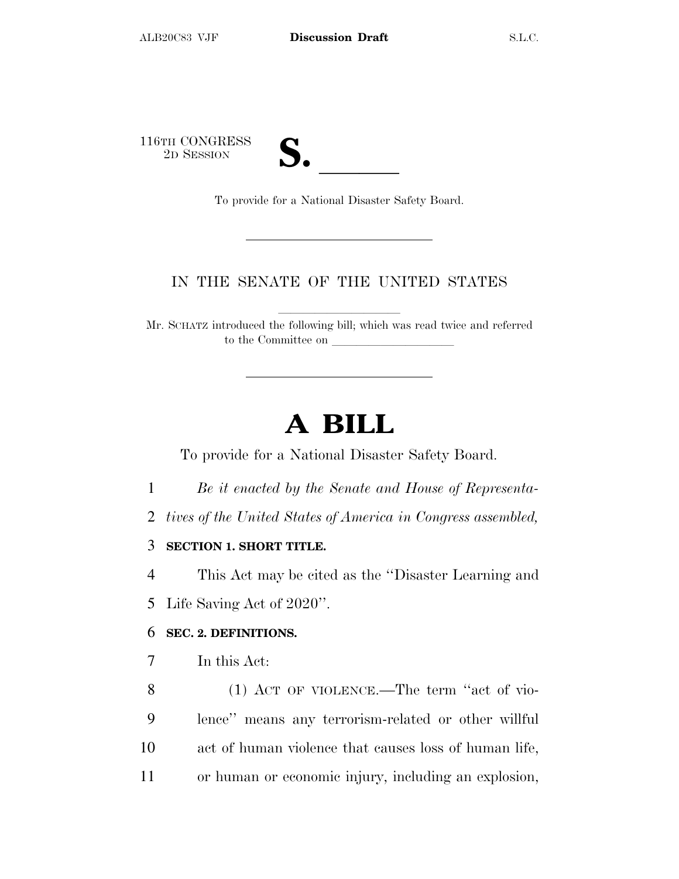116TH CONGRESS
2D SESSION

# S. \_\_\_\_\_\_

To provide for a National Disaster Safety Board.

IN THE SENATE OF THE UNITED STATES

Mr. SCHATZ introduced the following bill; which was read twice and referred to the Committee on \_\_\_\_\_\_\_\_\_\_\_\_\_\_\_\_\_\_\_\_

# A BILL

To provide for a National Disaster Safety Board.

1 *Be it enacted by the Senate and House of Representa-*
2 *tives of the United States of America in Congress assembled,*

3 **SECTION 1. SHORT TITLE.**

4 This Act may be cited as the ''Disaster Learning and
5 Life Saving Act of 2020''.

6 **SEC. 2. DEFINITIONS.**

7 In this Act:

8 (1) ACT OF VIOLENCE.—The term ''act of vio-
9 lence'' means any terrorism-related or other willful
10 act of human violence that causes loss of human life,
11 or human or economic injury, including an explosion,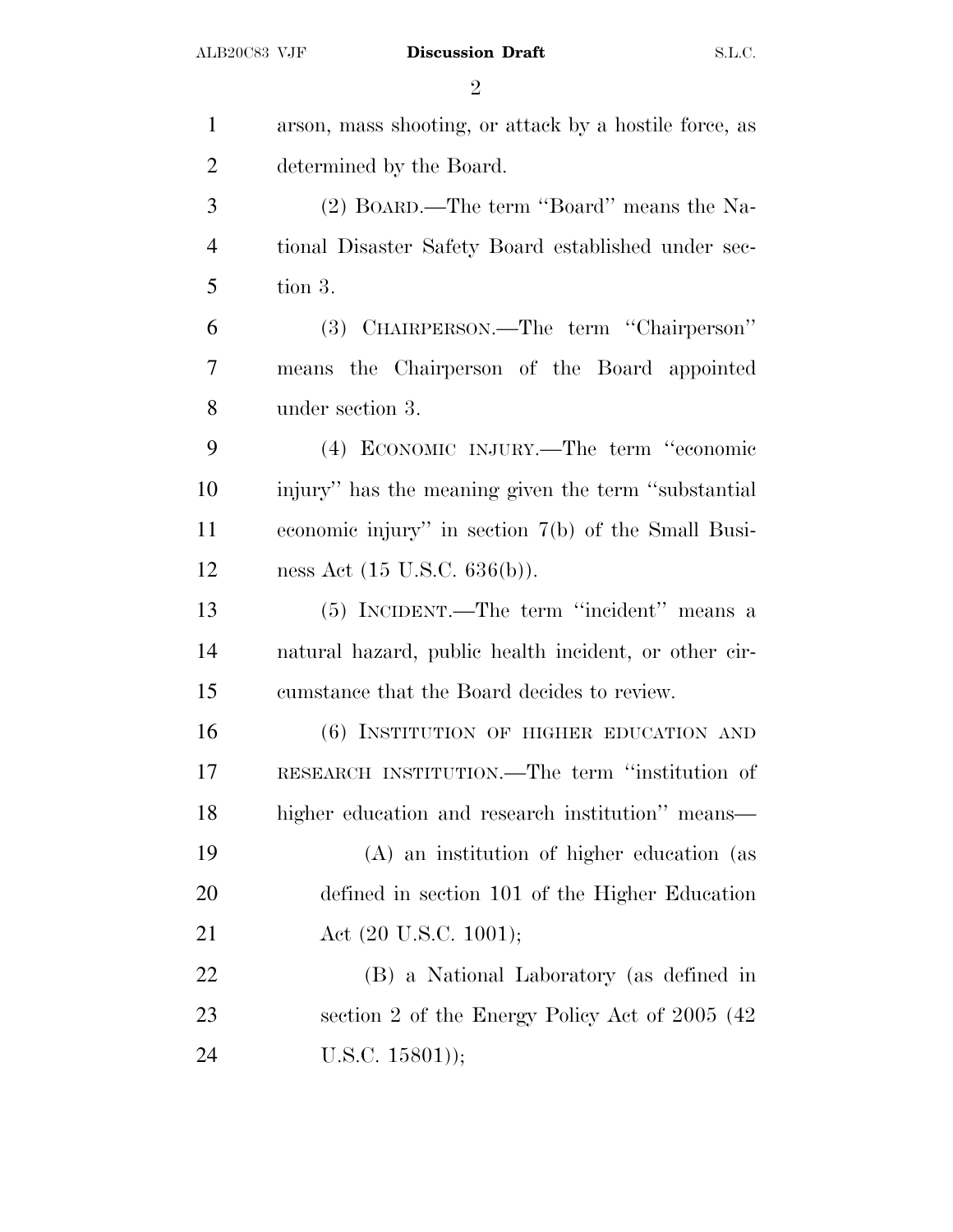arson, mass shooting, or attack by a hostile force, as determined by the Board.

(2) BOARD.—The term ''Board'' means the National Disaster Safety Board established under section 3.

(3) CHAIRPERSON.—The term ''Chairperson'' means the Chairperson of the Board appointed under section 3.

(4) ECONOMIC INJURY.—The term ''economic injury'' has the meaning given the term ''substantial economic injury'' in section 7(b) of the Small Business Act (15 U.S.C. 636(b)).

(5) INCIDENT.—The term ''incident'' means a natural hazard, public health incident, or other circumstance that the Board decides to review.

(6) INSTITUTION OF HIGHER EDUCATION AND RESEARCH INSTITUTION.—The term ''institution of higher education and research institution'' means—

(A) an institution of higher education (as defined in section 101 of the Higher Education Act (20 U.S.C. 1001);

(B) a National Laboratory (as defined in section 2 of the Energy Policy Act of 2005 (42 U.S.C. 15801));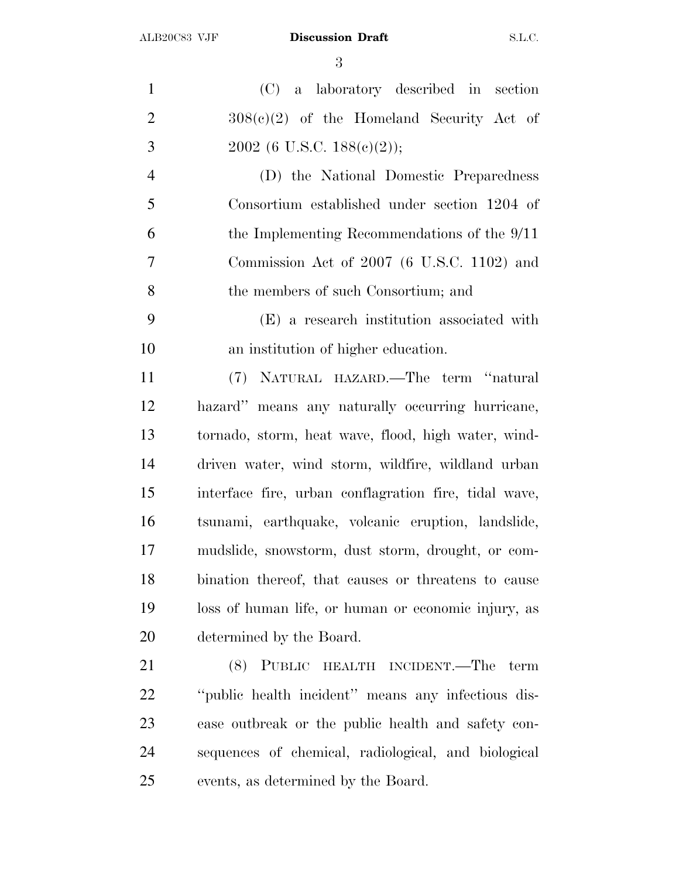(C) a laboratory described in section 308(c)(2) of the Homeland Security Act of 2002 (6 U.S.C. 188(c)(2));

(D) the National Domestic Preparedness Consortium established under section 1204 of the Implementing Recommendations of the 9/11 Commission Act of 2007 (6 U.S.C. 1102) and the members of such Consortium; and

(E) a research institution associated with an institution of higher education.

(7) NATURAL HAZARD.—The term "natural hazard" means any naturally occurring hurricane, tornado, storm, heat wave, flood, high water, wind-driven water, wind storm, wildfire, wildland urban interface fire, urban conflagration fire, tidal wave, tsunami, earthquake, volcanic eruption, landslide, mudslide, snowstorm, dust storm, drought, or combination thereof, that causes or threatens to cause loss of human life, or human or economic injury, as determined by the Board.

(8) PUBLIC HEALTH INCIDENT.—The term "public health incident" means any infectious disease outbreak or the public health and safety consequences of chemical, radiological, and biological events, as determined by the Board.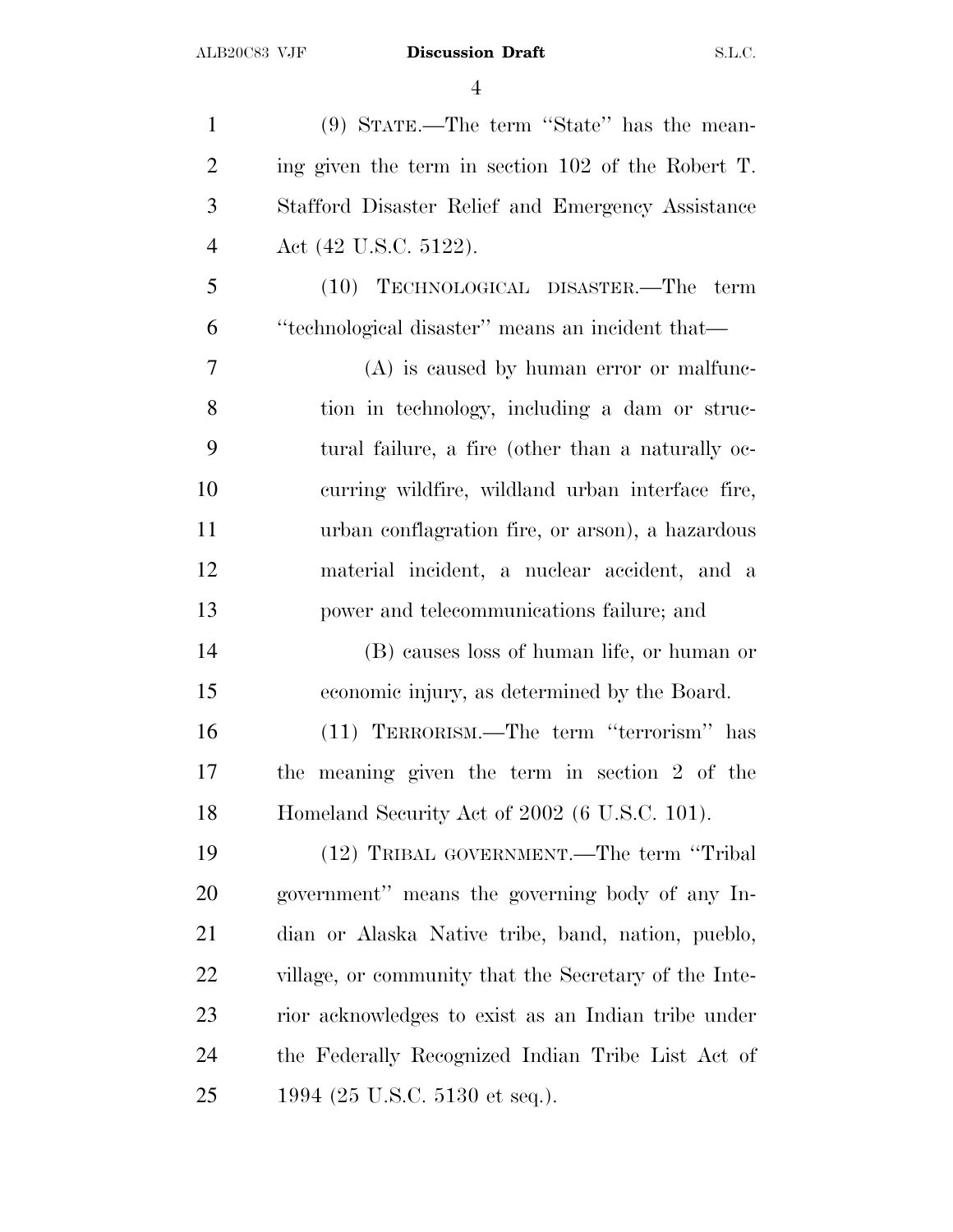(9) STATE.—The term ''State'' has the meaning given the term in section 102 of the Robert T. Stafford Disaster Relief and Emergency Assistance Act (42 U.S.C. 5122).

(10) TECHNOLOGICAL DISASTER.—The term ''technological disaster'' means an incident that—

(A) is caused by human error or malfunction in technology, including a dam or structural failure, a fire (other than a naturally occurring wildfire, wildland urban interface fire, urban conflagration fire, or arson), a hazardous material incident, a nuclear accident, and a power and telecommunications failure; and

(B) causes loss of human life, or human or economic injury, as determined by the Board.

(11) TERRORISM.—The term ''terrorism'' has the meaning given the term in section 2 of the Homeland Security Act of 2002 (6 U.S.C. 101).

(12) TRIBAL GOVERNMENT.—The term ''Tribal government'' means the governing body of any Indian or Alaska Native tribe, band, nation, pueblo, village, or community that the Secretary of the Interior acknowledges to exist as an Indian tribe under the Federally Recognized Indian Tribe List Act of 1994 (25 U.S.C. 5130 et seq.).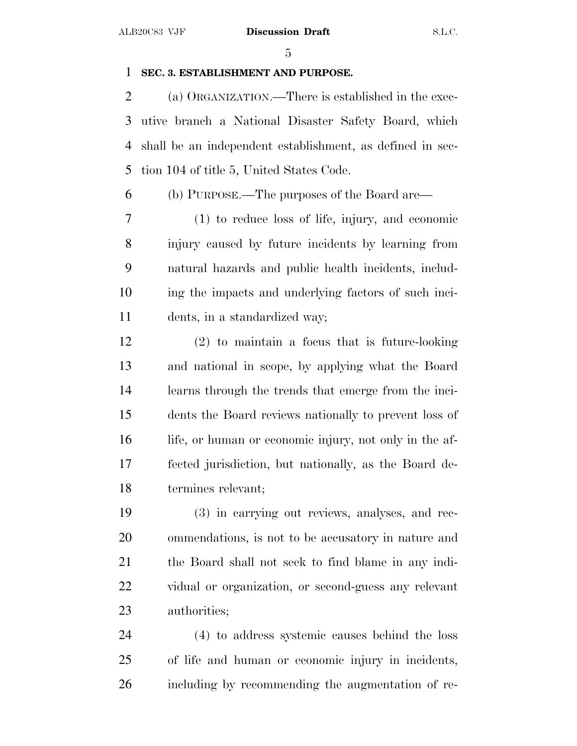**SEC. 3. ESTABLISHMENT AND PURPOSE.**

(a) ORGANIZATION.—There is established in the executive branch a National Disaster Safety Board, which shall be an independent establishment, as defined in section 104 of title 5, United States Code.

(b) PURPOSE.—The purposes of the Board are—

(1) to reduce loss of life, injury, and economic injury caused by future incidents by learning from natural hazards and public health incidents, including the impacts and underlying factors of such incidents, in a standardized way;

(2) to maintain a focus that is future-looking and national in scope, by applying what the Board learns through the trends that emerge from the incidents the Board reviews nationally to prevent loss of life, or human or economic injury, not only in the affected jurisdiction, but nationally, as the Board determines relevant;

(3) in carrying out reviews, analyses, and recommendations, is not to be accusatory in nature and the Board shall not seek to find blame in any individual or organization, or second-guess any relevant authorities;

(4) to address systemic causes behind the loss of life and human or economic injury in incidents, including by recommending the augmentation of re-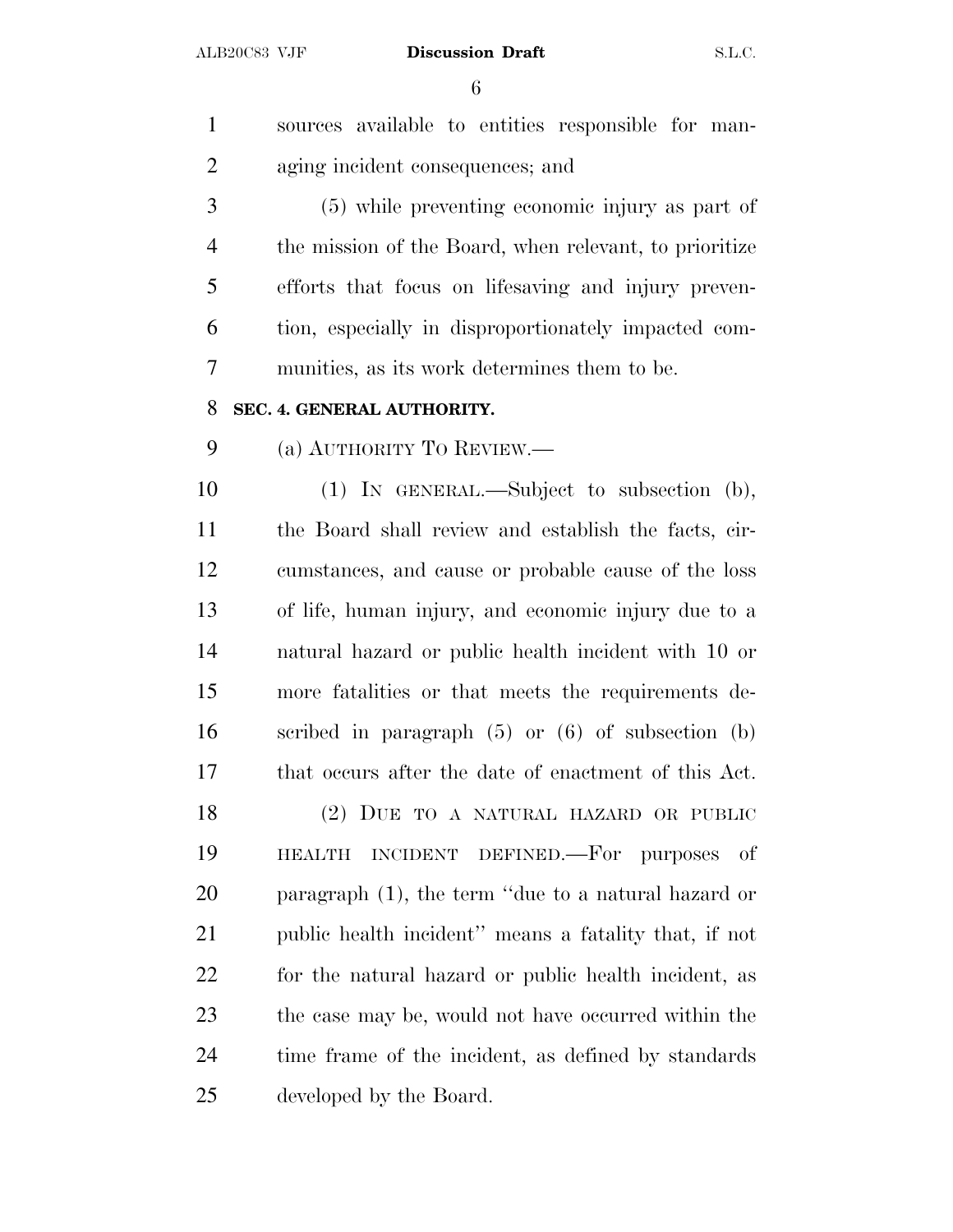sources available to entities responsible for managing incident consequences; and

(5) while preventing economic injury as part of the mission of the Board, when relevant, to prioritize efforts that focus on lifesaving and injury prevention, especially in disproportionately impacted communities, as its work determines them to be.

## SEC. 4. GENERAL AUTHORITY.

(a) AUTHORITY TO REVIEW.—

(1) IN GENERAL.—Subject to subsection (b), the Board shall review and establish the facts, circumstances, and cause or probable cause of the loss of life, human injury, and economic injury due to a natural hazard or public health incident with 10 or more fatalities or that meets the requirements described in paragraph (5) or (6) of subsection (b) that occurs after the date of enactment of this Act.

(2) DUE TO A NATURAL HAZARD OR PUBLIC HEALTH INCIDENT DEFINED.—For purposes of paragraph (1), the term "due to a natural hazard or public health incident" means a fatality that, if not for the natural hazard or public health incident, as the case may be, would not have occurred within the time frame of the incident, as defined by standards developed by the Board.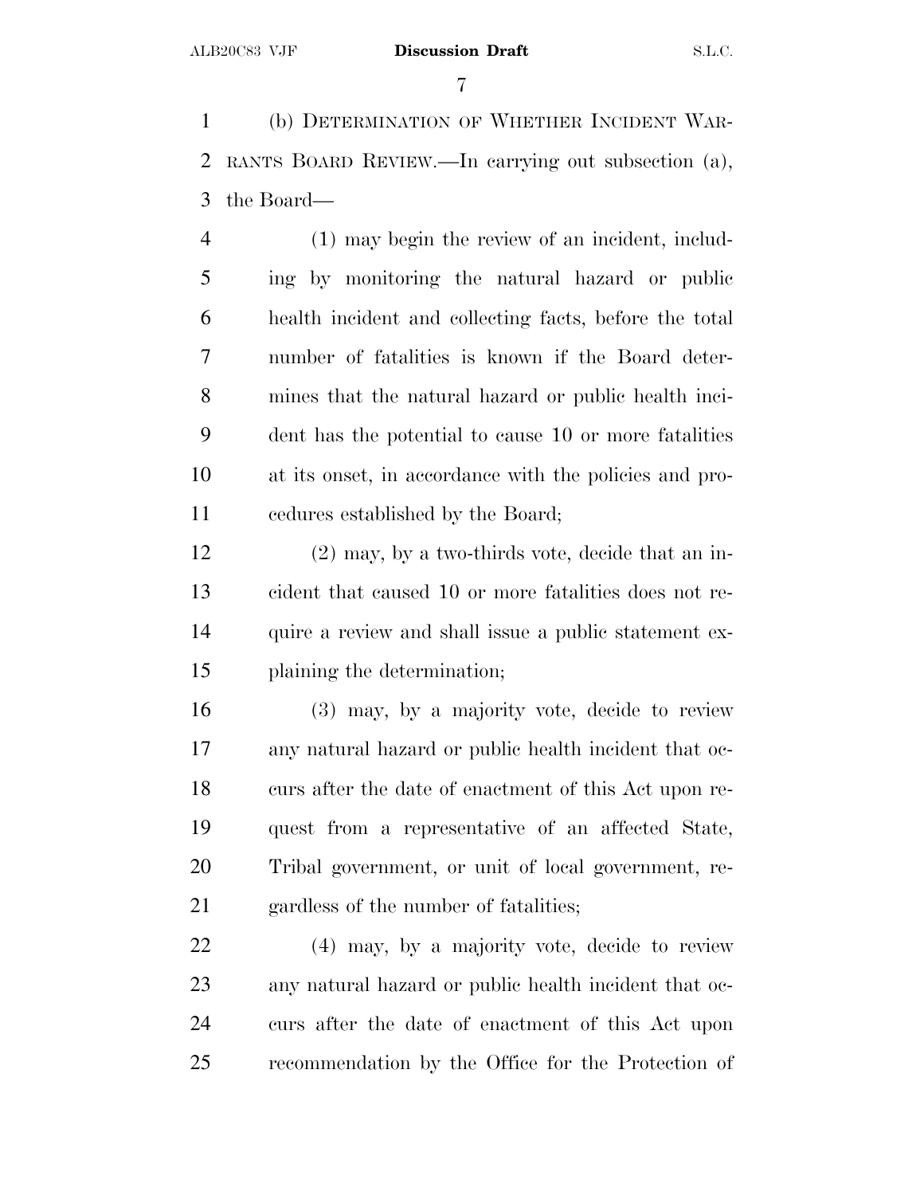(b) DETERMINATION OF WHETHER INCIDENT WARRANTS BOARD REVIEW.—In carrying out subsection (a), the Board—

(1) may begin the review of an incident, including by monitoring the natural hazard or public health incident and collecting facts, before the total number of fatalities is known if the Board determines that the natural hazard or public health incident has the potential to cause 10 or more fatalities at its onset, in accordance with the policies and procedures established by the Board;

(2) may, by a two-thirds vote, decide that an incident that caused 10 or more fatalities does not require a review and shall issue a public statement explaining the determination;

(3) may, by a majority vote, decide to review any natural hazard or public health incident that occurs after the date of enactment of this Act upon request from a representative of an affected State, Tribal government, or unit of local government, regardless of the number of fatalities;

(4) may, by a majority vote, decide to review any natural hazard or public health incident that occurs after the date of enactment of this Act upon recommendation by the Office for the Protection of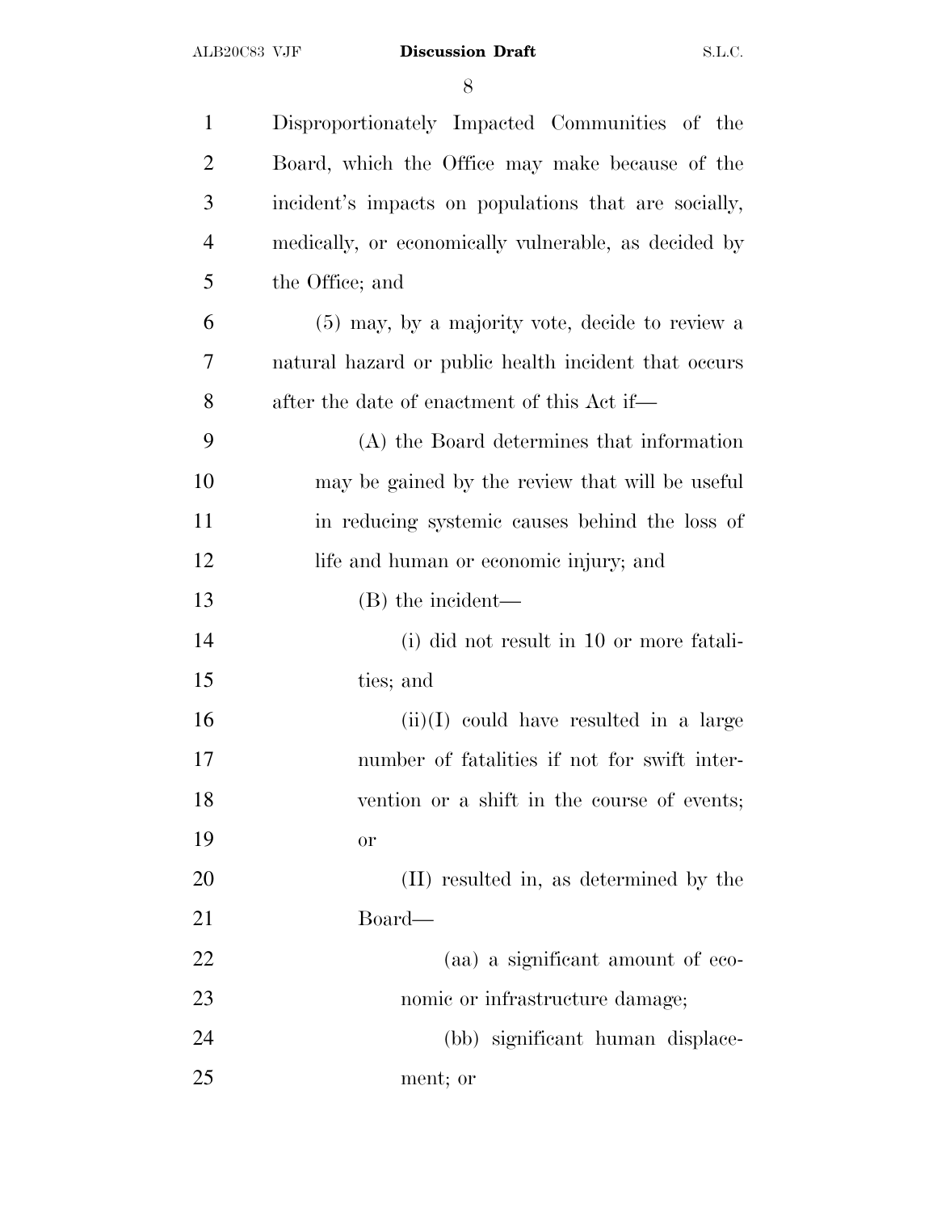Disproportionately Impacted Communities of the Board, which the Office may make because of the incident's impacts on populations that are socially, medically, or economically vulnerable, as decided by the Office; and

(5) may, by a majority vote, decide to review a natural hazard or public health incident that occurs after the date of enactment of this Act if—

(A) the Board determines that information may be gained by the review that will be useful in reducing systemic causes behind the loss of life and human or economic injury; and

(B) the incident—

(i) did not result in 10 or more fatalities; and

(ii)(I) could have resulted in a large number of fatalities if not for swift intervention or a shift in the course of events; or

(II) resulted in, as determined by the Board—

(aa) a significant amount of economic or infrastructure damage;

(bb) significant human displacement; or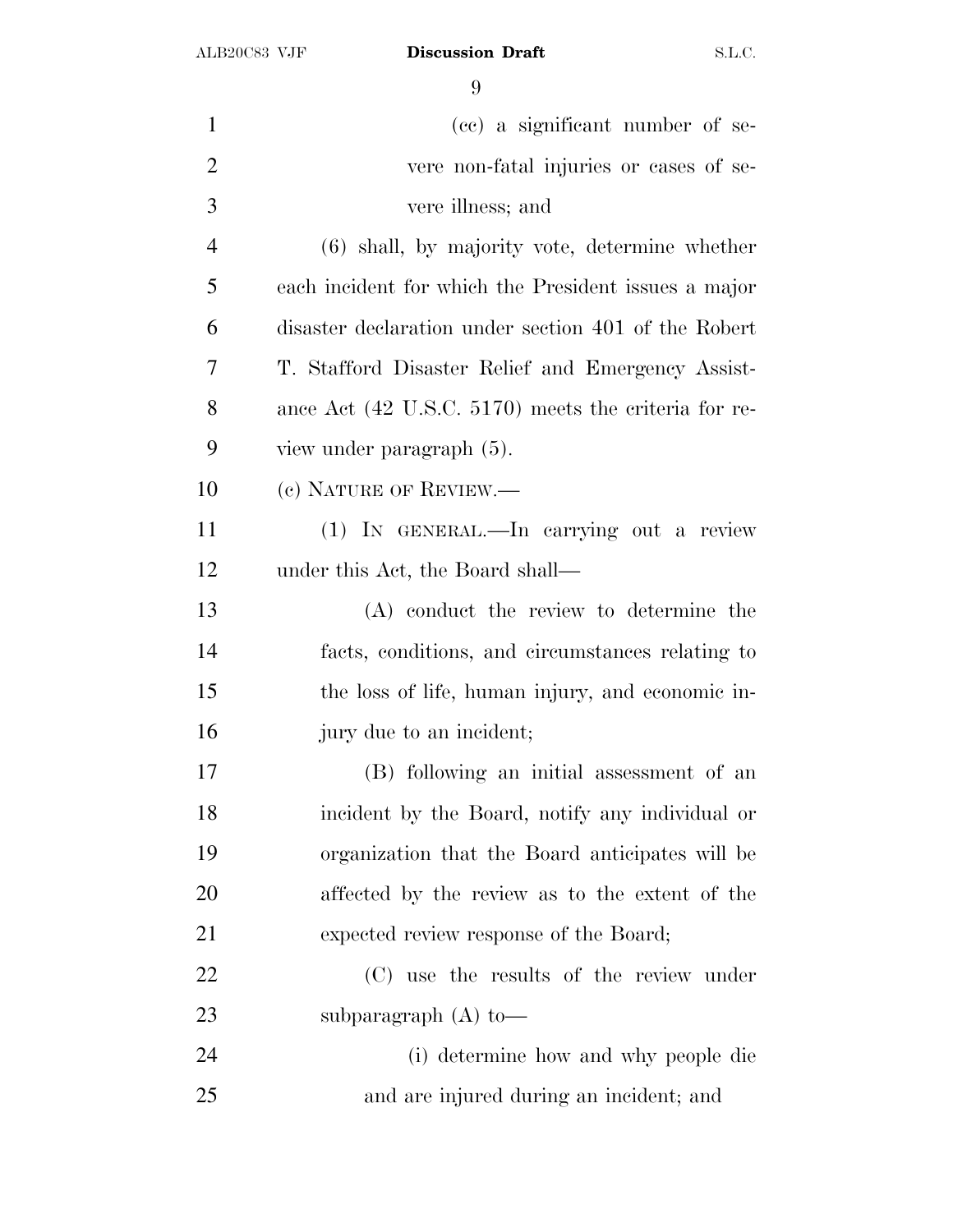(cc) a significant number of severe non-fatal injuries or cases of severe illness; and

(6) shall, by majority vote, determine whether each incident for which the President issues a major disaster declaration under section 401 of the Robert T. Stafford Disaster Relief and Emergency Assistance Act (42 U.S.C. 5170) meets the criteria for review under paragraph (5).

(c) NATURE OF REVIEW.—

(1) IN GENERAL.—In carrying out a review under this Act, the Board shall—

(A) conduct the review to determine the facts, conditions, and circumstances relating to the loss of life, human injury, and economic injury due to an incident;

(B) following an initial assessment of an incident by the Board, notify any individual or organization that the Board anticipates will be affected by the review as to the extent of the expected review response of the Board;

(C) use the results of the review under subparagraph (A) to—

(i) determine how and why people die and are injured during an incident; and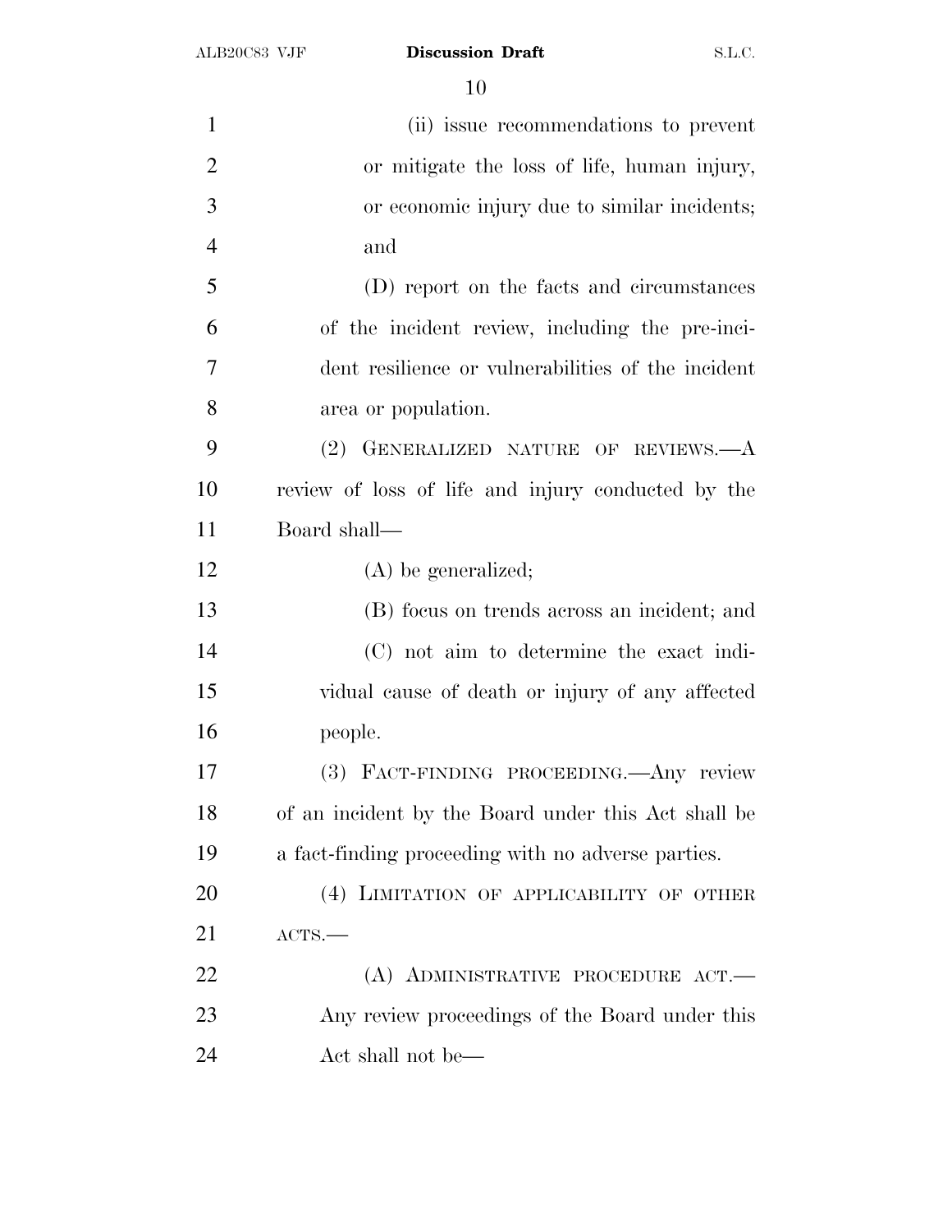(ii) issue recommendations to prevent or mitigate the loss of life, human injury, or economic injury due to similar incidents; and

(D) report on the facts and circumstances of the incident review, including the pre-incident resilience or vulnerabilities of the incident area or population.

(2) GENERALIZED NATURE OF REVIEWS.—A review of loss of life and injury conducted by the Board shall—

(A) be generalized;

(B) focus on trends across an incident; and

(C) not aim to determine the exact individual cause of death or injury of any affected people.

(3) FACT-FINDING PROCEEDING.—Any review of an incident by the Board under this Act shall be a fact-finding proceeding with no adverse parties.

(4) LIMITATION OF APPLICABILITY OF OTHER ACTS.—

(A) ADMINISTRATIVE PROCEDURE ACT.—Any review proceedings of the Board under this Act shall not be—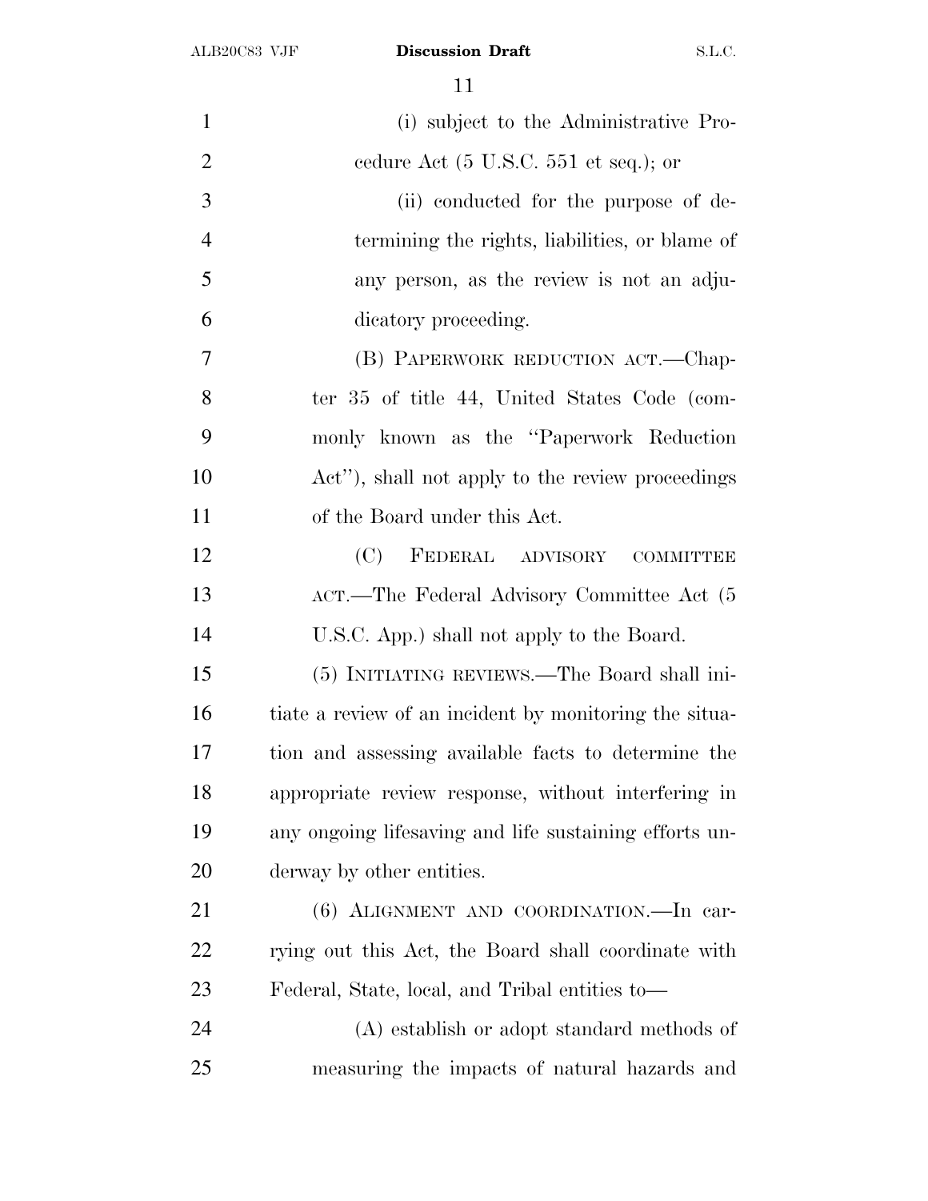(i) subject to the Administrative Procedure Act (5 U.S.C. 551 et seq.); or

(ii) conducted for the purpose of determining the rights, liabilities, or blame of any person, as the review is not an adjudicatory proceeding.

(B) PAPERWORK REDUCTION ACT.—Chapter 35 of title 44, United States Code (commonly known as the "Paperwork Reduction Act"), shall not apply to the review proceedings of the Board under this Act.

(C) FEDERAL ADVISORY COMMITTEE ACT.—The Federal Advisory Committee Act (5 U.S.C. App.) shall not apply to the Board.

(5) INITIATING REVIEWS.—The Board shall initiate a review of an incident by monitoring the situation and assessing available facts to determine the appropriate review response, without interfering in any ongoing lifesaving and life sustaining efforts underway by other entities.

(6) ALIGNMENT AND COORDINATION.—In carrying out this Act, the Board shall coordinate with Federal, State, local, and Tribal entities to—

(A) establish or adopt standard methods of measuring the impacts of natural hazards and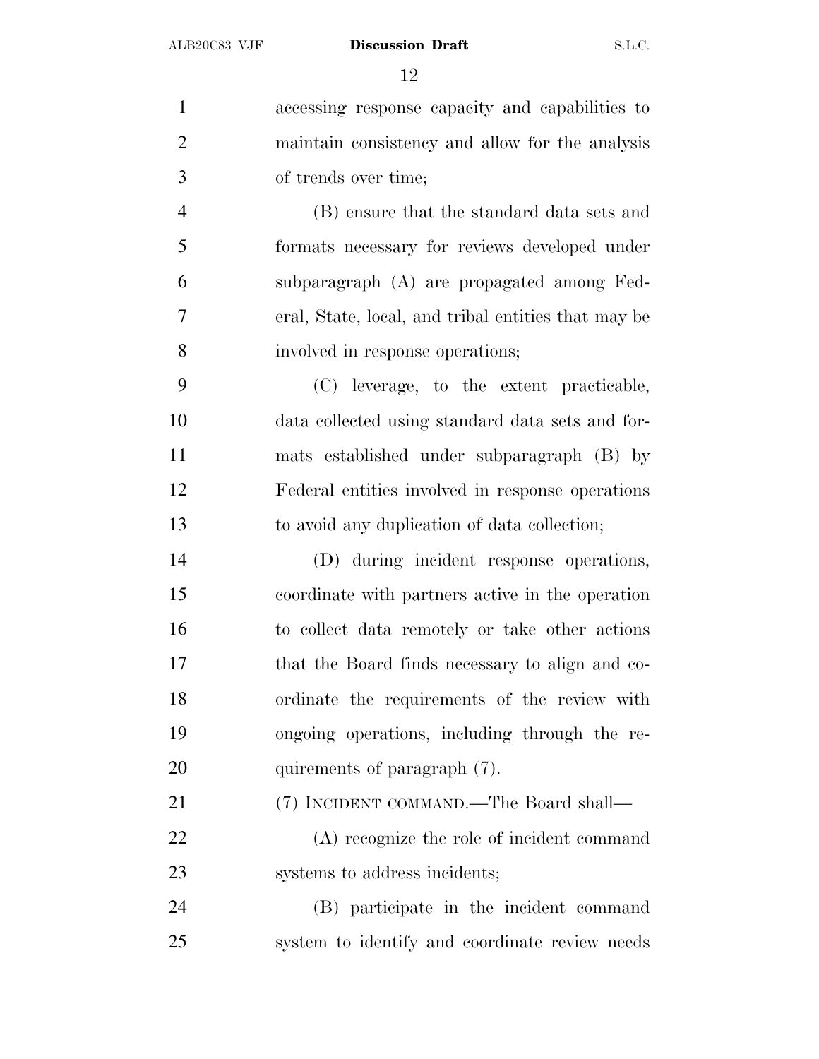accessing response capacity and capabilities to maintain consistency and allow for the analysis of trends over time;

(B) ensure that the standard data sets and formats necessary for reviews developed under subparagraph (A) are propagated among Federal, State, local, and tribal entities that may be involved in response operations;

(C) leverage, to the extent practicable, data collected using standard data sets and formats established under subparagraph (B) by Federal entities involved in response operations to avoid any duplication of data collection;

(D) during incident response operations, coordinate with partners active in the operation to collect data remotely or take other actions that the Board finds necessary to align and coordinate the requirements of the review with ongoing operations, including through the requirements of paragraph (7).

(7) INCIDENT COMMAND.—The Board shall—

(A) recognize the role of incident command systems to address incidents;

(B) participate in the incident command system to identify and coordinate review needs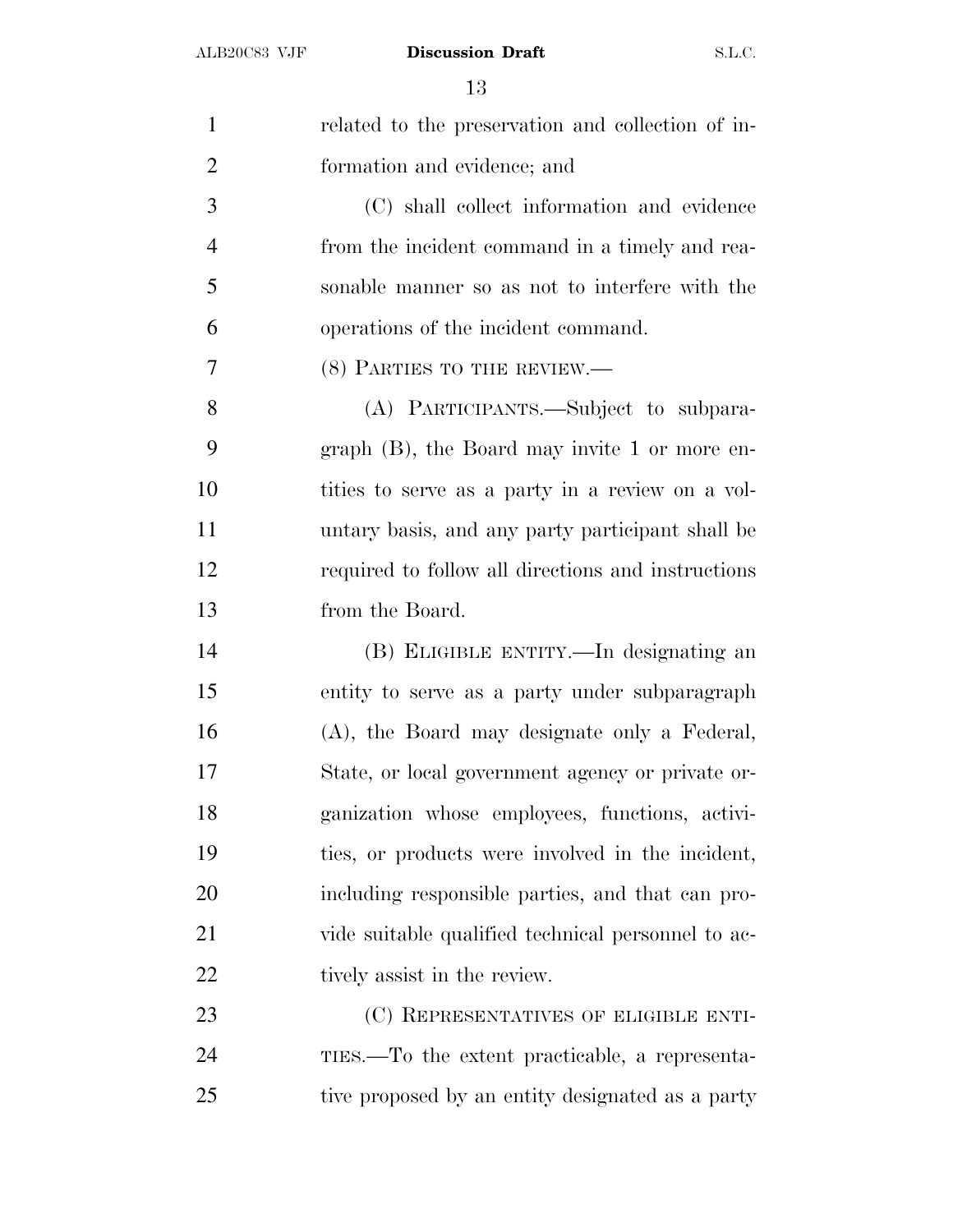related to the preservation and collection of information and evidence; and

(C) shall collect information and evidence from the incident command in a timely and reasonable manner so as not to interfere with the operations of the incident command.

(8) PARTIES TO THE REVIEW.—

(A) PARTICIPANTS.—Subject to subparagraph (B), the Board may invite 1 or more entities to serve as a party in a review on a voluntary basis, and any party participant shall be required to follow all directions and instructions from the Board.

(B) ELIGIBLE ENTITY.—In designating an entity to serve as a party under subparagraph (A), the Board may designate only a Federal, State, or local government agency or private organization whose employees, functions, activities, or products were involved in the incident, including responsible parties, and that can provide suitable qualified technical personnel to actively assist in the review.

(C) REPRESENTATIVES OF ELIGIBLE ENTITIES.—To the extent practicable, a representative proposed by an entity designated as a party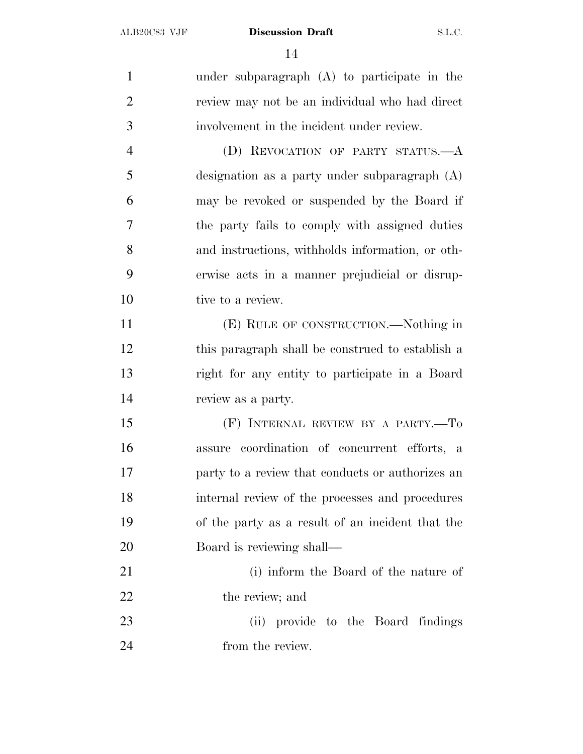under subparagraph (A) to participate in the review may not be an individual who had direct involvement in the incident under review.

(D) REVOCATION OF PARTY STATUS.—A designation as a party under subparagraph (A) may be revoked or suspended by the Board if the party fails to comply with assigned duties and instructions, withholds information, or otherwise acts in a manner prejudicial or disruptive to a review.

(E) RULE OF CONSTRUCTION.—Nothing in this paragraph shall be construed to establish a right for any entity to participate in a Board review as a party.

(F) INTERNAL REVIEW BY A PARTY.—To assure coordination of concurrent efforts, a party to a review that conducts or authorizes an internal review of the processes and procedures of the party as a result of an incident that the Board is reviewing shall—

(i) inform the Board of the nature of the review; and

(ii) provide to the Board findings from the review.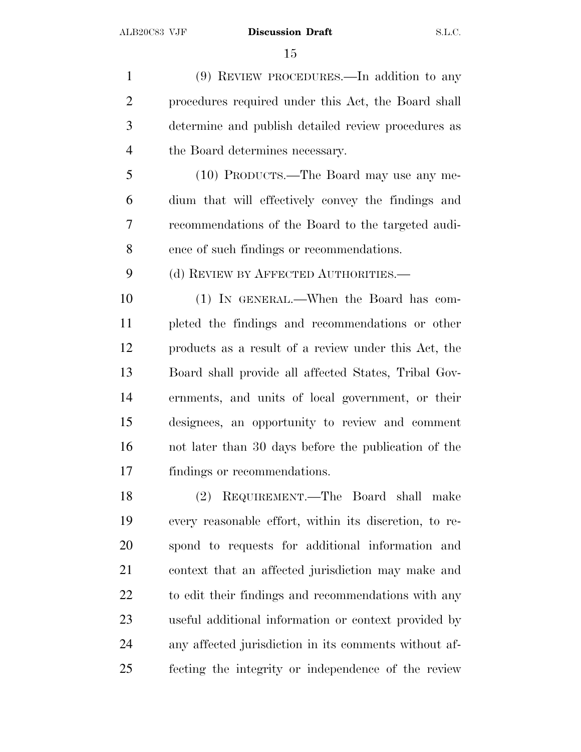(9) REVIEW PROCEDURES.—In addition to any procedures required under this Act, the Board shall determine and publish detailed review procedures as the Board determines necessary.

(10) PRODUCTS.—The Board may use any medium that will effectively convey the findings and recommendations of the Board to the targeted audience of such findings or recommendations.

(d) REVIEW BY AFFECTED AUTHORITIES.—

(1) IN GENERAL.—When the Board has completed the findings and recommendations or other products as a result of a review under this Act, the Board shall provide all affected States, Tribal Governments, and units of local government, or their designees, an opportunity to review and comment not later than 30 days before the publication of the findings or recommendations.

(2) REQUIREMENT.—The Board shall make every reasonable effort, within its discretion, to respond to requests for additional information and context that an affected jurisdiction may make and to edit their findings and recommendations with any useful additional information or context provided by any affected jurisdiction in its comments without affecting the integrity or independence of the review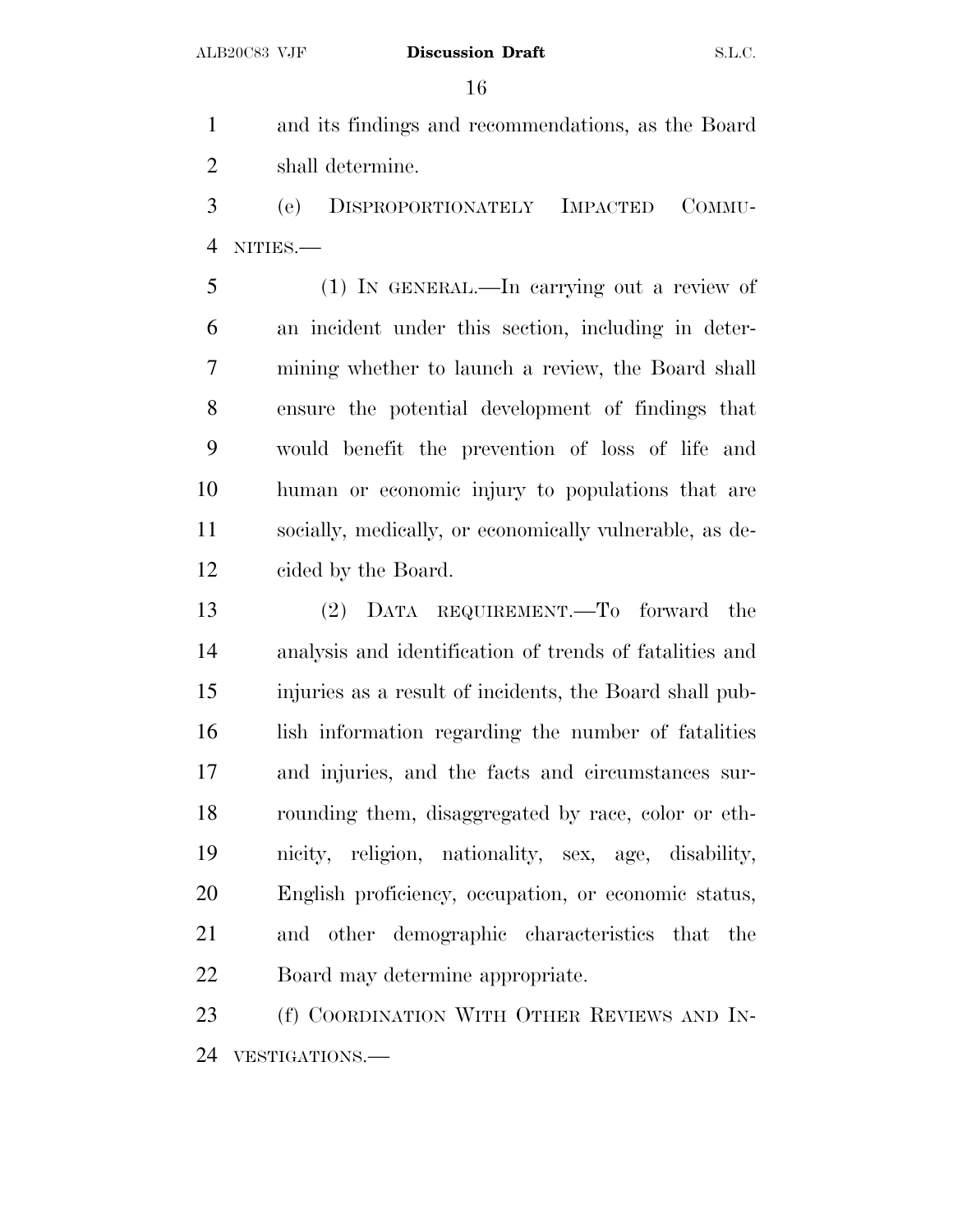and its findings and recommendations, as the Board shall determine.

(e) DISPROPORTIONATELY IMPACTED COMMUNITIES.—

(1) IN GENERAL.—In carrying out a review of an incident under this section, including in determining whether to launch a review, the Board shall ensure the potential development of findings that would benefit the prevention of loss of life and human or economic injury to populations that are socially, medically, or economically vulnerable, as decided by the Board.

(2) DATA REQUIREMENT.—To forward the analysis and identification of trends of fatalities and injuries as a result of incidents, the Board shall publish information regarding the number of fatalities and injuries, and the facts and circumstances surrounding them, disaggregated by race, color or ethnicity, religion, nationality, sex, age, disability, English proficiency, occupation, or economic status, and other demographic characteristics that the Board may determine appropriate.

(f) COORDINATION WITH OTHER REVIEWS AND INVESTIGATIONS.—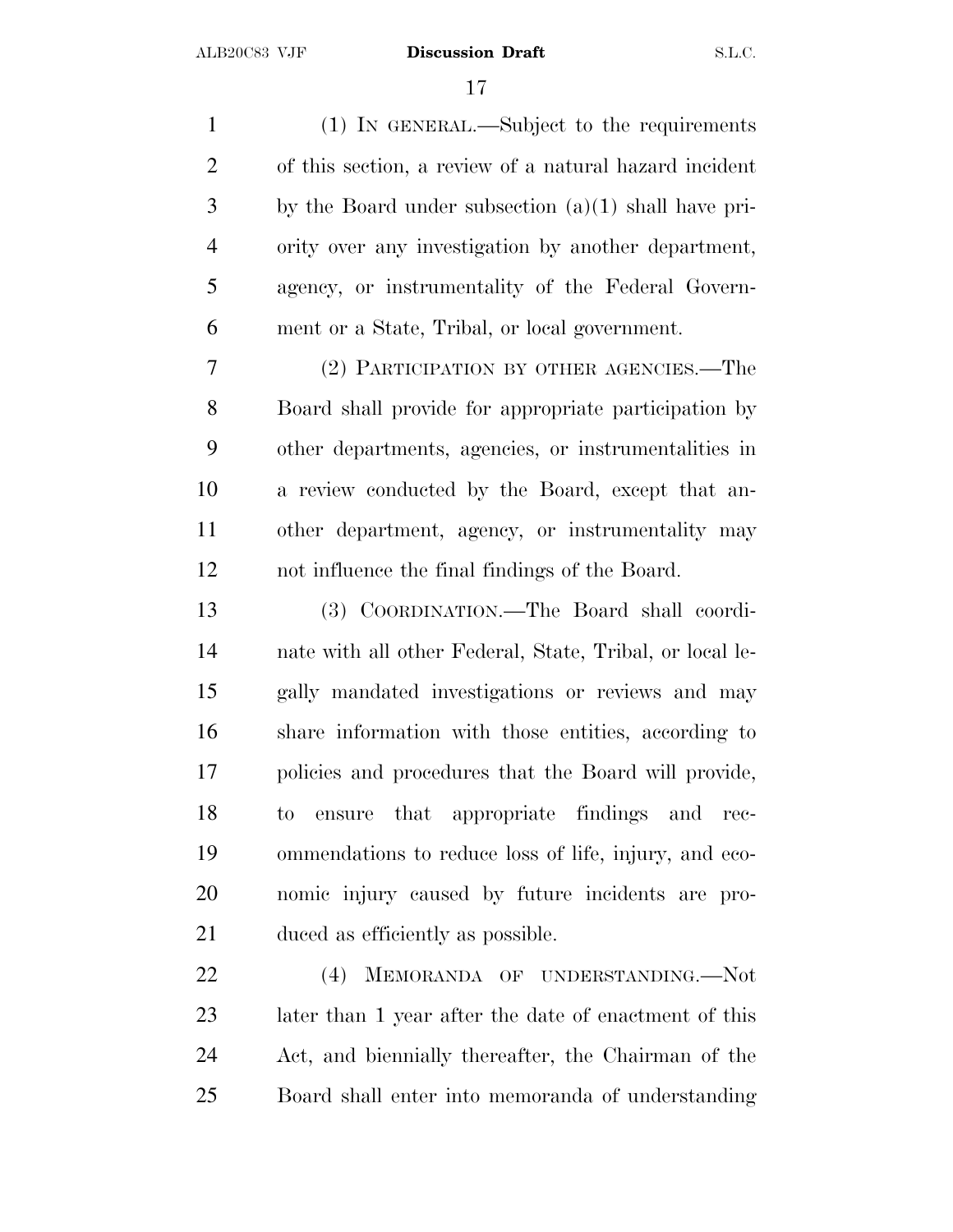(1) IN GENERAL.—Subject to the requirements of this section, a review of a natural hazard incident by the Board under subsection (a)(1) shall have priority over any investigation by another department, agency, or instrumentality of the Federal Government or a State, Tribal, or local government.

(2) PARTICIPATION BY OTHER AGENCIES.—The Board shall provide for appropriate participation by other departments, agencies, or instrumentalities in a review conducted by the Board, except that another department, agency, or instrumentality may not influence the final findings of the Board.

(3) COORDINATION.—The Board shall coordinate with all other Federal, State, Tribal, or local legally mandated investigations or reviews and may share information with those entities, according to policies and procedures that the Board will provide, to ensure that appropriate findings and recommendations to reduce loss of life, injury, and economic injury caused by future incidents are produced as efficiently as possible.

(4) MEMORANDA OF UNDERSTANDING.—Not later than 1 year after the date of enactment of this Act, and biennially thereafter, the Chairman of the Board shall enter into memoranda of understanding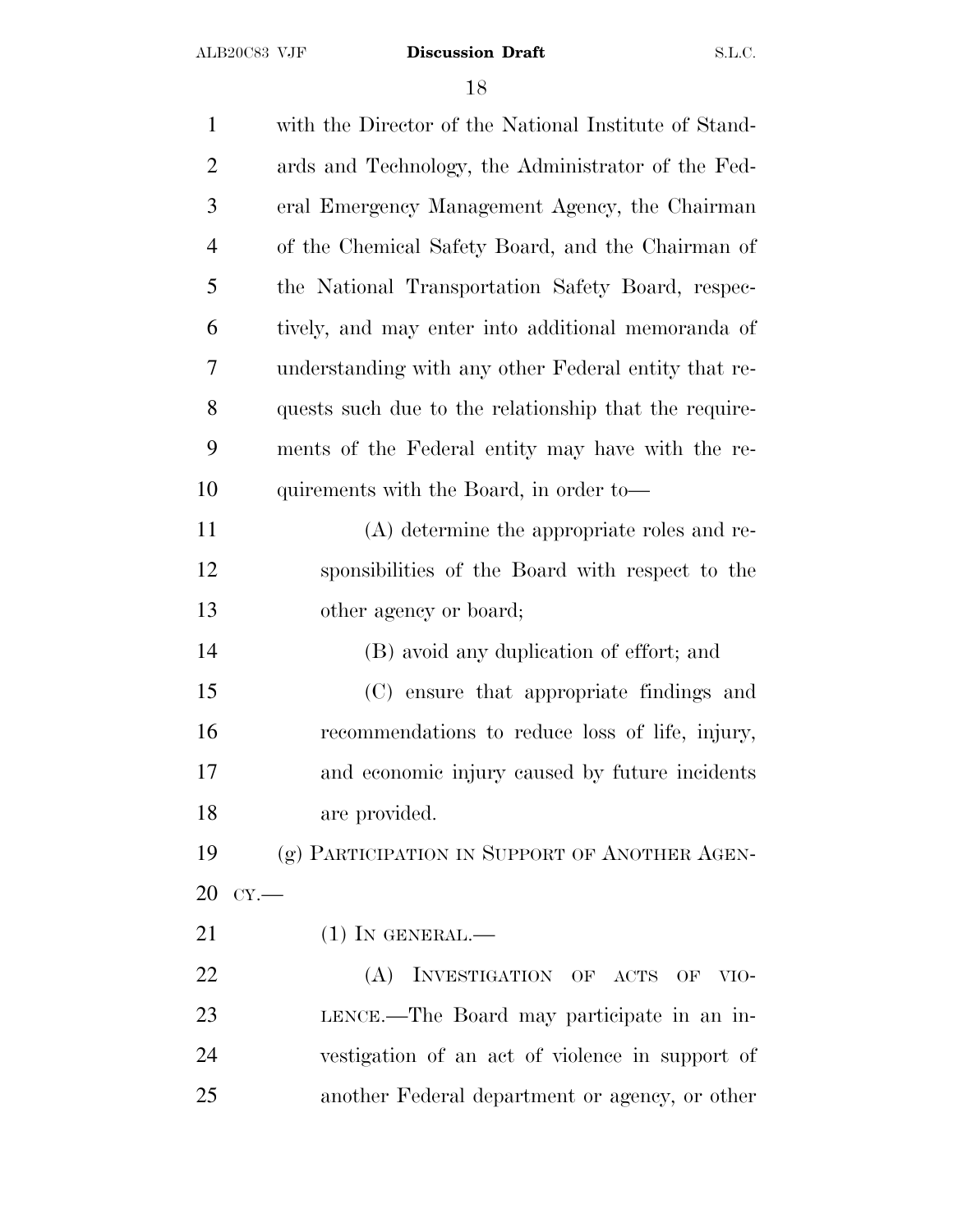with the Director of the National Institute of Standards and Technology, the Administrator of the Federal Emergency Management Agency, the Chairman of the Chemical Safety Board, and the Chairman of the National Transportation Safety Board, respectively, and may enter into additional memoranda of understanding with any other Federal entity that requests such due to the relationship that the requirements of the Federal entity may have with the requirements with the Board, in order to—

(A) determine the appropriate roles and responsibilities of the Board with respect to the other agency or board;

(B) avoid any duplication of effort; and

(C) ensure that appropriate findings and recommendations to reduce loss of life, injury, and economic injury caused by future incidents are provided.

(g) PARTICIPATION IN SUPPORT OF ANOTHER AGENCY.—

(1) IN GENERAL.—

(A) INVESTIGATION OF ACTS OF VIOLENCE.—The Board may participate in an investigation of an act of violence in support of another Federal department or agency, or other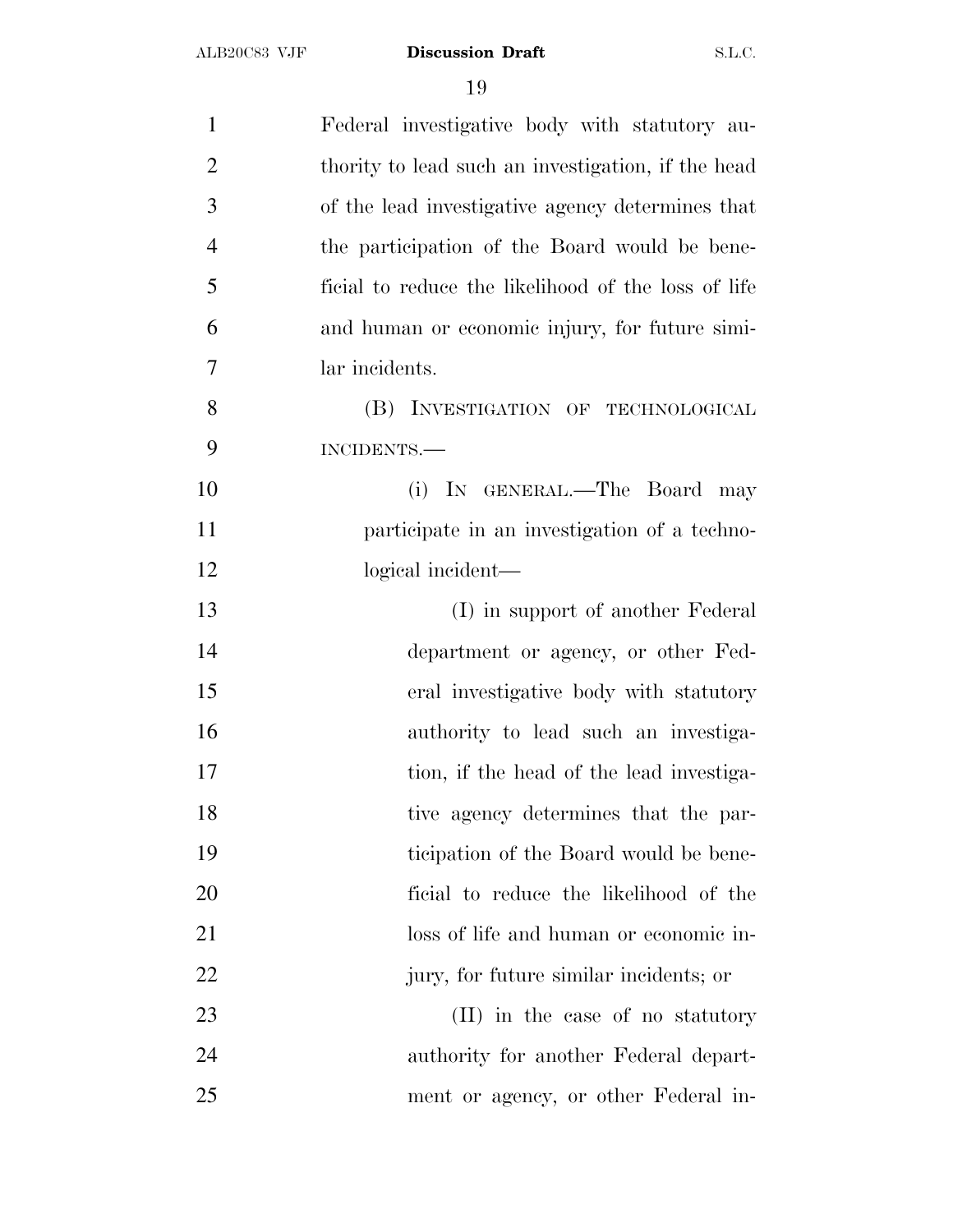Federal investigative body with statutory authority to lead such an investigation, if the head of the lead investigative agency determines that the participation of the Board would be beneficial to reduce the likelihood of the loss of life and human or economic injury, for future similar incidents.

(B) INVESTIGATION OF TECHNOLOGICAL INCIDENTS.—

(i) IN GENERAL.—The Board may participate in an investigation of a technological incident—

(I) in support of another Federal department or agency, or other Federal investigative body with statutory authority to lead such an investigation, if the head of the lead investigative agency determines that the participation of the Board would be beneficial to reduce the likelihood of the loss of life and human or economic injury, for future similar incidents; or

(II) in the case of no statutory authority for another Federal department or agency, or other Federal in-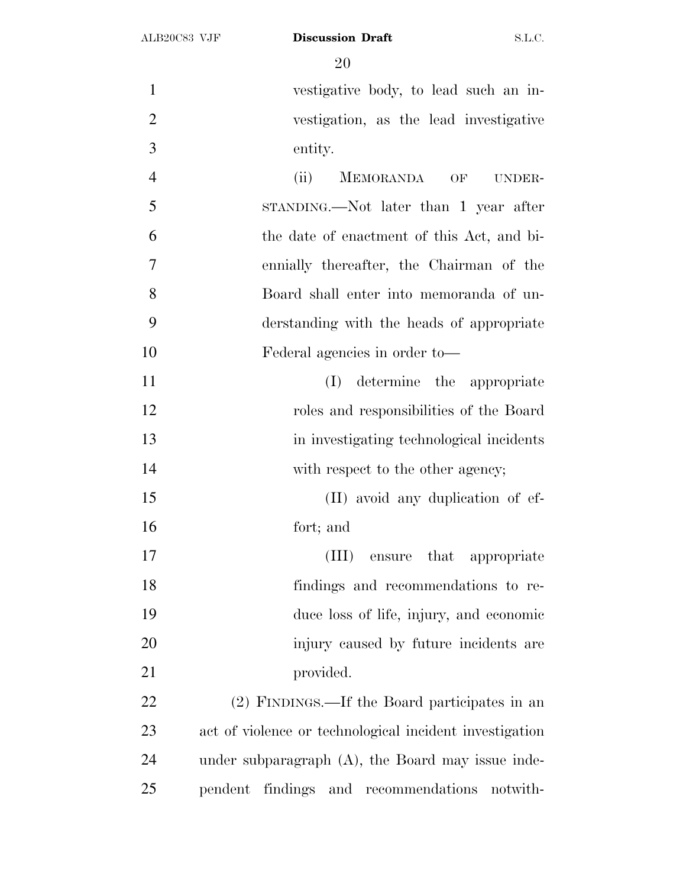vestigative body, to lead such an investigation, as the lead investigative entity.

(ii) MEMORANDA OF UNDERSTANDING.—Not later than 1 year after the date of enactment of this Act, and biennially thereafter, the Chairman of the Board shall enter into memoranda of understanding with the heads of appropriate Federal agencies in order to—

(I) determine the appropriate roles and responsibilities of the Board in investigating technological incidents with respect to the other agency;

(II) avoid any duplication of effort; and

(III) ensure that appropriate findings and recommendations to reduce loss of life, injury, and economic injury caused by future incidents are provided.

(2) FINDINGS.—If the Board participates in an act of violence or technological incident investigation under subparagraph (A), the Board may issue independent findings and recommendations notwith-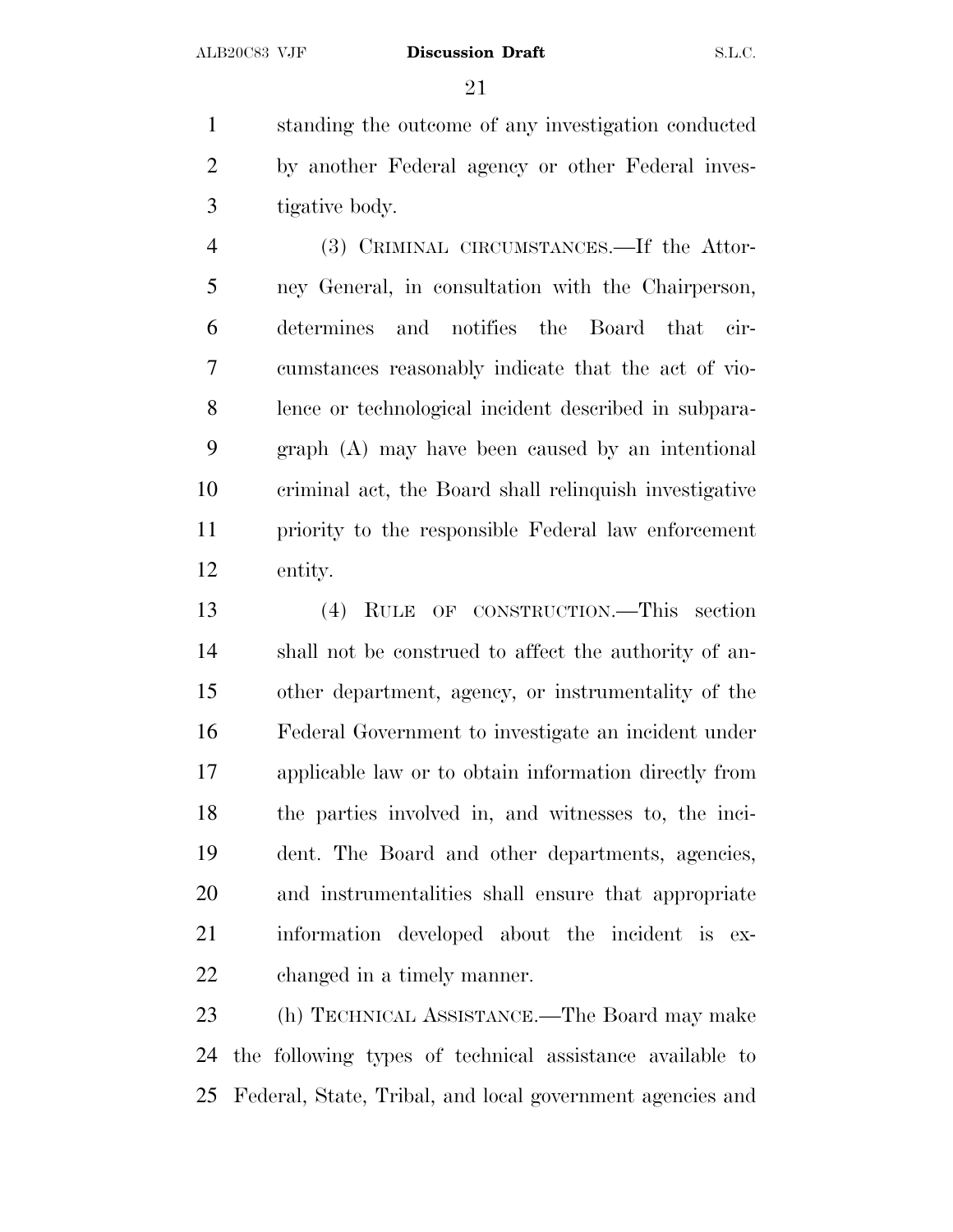standing the outcome of any investigation conducted by another Federal agency or other Federal investigative body.

(3) CRIMINAL CIRCUMSTANCES.—If the Attorney General, in consultation with the Chairperson, determines and notifies the Board that circumstances reasonably indicate that the act of violence or technological incident described in subparagraph (A) may have been caused by an intentional criminal act, the Board shall relinquish investigative priority to the responsible Federal law enforcement entity.

(4) RULE OF CONSTRUCTION.—This section shall not be construed to affect the authority of another department, agency, or instrumentality of the Federal Government to investigate an incident under applicable law or to obtain information directly from the parties involved in, and witnesses to, the incident. The Board and other departments, agencies, and instrumentalities shall ensure that appropriate information developed about the incident is exchanged in a timely manner.

(h) TECHNICAL ASSISTANCE.—The Board may make the following types of technical assistance available to Federal, State, Tribal, and local government agencies and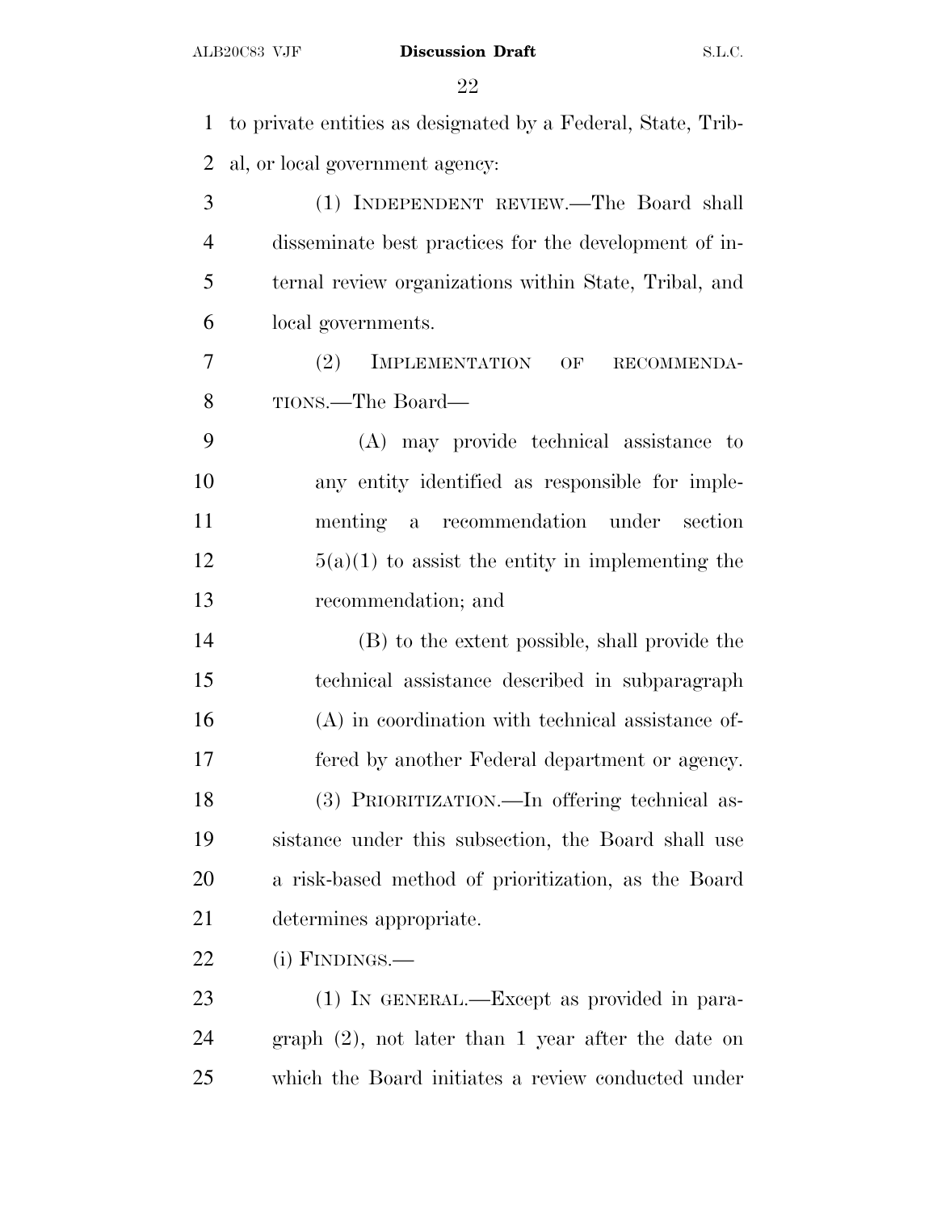to private entities as designated by a Federal, State, Tribal, or local government agency:

(1) INDEPENDENT REVIEW.—The Board shall disseminate best practices for the development of internal review organizations within State, Tribal, and local governments.

(2) IMPLEMENTATION OF RECOMMENDATIONS.—The Board—

(A) may provide technical assistance to any entity identified as responsible for implementing a recommendation under section 5(a)(1) to assist the entity in implementing the recommendation; and

(B) to the extent possible, shall provide the technical assistance described in subparagraph (A) in coordination with technical assistance offered by another Federal department or agency.

(3) PRIORITIZATION.—In offering technical assistance under this subsection, the Board shall use a risk-based method of prioritization, as the Board determines appropriate.

(i) FINDINGS.—

(1) IN GENERAL.—Except as provided in paragraph (2), not later than 1 year after the date on which the Board initiates a review conducted under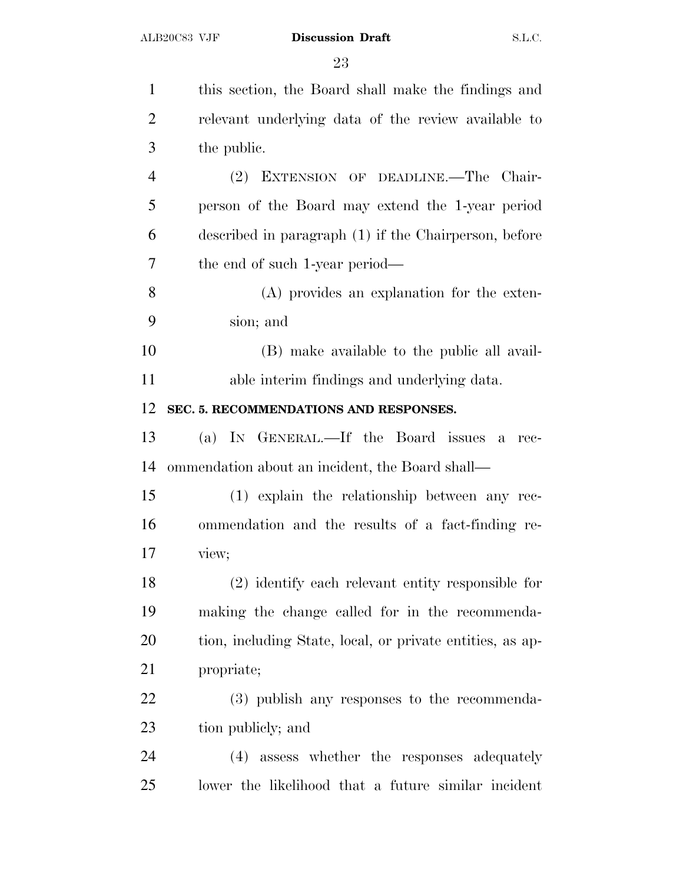this section, the Board shall make the findings and relevant underlying data of the review available to the public.

(2) EXTENSION OF DEADLINE.—The Chairperson of the Board may extend the 1-year period described in paragraph (1) if the Chairperson, before the end of such 1-year period—

(A) provides an explanation for the extension; and

(B) make available to the public all available interim findings and underlying data.

**SEC. 5. RECOMMENDATIONS AND RESPONSES.**

(a) IN GENERAL.—If the Board issues a recommendation about an incident, the Board shall—

(1) explain the relationship between any recommendation and the results of a fact-finding review;

(2) identify each relevant entity responsible for making the change called for in the recommendation, including State, local, or private entities, as appropriate;

(3) publish any responses to the recommendation publicly; and

(4) assess whether the responses adequately lower the likelihood that a future similar incident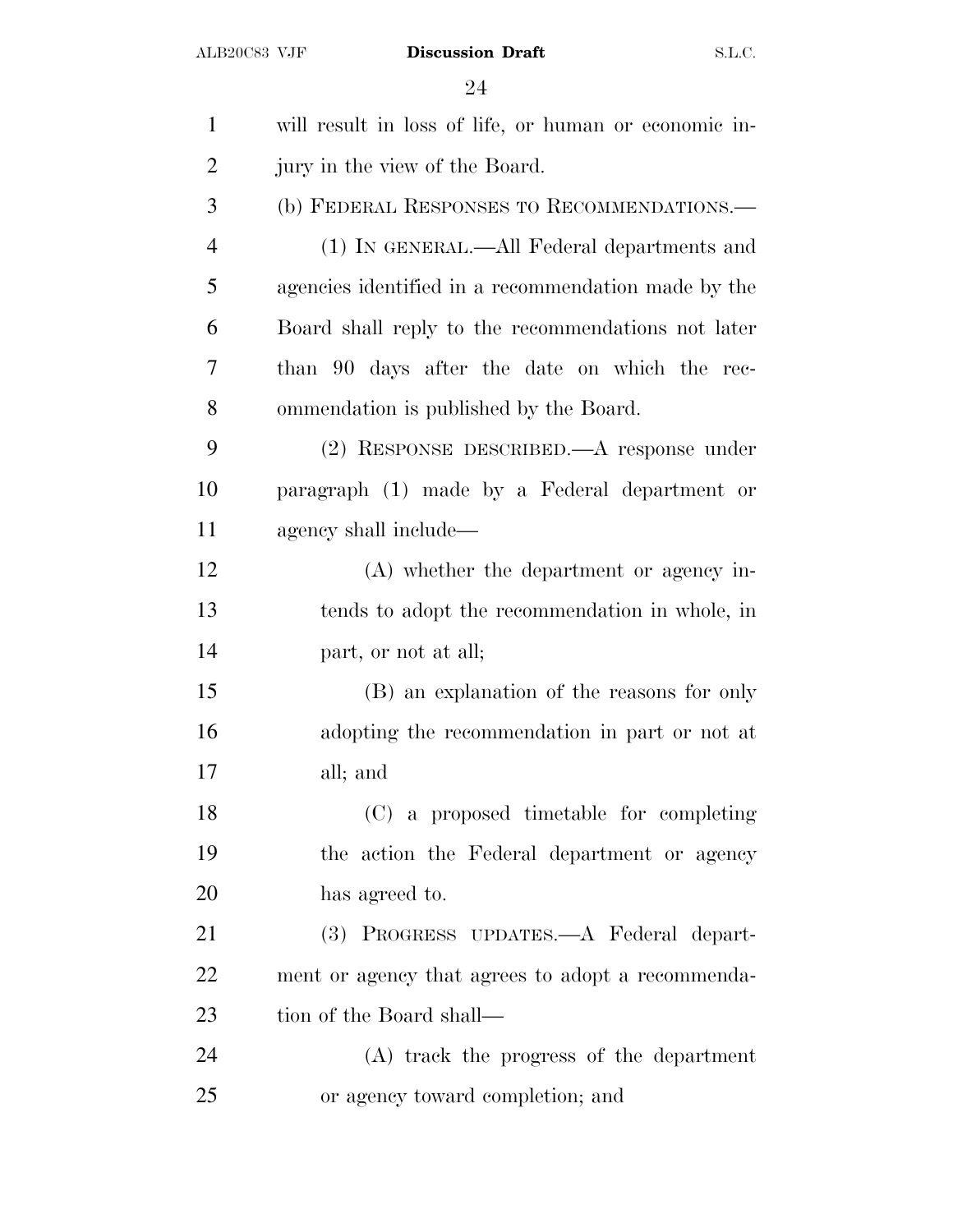will result in loss of life, or human or economic injury in the view of the Board.

(b) FEDERAL RESPONSES TO RECOMMENDATIONS.—

(1) IN GENERAL.—All Federal departments and agencies identified in a recommendation made by the Board shall reply to the recommendations not later than 90 days after the date on which the recommendation is published by the Board.

(2) RESPONSE DESCRIBED.—A response under paragraph (1) made by a Federal department or agency shall include—

(A) whether the department or agency intends to adopt the recommendation in whole, in part, or not at all;

(B) an explanation of the reasons for only adopting the recommendation in part or not at all; and

(C) a proposed timetable for completing the action the Federal department or agency has agreed to.

(3) PROGRESS UPDATES.—A Federal department or agency that agrees to adopt a recommendation of the Board shall—

(A) track the progress of the department or agency toward completion; and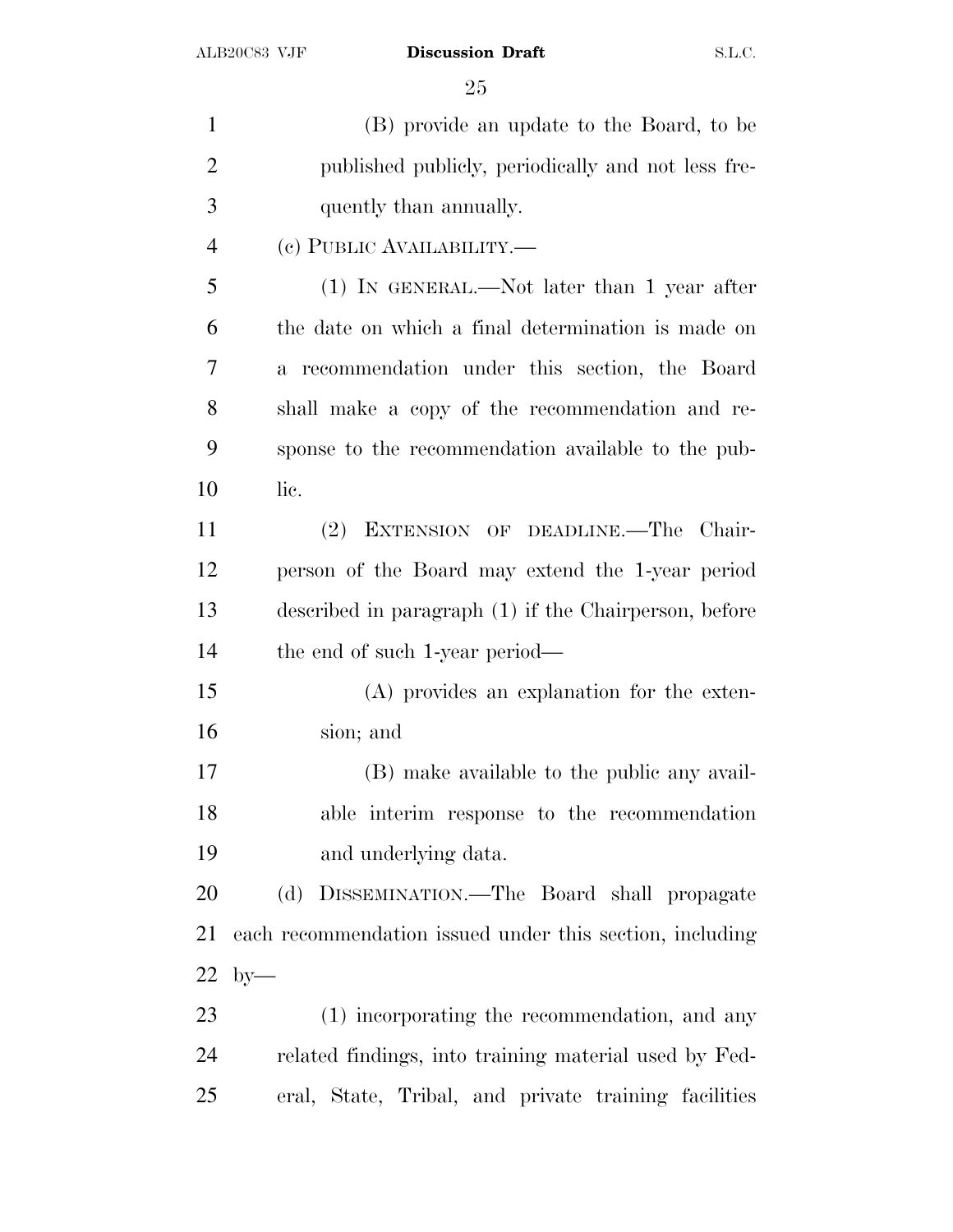(B) provide an update to the Board, to be published publicly, periodically and not less frequently than annually.

(c) PUBLIC AVAILABILITY.—

(1) IN GENERAL.—Not later than 1 year after the date on which a final determination is made on a recommendation under this section, the Board shall make a copy of the recommendation and response to the recommendation available to the public.

(2) EXTENSION OF DEADLINE.—The Chairperson of the Board may extend the 1-year period described in paragraph (1) if the Chairperson, before the end of such 1-year period—

(A) provides an explanation for the extension; and

(B) make available to the public any available interim response to the recommendation and underlying data.

(d) DISSEMINATION.—The Board shall propagate each recommendation issued under this section, including by—

(1) incorporating the recommendation, and any related findings, into training material used by Federal, State, Tribal, and private training facilities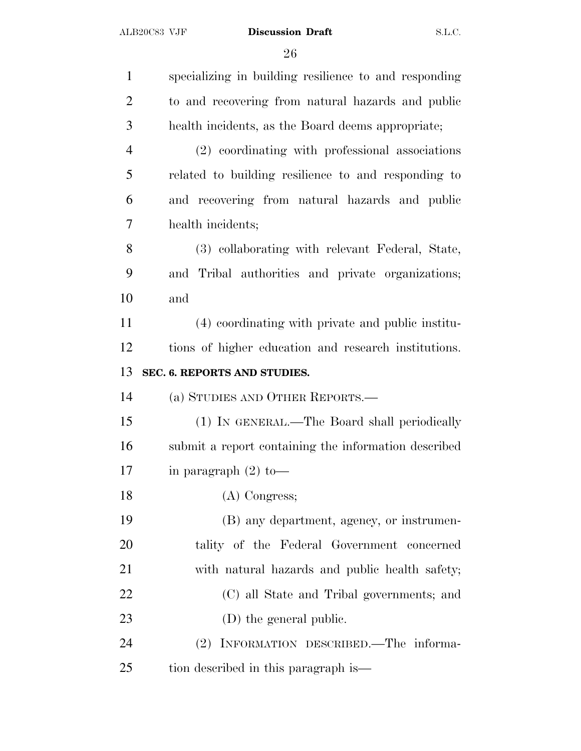specializing in building resilience to and responding to and recovering from natural hazards and public health incidents, as the Board deems appropriate;

(2) coordinating with professional associations related to building resilience to and responding to and recovering from natural hazards and public health incidents;

(3) collaborating with relevant Federal, State, and Tribal authorities and private organizations; and

(4) coordinating with private and public institutions of higher education and research institutions.

**SEC. 6. REPORTS AND STUDIES.**

(a) STUDIES AND OTHER REPORTS.—

(1) IN GENERAL.—The Board shall periodically submit a report containing the information described in paragraph (2) to—

(A) Congress;

(B) any department, agency, or instrumentality of the Federal Government concerned with natural hazards and public health safety;

(C) all State and Tribal governments; and

(D) the general public.

(2) INFORMATION DESCRIBED.—The information described in this paragraph is—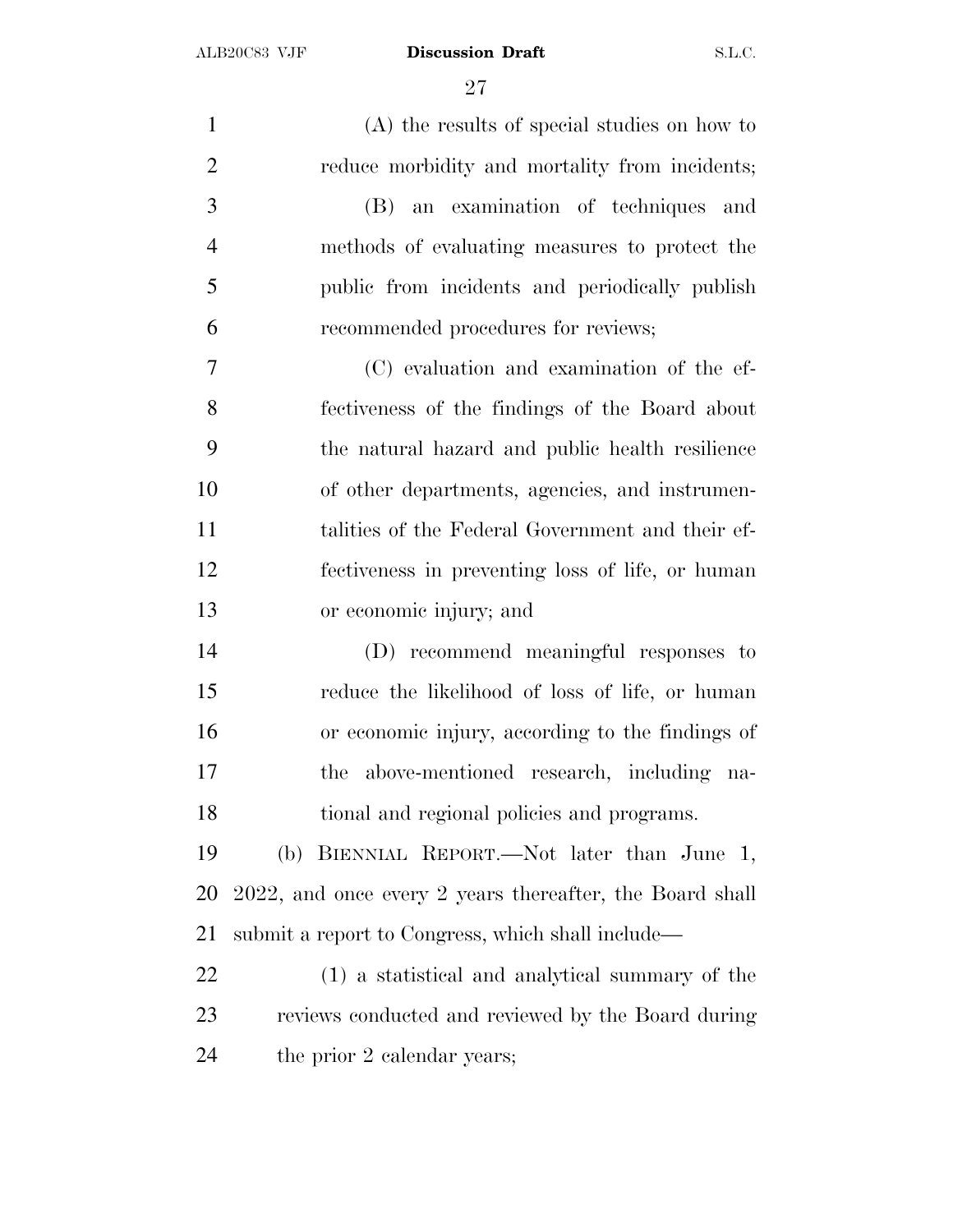(A) the results of special studies on how to reduce morbidity and mortality from incidents;

(B) an examination of techniques and methods of evaluating measures to protect the public from incidents and periodically publish recommended procedures for reviews;

(C) evaluation and examination of the effectiveness of the findings of the Board about the natural hazard and public health resilience of other departments, agencies, and instrumentalities of the Federal Government and their effectiveness in preventing loss of life, or human or economic injury; and

(D) recommend meaningful responses to reduce the likelihood of loss of life, or human or economic injury, according to the findings of the above-mentioned research, including national and regional policies and programs.

(b) BIENNIAL REPORT.—Not later than June 1, 2022, and once every 2 years thereafter, the Board shall submit a report to Congress, which shall include—

(1) a statistical and analytical summary of the reviews conducted and reviewed by the Board during the prior 2 calendar years;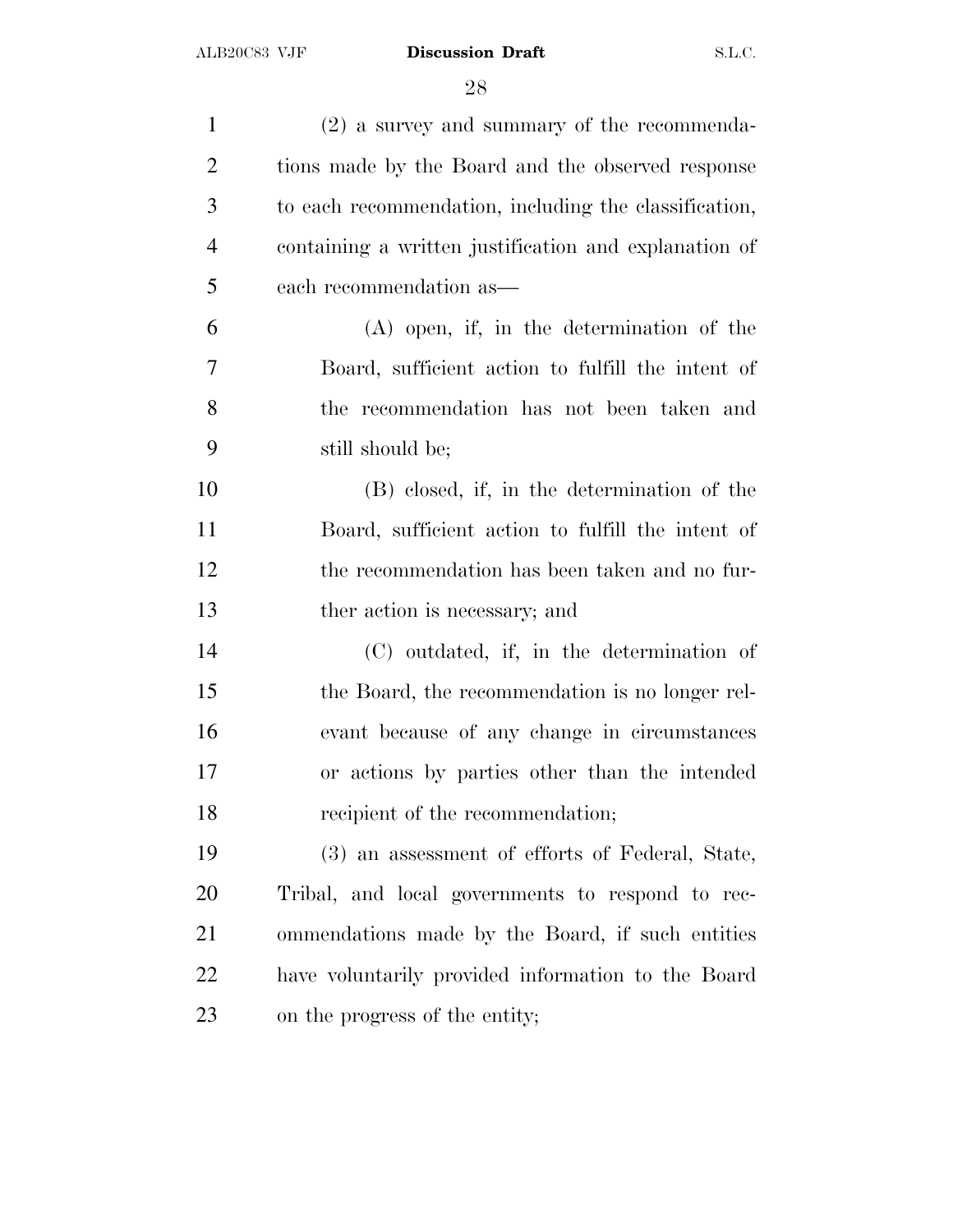(2) a survey and summary of the recommendations made by the Board and the observed response to each recommendation, including the classification, containing a written justification and explanation of each recommendation as—

(A) open, if, in the determination of the Board, sufficient action to fulfill the intent of the recommendation has not been taken and still should be;

(B) closed, if, in the determination of the Board, sufficient action to fulfill the intent of the recommendation has been taken and no further action is necessary; and

(C) outdated, if, in the determination of the Board, the recommendation is no longer relevant because of any change in circumstances or actions by parties other than the intended recipient of the recommendation;

(3) an assessment of efforts of Federal, State, Tribal, and local governments to respond to recommendations made by the Board, if such entities have voluntarily provided information to the Board on the progress of the entity;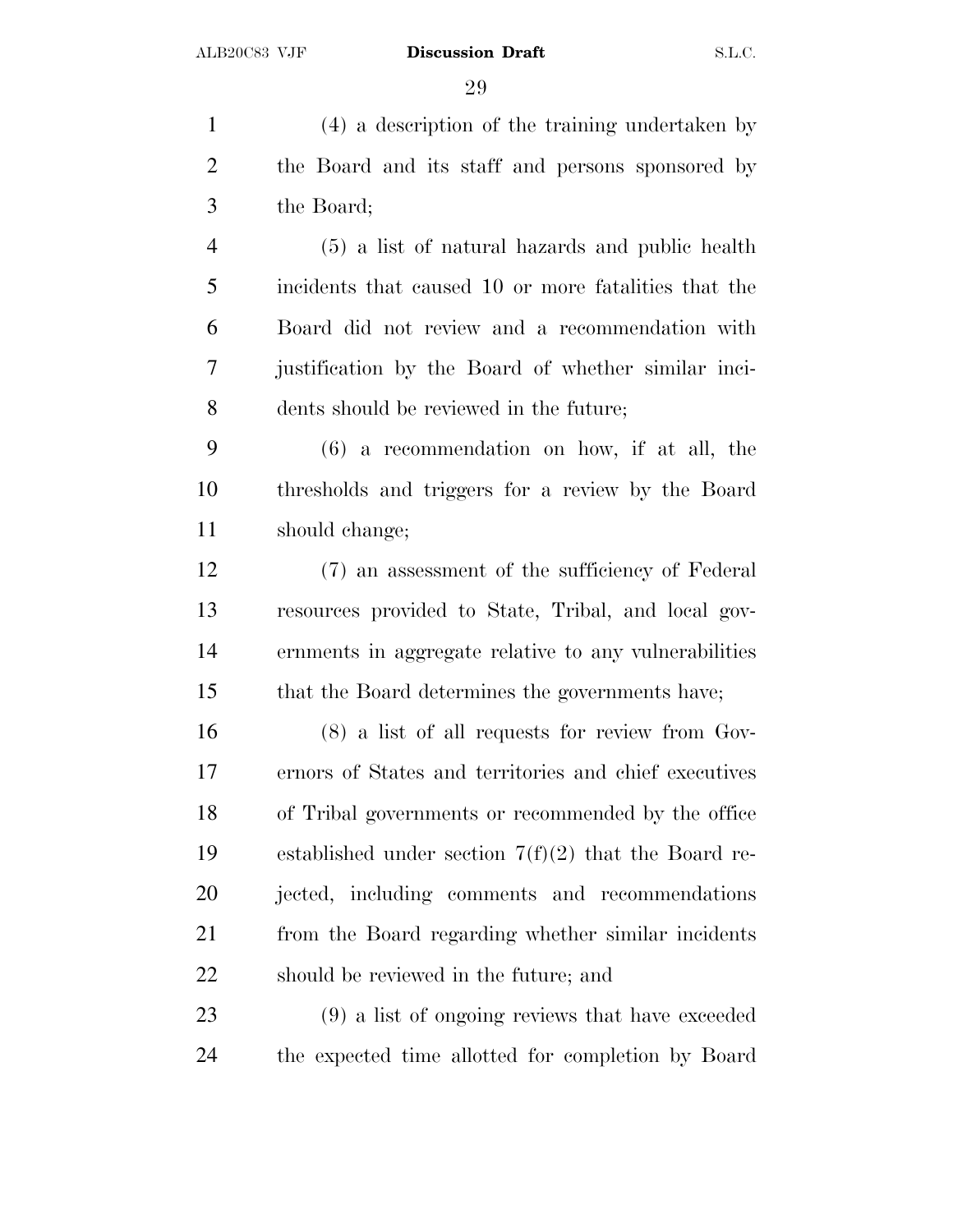(4) a description of the training undertaken by the Board and its staff and persons sponsored by the Board;

(5) a list of natural hazards and public health incidents that caused 10 or more fatalities that the Board did not review and a recommendation with justification by the Board of whether similar incidents should be reviewed in the future;

(6) a recommendation on how, if at all, the thresholds and triggers for a review by the Board should change;

(7) an assessment of the sufficiency of Federal resources provided to State, Tribal, and local governments in aggregate relative to any vulnerabilities that the Board determines the governments have;

(8) a list of all requests for review from Governors of States and territories and chief executives of Tribal governments or recommended by the office established under section 7(f)(2) that the Board rejected, including comments and recommendations from the Board regarding whether similar incidents should be reviewed in the future; and

(9) a list of ongoing reviews that have exceeded the expected time allotted for completion by Board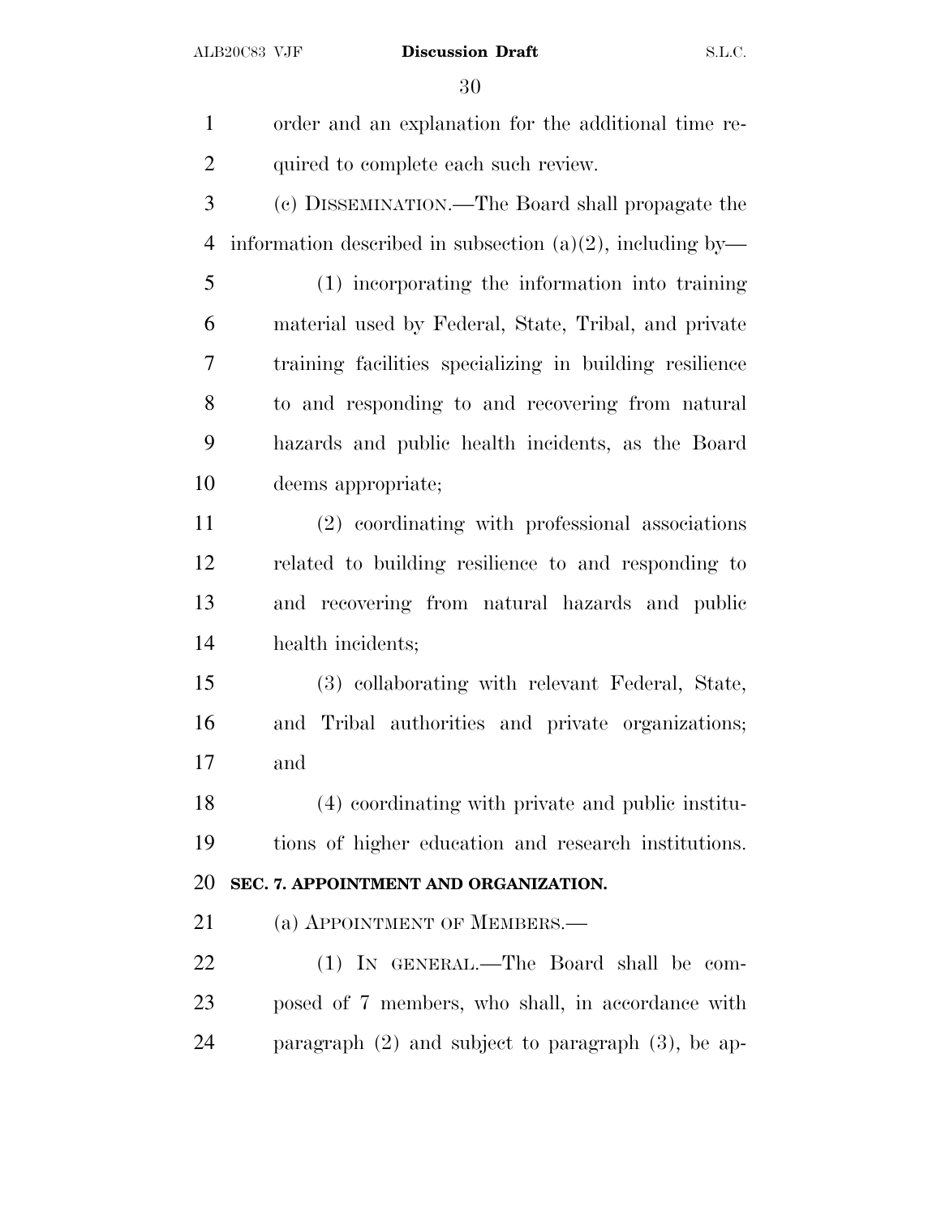order and an explanation for the additional time required to complete each such review.

(c) DISSEMINATION.—The Board shall propagate the information described in subsection (a)(2), including by—

(1) incorporating the information into training material used by Federal, State, Tribal, and private training facilities specializing in building resilience to and responding to and recovering from natural hazards and public health incidents, as the Board deems appropriate;

(2) coordinating with professional associations related to building resilience to and responding to and recovering from natural hazards and public health incidents;

(3) collaborating with relevant Federal, State, and Tribal authorities and private organizations; and

(4) coordinating with private and public institutions of higher education and research institutions.

**SEC. 7. APPOINTMENT AND ORGANIZATION.**

(a) APPOINTMENT OF MEMBERS.—

(1) IN GENERAL.—The Board shall be composed of 7 members, who shall, in accordance with paragraph (2) and subject to paragraph (3), be ap-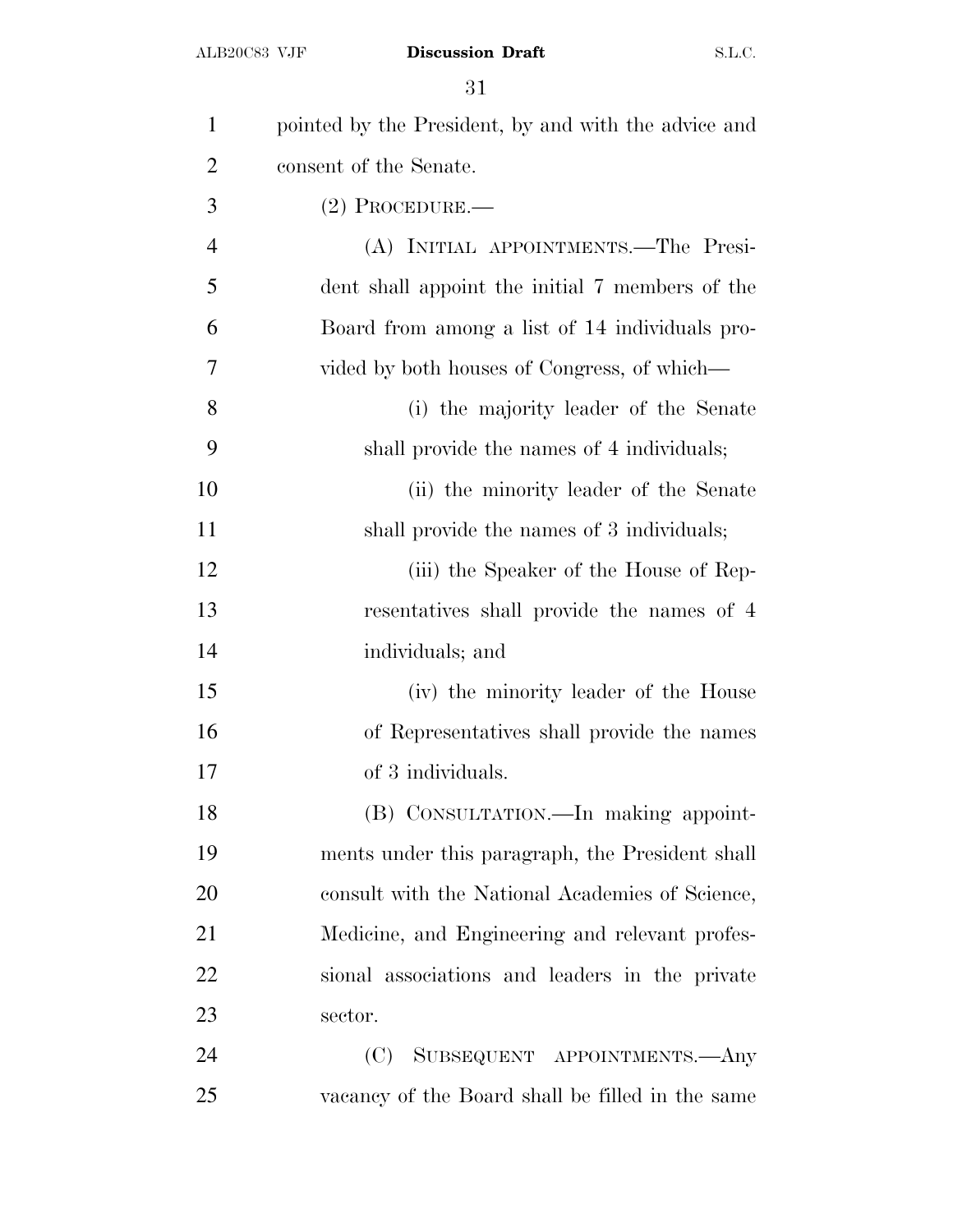pointed by the President, by and with the advice and consent of the Senate.

(2) PROCEDURE.—

(A) INITIAL APPOINTMENTS.—The President shall appoint the initial 7 members of the Board from among a list of 14 individuals provided by both houses of Congress, of which—

(i) the majority leader of the Senate shall provide the names of 4 individuals;

(ii) the minority leader of the Senate shall provide the names of 3 individuals;

(iii) the Speaker of the House of Representatives shall provide the names of 4 individuals; and

(iv) the minority leader of the House of Representatives shall provide the names of 3 individuals.

(B) CONSULTATION.—In making appointments under this paragraph, the President shall consult with the National Academies of Science, Medicine, and Engineering and relevant professional associations and leaders in the private sector.

(C) SUBSEQUENT APPOINTMENTS.—Any vacancy of the Board shall be filled in the same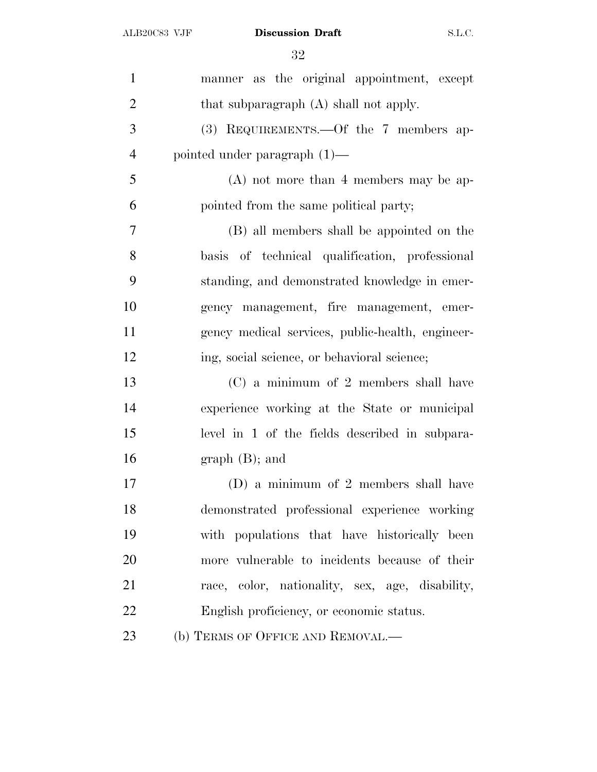manner as the original appointment, except that subparagraph (A) shall not apply.

(3) REQUIREMENTS.—Of the 7 members appointed under paragraph (1)—

(A) not more than 4 members may be appointed from the same political party;

(B) all members shall be appointed on the basis of technical qualification, professional standing, and demonstrated knowledge in emergency management, fire management, emergency medical services, public-health, engineering, social science, or behavioral science;

(C) a minimum of 2 members shall have experience working at the State or municipal level in 1 of the fields described in subparagraph (B); and

(D) a minimum of 2 members shall have demonstrated professional experience working with populations that have historically been more vulnerable to incidents because of their race, color, nationality, sex, age, disability, English proficiency, or economic status.

(b) TERMS OF OFFICE AND REMOVAL.—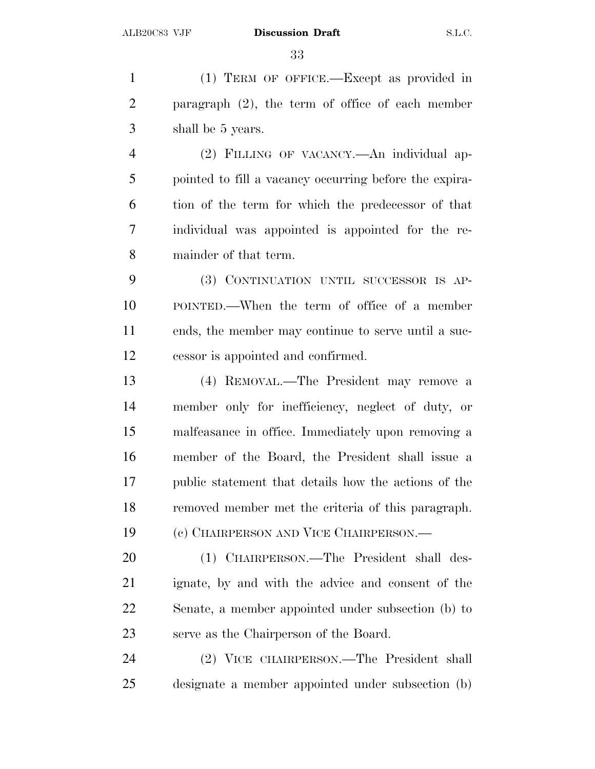(1) TERM OF OFFICE.—Except as provided in paragraph (2), the term of office of each member shall be 5 years.

(2) FILLING OF VACANCY.—An individual appointed to fill a vacancy occurring before the expiration of the term for which the predecessor of that individual was appointed is appointed for the remainder of that term.

(3) CONTINUATION UNTIL SUCCESSOR IS APPOINTED.—When the term of office of a member ends, the member may continue to serve until a successor is appointed and confirmed.

(4) REMOVAL.—The President may remove a member only for inefficiency, neglect of duty, or malfeasance in office. Immediately upon removing a member of the Board, the President shall issue a public statement that details how the actions of the removed member met the criteria of this paragraph.

(c) CHAIRPERSON AND VICE CHAIRPERSON.—

(1) CHAIRPERSON.—The President shall designate, by and with the advice and consent of the Senate, a member appointed under subsection (b) to serve as the Chairperson of the Board.

(2) VICE CHAIRPERSON.—The President shall designate a member appointed under subsection (b)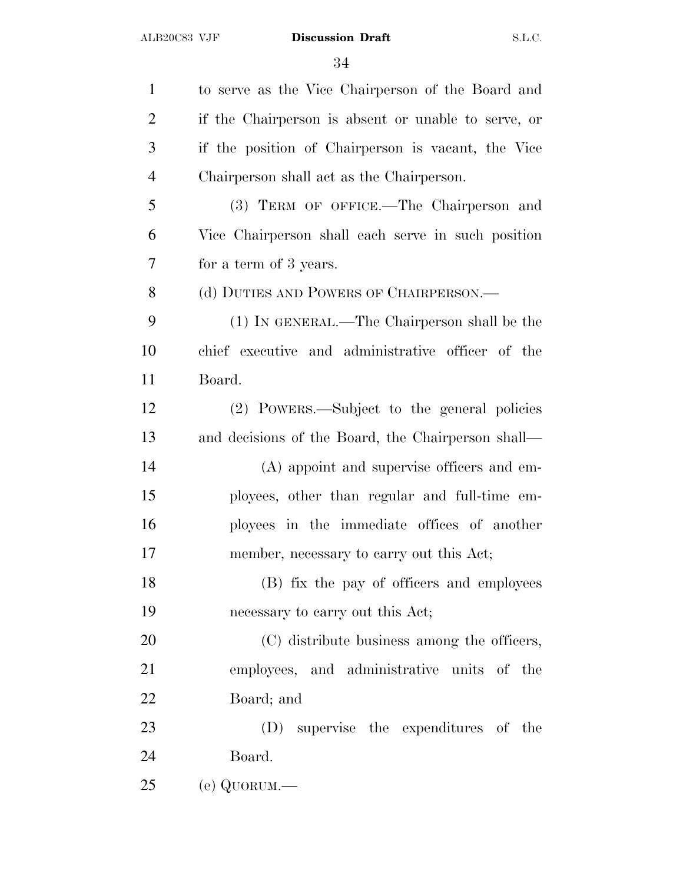to serve as the Vice Chairperson of the Board and if the Chairperson is absent or unable to serve, or if the position of Chairperson is vacant, the Vice Chairperson shall act as the Chairperson.

(3) TERM OF OFFICE.—The Chairperson and Vice Chairperson shall each serve in such position for a term of 3 years.

(d) DUTIES AND POWERS OF CHAIRPERSON.—

(1) IN GENERAL.—The Chairperson shall be the chief executive and administrative officer of the Board.

(2) POWERS.—Subject to the general policies and decisions of the Board, the Chairperson shall—

(A) appoint and supervise officers and employees, other than regular and full-time employees in the immediate offices of another member, necessary to carry out this Act;

(B) fix the pay of officers and employees necessary to carry out this Act;

(C) distribute business among the officers, employees, and administrative units of the Board; and

(D) supervise the expenditures of the Board.

(e) QUORUM.—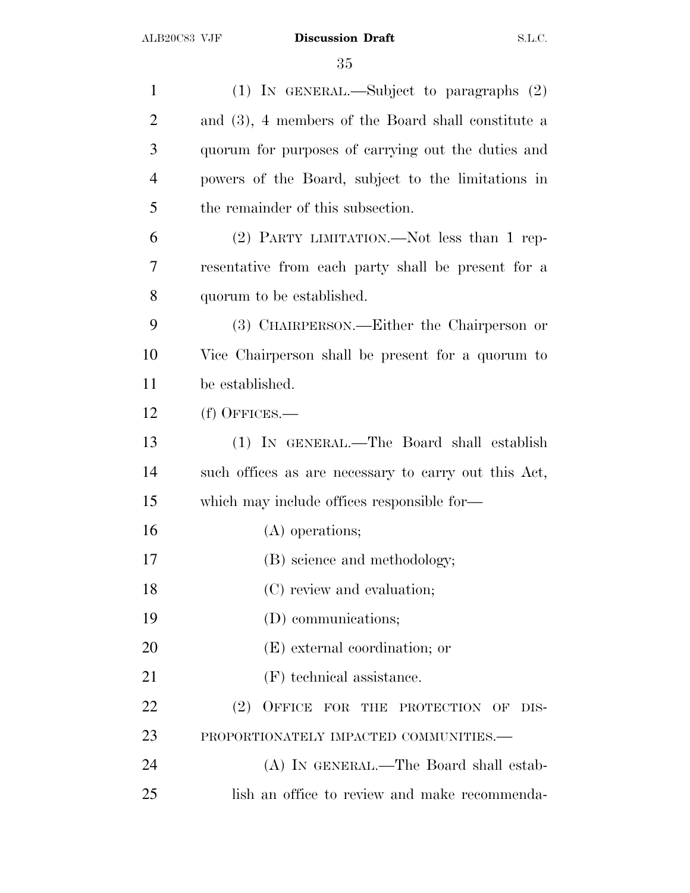(1) IN GENERAL.—Subject to paragraphs (2) and (3), 4 members of the Board shall constitute a quorum for purposes of carrying out the duties and powers of the Board, subject to the limitations in the remainder of this subsection.

(2) PARTY LIMITATION.—Not less than 1 representative from each party shall be present for a quorum to be established.

(3) CHAIRPERSON.—Either the Chairperson or Vice Chairperson shall be present for a quorum to be established.

(f) OFFICES.—

(1) IN GENERAL.—The Board shall establish such offices as are necessary to carry out this Act, which may include offices responsible for—

(A) operations;

(B) science and methodology;

(C) review and evaluation;

(D) communications;

(E) external coordination; or

(F) technical assistance.

(2) OFFICE FOR THE PROTECTION OF DISPROPORTIONATELY IMPACTED COMMUNITIES.—

(A) IN GENERAL.—The Board shall establish an office to review and make recommenda-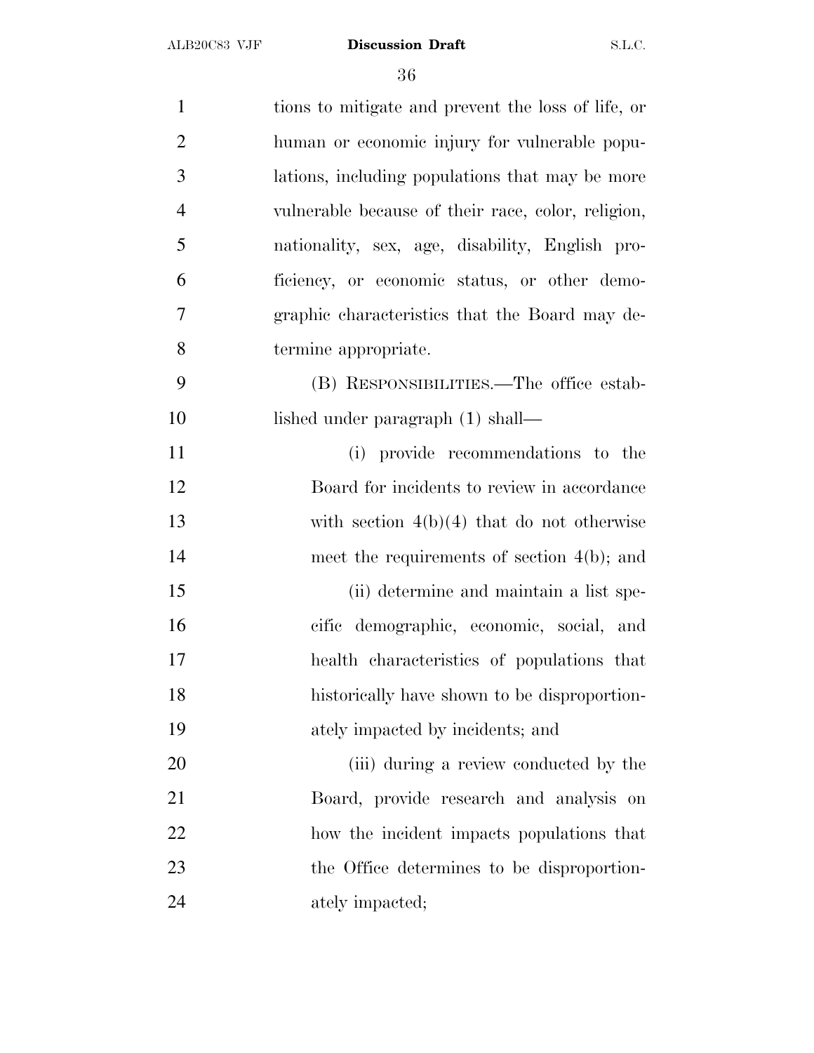tions to mitigate and prevent the loss of life, or human or economic injury for vulnerable populations, including populations that may be more vulnerable because of their race, color, religion, nationality, sex, age, disability, English proficiency, or economic status, or other demographic characteristics that the Board may determine appropriate.

(B) RESPONSIBILITIES.—The office established under paragraph (1) shall—

(i) provide recommendations to the Board for incidents to review in accordance with section 4(b)(4) that do not otherwise meet the requirements of section 4(b); and

(ii) determine and maintain a list specific demographic, economic, social, and health characteristics of populations that historically have shown to be disproportionately impacted by incidents; and

(iii) during a review conducted by the Board, provide research and analysis on how the incident impacts populations that the Office determines to be disproportionately impacted;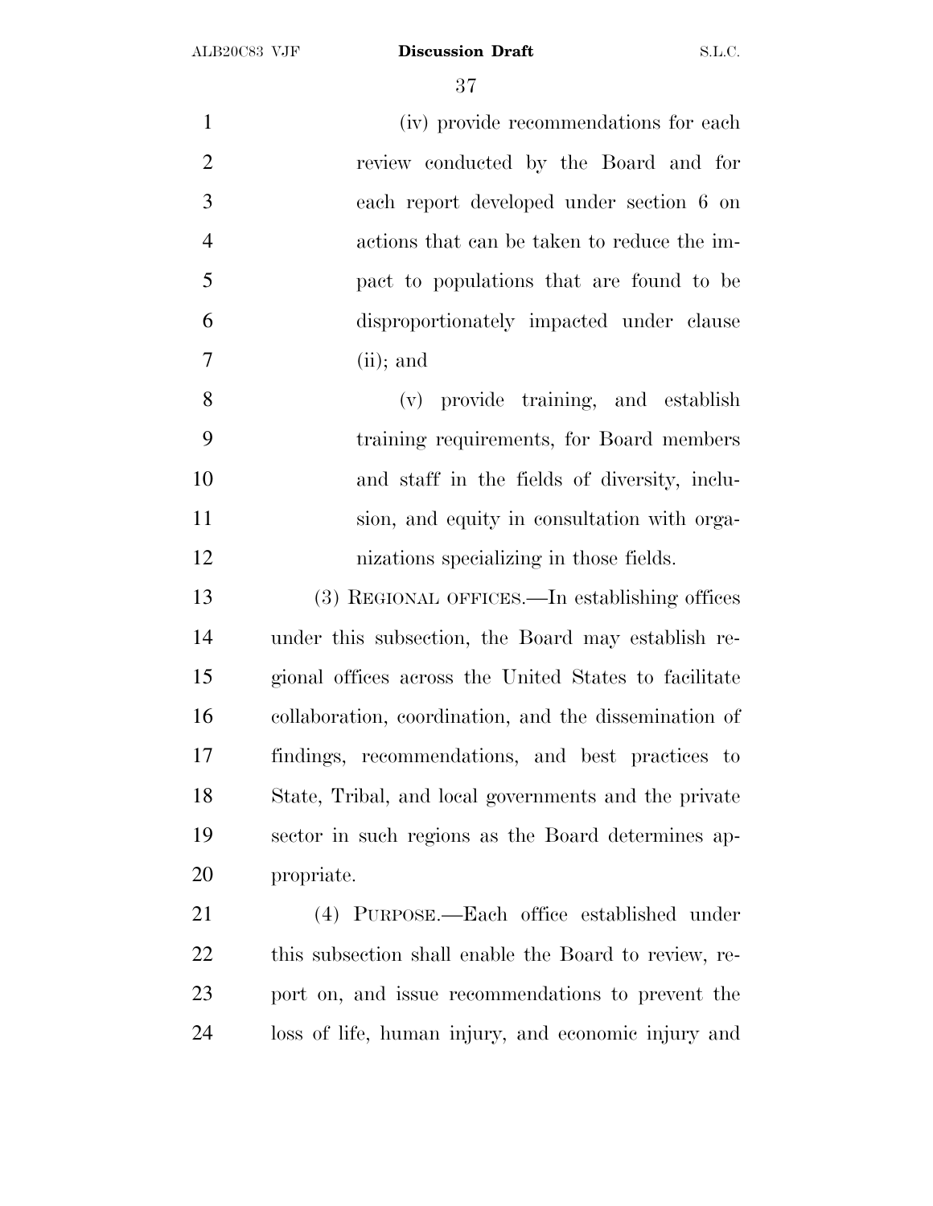(iv) provide recommendations for each review conducted by the Board and for each report developed under section 6 on actions that can be taken to reduce the impact to populations that are found to be disproportionately impacted under clause (ii); and

(v) provide training, and establish training requirements, for Board members and staff in the fields of diversity, inclusion, and equity in consultation with organizations specializing in those fields.

(3) REGIONAL OFFICES.—In establishing offices under this subsection, the Board may establish regional offices across the United States to facilitate collaboration, coordination, and the dissemination of findings, recommendations, and best practices to State, Tribal, and local governments and the private sector in such regions as the Board determines appropriate.

(4) PURPOSE.—Each office established under this subsection shall enable the Board to review, report on, and issue recommendations to prevent the loss of life, human injury, and economic injury and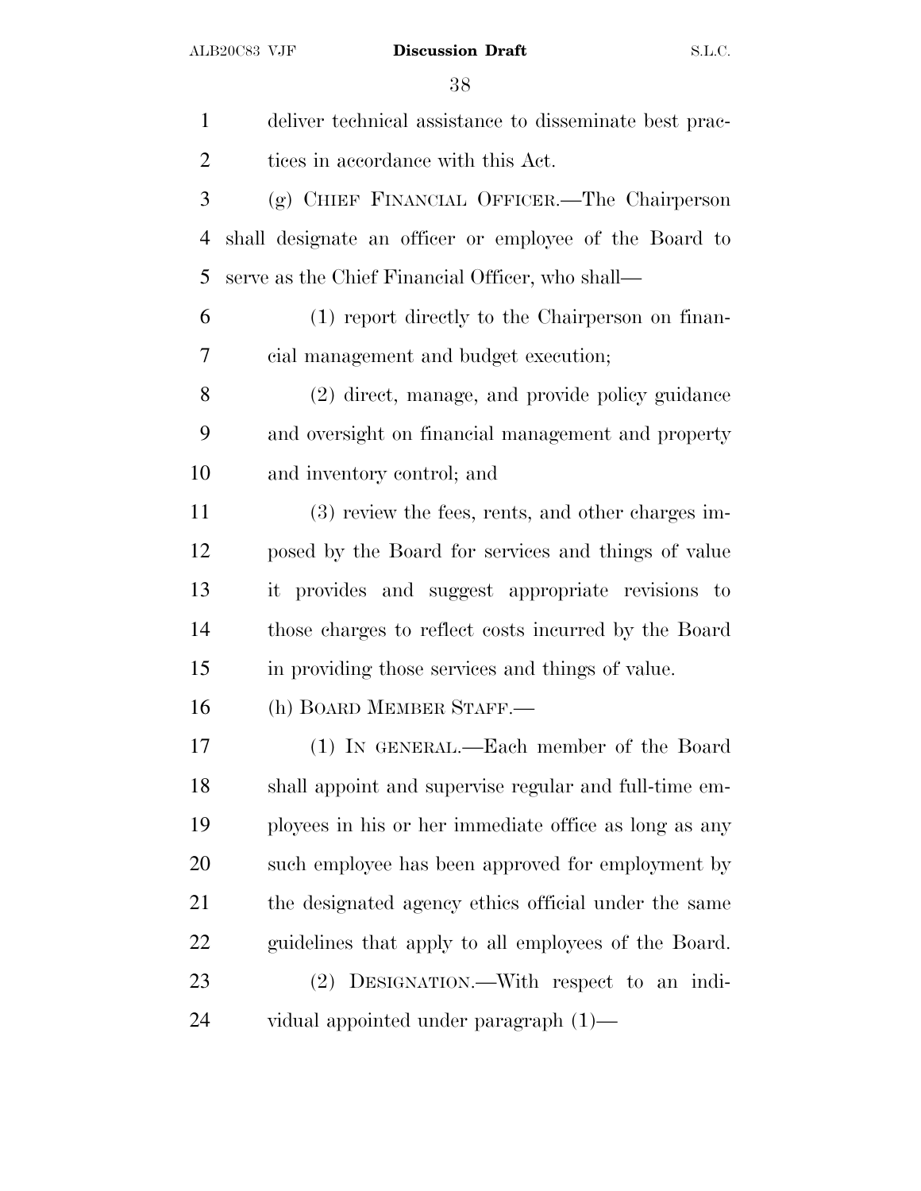deliver technical assistance to disseminate best practices in accordance with this Act.

(g) CHIEF FINANCIAL OFFICER.—The Chairperson shall designate an officer or employee of the Board to serve as the Chief Financial Officer, who shall—

(1) report directly to the Chairperson on financial management and budget execution;

(2) direct, manage, and provide policy guidance and oversight on financial management and property and inventory control; and

(3) review the fees, rents, and other charges imposed by the Board for services and things of value it provides and suggest appropriate revisions to those charges to reflect costs incurred by the Board in providing those services and things of value.

(h) BOARD MEMBER STAFF.—

(1) IN GENERAL.—Each member of the Board shall appoint and supervise regular and full-time employees in his or her immediate office as long as any such employee has been approved for employment by the designated agency ethics official under the same guidelines that apply to all employees of the Board.

(2) DESIGNATION.—With respect to an individual appointed under paragraph (1)—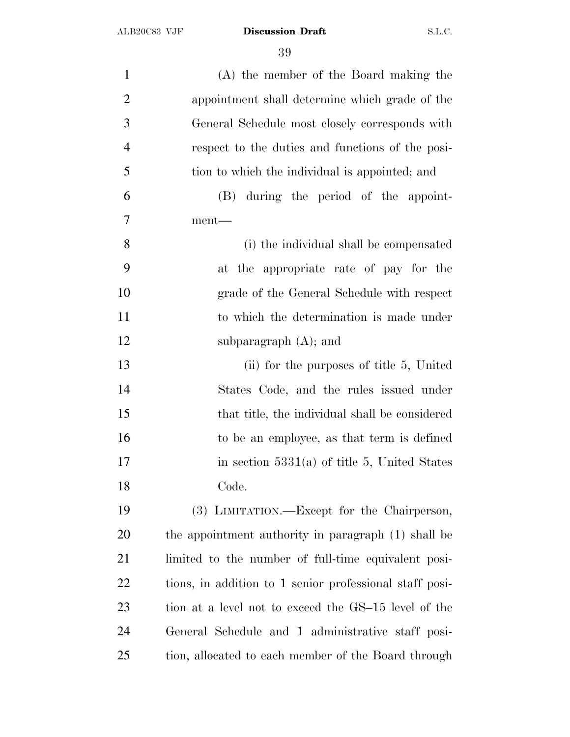(A) the member of the Board making the appointment shall determine which grade of the General Schedule most closely corresponds with respect to the duties and functions of the position to which the individual is appointed; and

(B) during the period of the appointment—

(i) the individual shall be compensated at the appropriate rate of pay for the grade of the General Schedule with respect to which the determination is made under subparagraph (A); and

(ii) for the purposes of title 5, United States Code, and the rules issued under that title, the individual shall be considered to be an employee, as that term is defined in section 5331(a) of title 5, United States Code.

(3) LIMITATION.—Except for the Chairperson, the appointment authority in paragraph (1) shall be limited to the number of full-time equivalent positions, in addition to 1 senior professional staff position at a level not to exceed the GS–15 level of the General Schedule and 1 administrative staff position, allocated to each member of the Board through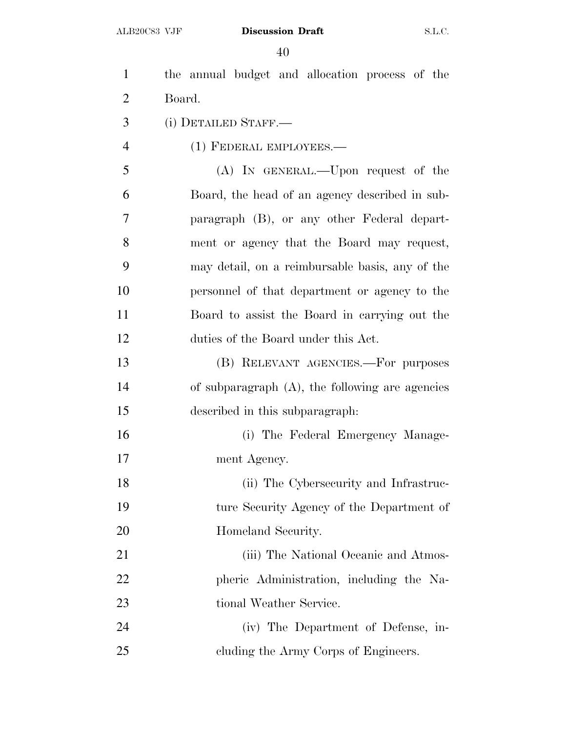the annual budget and allocation process of the Board.

(i) DETAILED STAFF.—

(1) FEDERAL EMPLOYEES.—

(A) IN GENERAL.—Upon request of the Board, the head of an agency described in subparagraph (B), or any other Federal department or agency that the Board may request, may detail, on a reimbursable basis, any of the personnel of that department or agency to the Board to assist the Board in carrying out the duties of the Board under this Act.

(B) RELEVANT AGENCIES.—For purposes of subparagraph (A), the following are agencies described in this subparagraph:

(i) The Federal Emergency Management Agency.

(ii) The Cybersecurity and Infrastructure Security Agency of the Department of Homeland Security.

(iii) The National Oceanic and Atmospheric Administration, including the National Weather Service.

(iv) The Department of Defense, including the Army Corps of Engineers.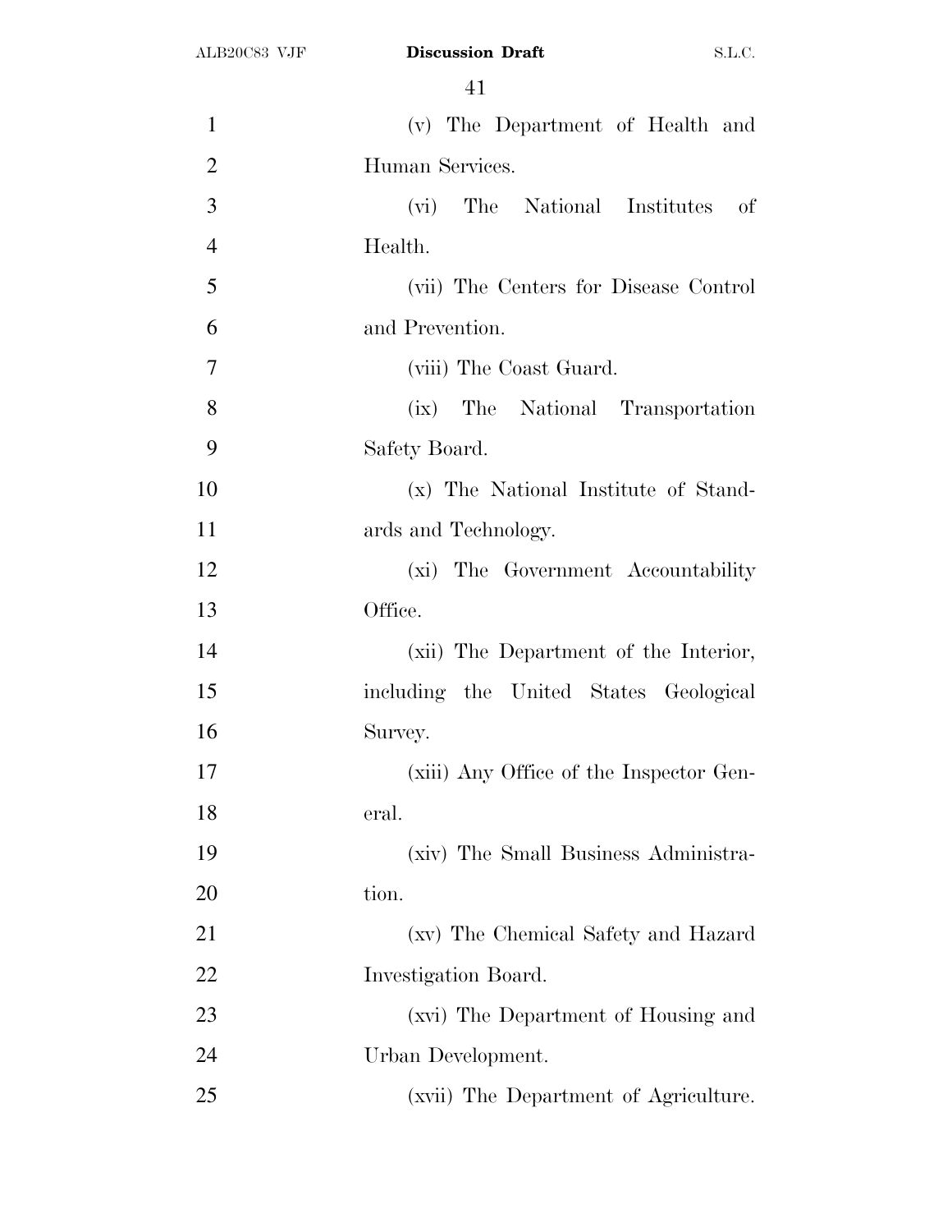(v) The Department of Health and Human Services.

(vi) The National Institutes of Health.

(vii) The Centers for Disease Control and Prevention.

(viii) The Coast Guard.

(ix) The National Transportation Safety Board.

(x) The National Institute of Standards and Technology.

(xi) The Government Accountability Office.

(xii) The Department of the Interior, including the United States Geological Survey.

(xiii) Any Office of the Inspector General.

(xiv) The Small Business Administration.

(xv) The Chemical Safety and Hazard Investigation Board.

(xvi) The Department of Housing and Urban Development.

(xvii) The Department of Agriculture.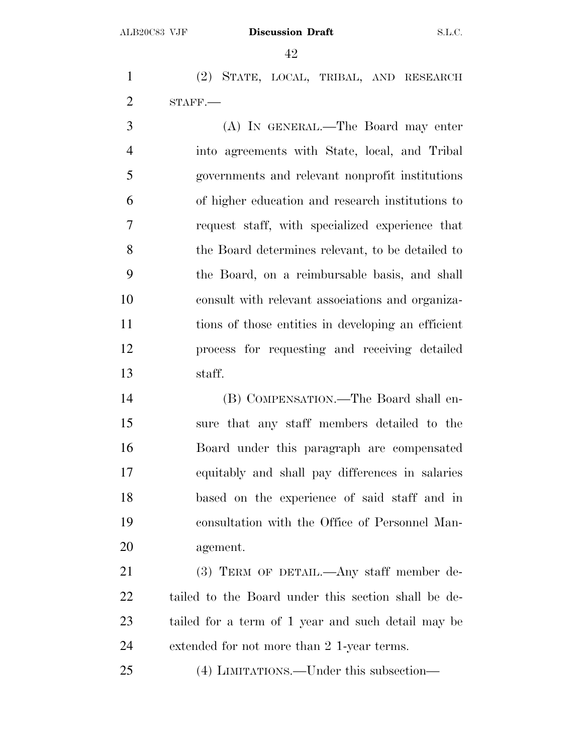(2) STATE, LOCAL, TRIBAL, AND RESEARCH STAFF.—

(A) IN GENERAL.—The Board may enter into agreements with State, local, and Tribal governments and relevant nonprofit institutions of higher education and research institutions to request staff, with specialized experience that the Board determines relevant, to be detailed to the Board, on a reimbursable basis, and shall consult with relevant associations and organizations of those entities in developing an efficient process for requesting and receiving detailed staff.

(B) COMPENSATION.—The Board shall ensure that any staff members detailed to the Board under this paragraph are compensated equitably and shall pay differences in salaries based on the experience of said staff and in consultation with the Office of Personnel Management.

(3) TERM OF DETAIL.—Any staff member detailed to the Board under this section shall be detailed for a term of 1 year and such detail may be extended for not more than 2 1-year terms.

(4) LIMITATIONS.—Under this subsection—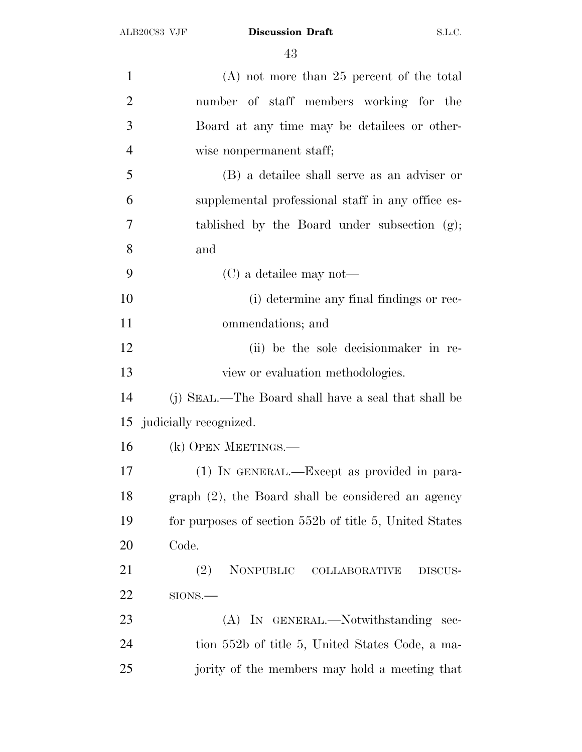(A) not more than 25 percent of the total number of staff members working for the Board at any time may be detailees or otherwise nonpermanent staff;

(B) a detailee shall serve as an adviser or supplemental professional staff in any office established by the Board under subsection (g); and

(C) a detailee may not—

(i) determine any final findings or recommendations; and

(ii) be the sole decisionmaker in review or evaluation methodologies.

(j) SEAL.—The Board shall have a seal that shall be judicially recognized.

(k) OPEN MEETINGS.—

(1) IN GENERAL.—Except as provided in paragraph (2), the Board shall be considered an agency for purposes of section 552b of title 5, United States Code.

(2) NONPUBLIC COLLABORATIVE DISCUSSIONS.—

(A) IN GENERAL.—Notwithstanding section 552b of title 5, United States Code, a majority of the members may hold a meeting that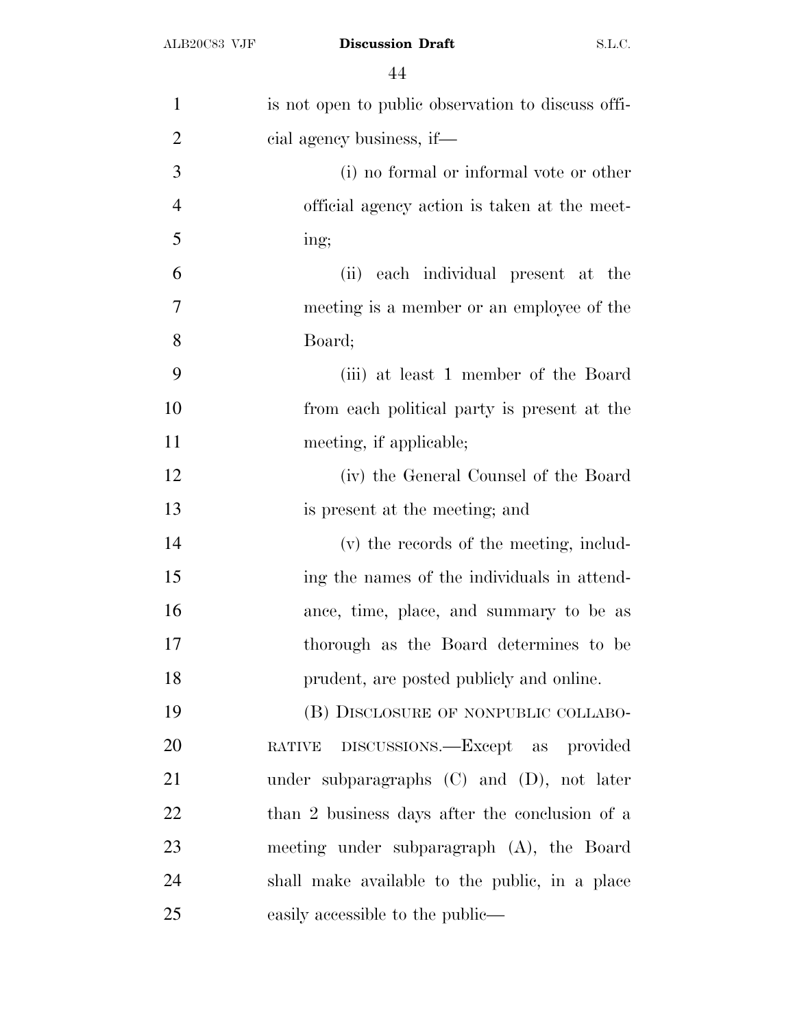is not open to public observation to discuss official agency business, if—

(i) no formal or informal vote or other official agency action is taken at the meeting;

(ii) each individual present at the meeting is a member or an employee of the Board;

(iii) at least 1 member of the Board from each political party is present at the meeting, if applicable;

(iv) the General Counsel of the Board is present at the meeting; and

(v) the records of the meeting, including the names of the individuals in attendance, time, place, and summary to be as thorough as the Board determines to be prudent, are posted publicly and online.

(B) DISCLOSURE OF NONPUBLIC COLLABORATIVE DISCUSSIONS.—Except as provided under subparagraphs (C) and (D), not later than 2 business days after the conclusion of a meeting under subparagraph (A), the Board shall make available to the public, in a place easily accessible to the public—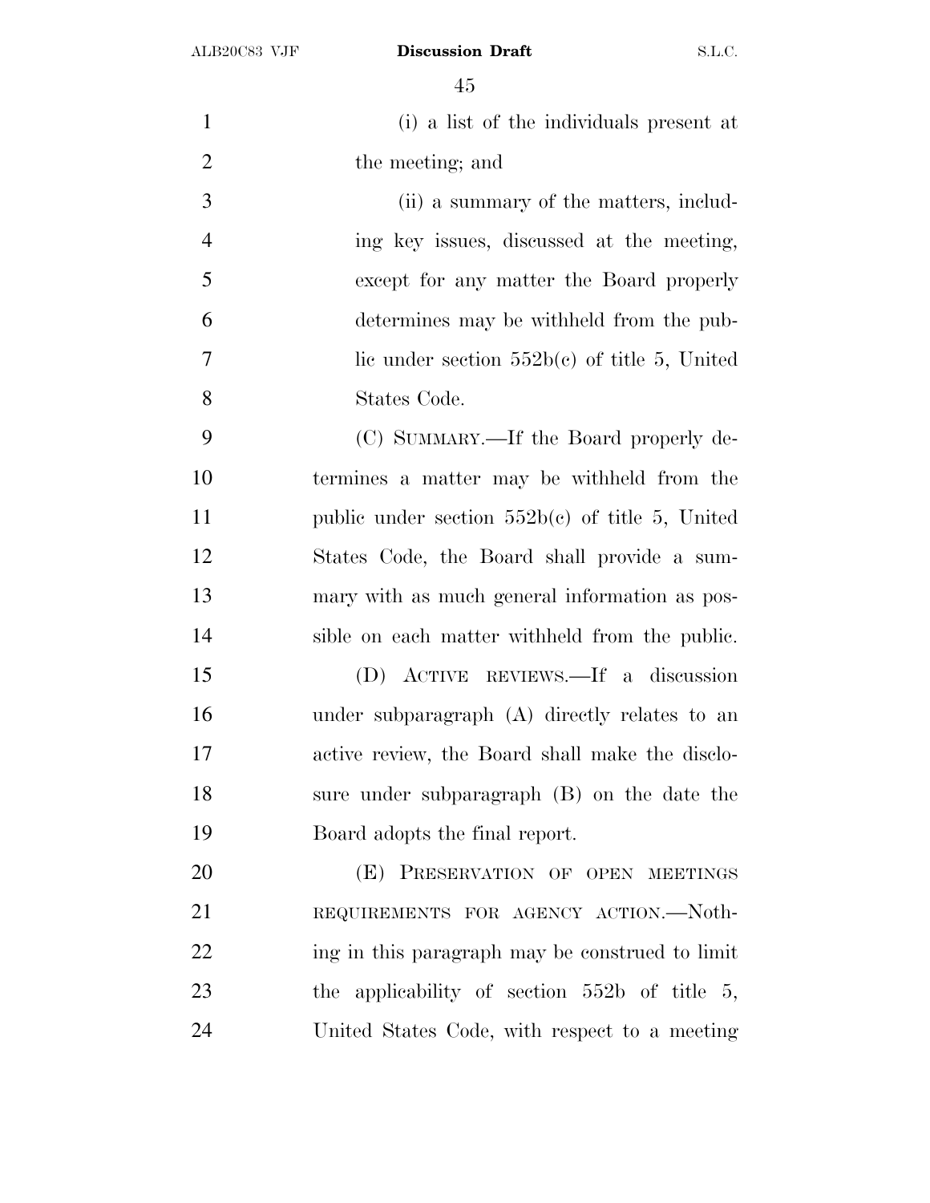(i) a list of the individuals present at the meeting; and

(ii) a summary of the matters, including key issues, discussed at the meeting, except for any matter the Board properly determines may be withheld from the public under section 552b(c) of title 5, United States Code.

(C) SUMMARY.—If the Board properly determines a matter may be withheld from the public under section 552b(c) of title 5, United States Code, the Board shall provide a summary with as much general information as possible on each matter withheld from the public.

(D) ACTIVE REVIEWS.—If a discussion under subparagraph (A) directly relates to an active review, the Board shall make the disclosure under subparagraph (B) on the date the Board adopts the final report.

(E) PRESERVATION OF OPEN MEETINGS REQUIREMENTS FOR AGENCY ACTION.—Nothing in this paragraph may be construed to limit the applicability of section 552b of title 5, United States Code, with respect to a meeting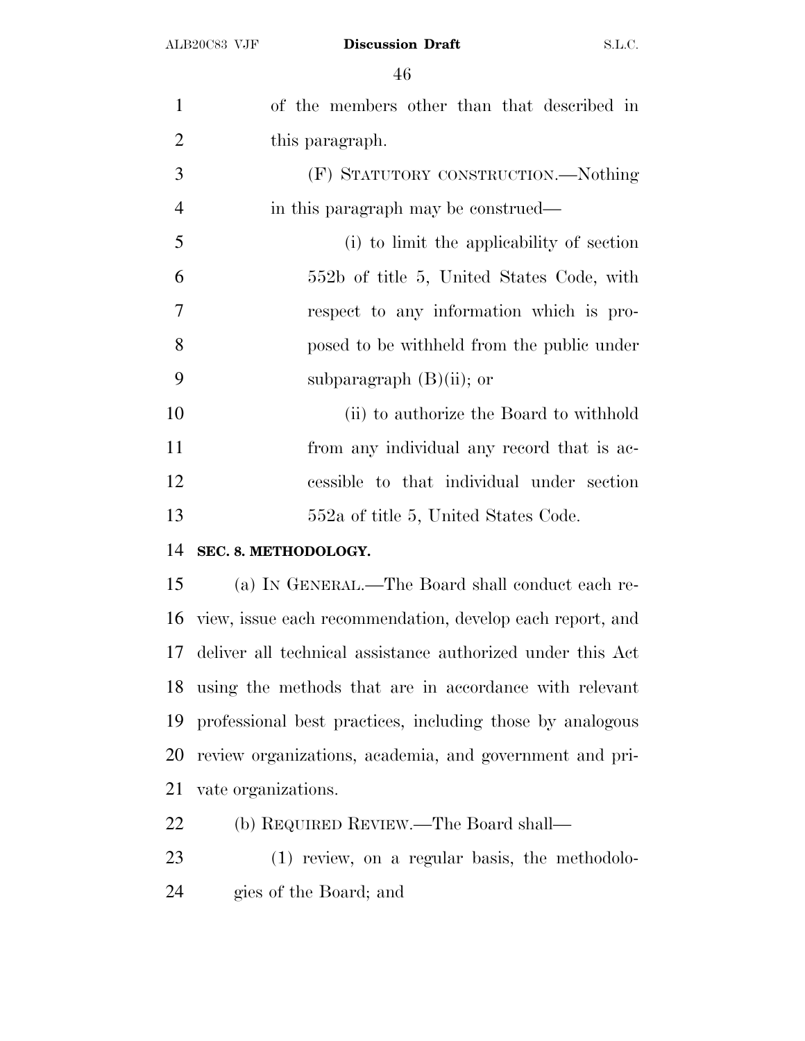of the members other than that described in this paragraph.

(F) STATUTORY CONSTRUCTION.—Nothing in this paragraph may be construed—

(i) to limit the applicability of section 552b of title 5, United States Code, with respect to any information which is proposed to be withheld from the public under subparagraph (B)(ii); or

(ii) to authorize the Board to withhold from any individual any record that is accessible to that individual under section 552a of title 5, United States Code.

**SEC. 8. METHODOLOGY.**

(a) IN GENERAL.—The Board shall conduct each review, issue each recommendation, develop each report, and deliver all technical assistance authorized under this Act using the methods that are in accordance with relevant professional best practices, including those by analogous review organizations, academia, and government and private organizations.

(b) REQUIRED REVIEW.—The Board shall—

(1) review, on a regular basis, the methodologies of the Board; and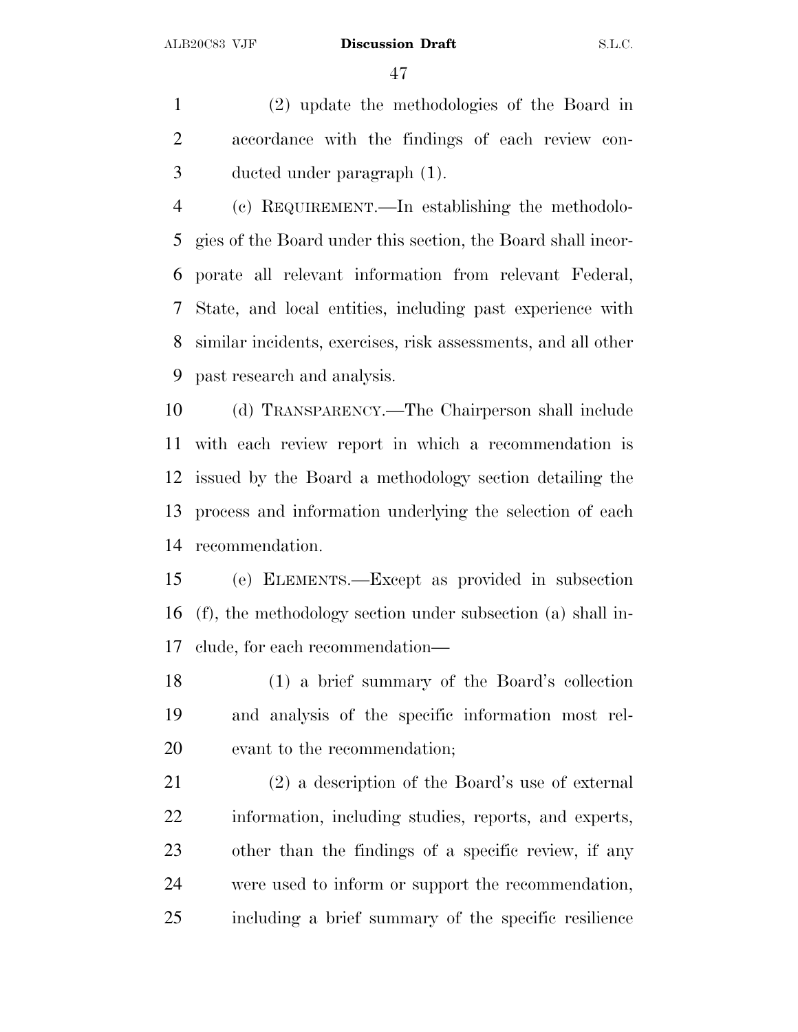(2) update the methodologies of the Board in accordance with the findings of each review conducted under paragraph (1).

(c) REQUIREMENT.—In establishing the methodologies of the Board under this section, the Board shall incorporate all relevant information from relevant Federal, State, and local entities, including past experience with similar incidents, exercises, risk assessments, and all other past research and analysis.

(d) TRANSPARENCY.—The Chairperson shall include with each review report in which a recommendation is issued by the Board a methodology section detailing the process and information underlying the selection of each recommendation.

(e) ELEMENTS.—Except as provided in subsection (f), the methodology section under subsection (a) shall include, for each recommendation—

(1) a brief summary of the Board's collection and analysis of the specific information most relevant to the recommendation;

(2) a description of the Board's use of external information, including studies, reports, and experts, other than the findings of a specific review, if any were used to inform or support the recommendation, including a brief summary of the specific resilience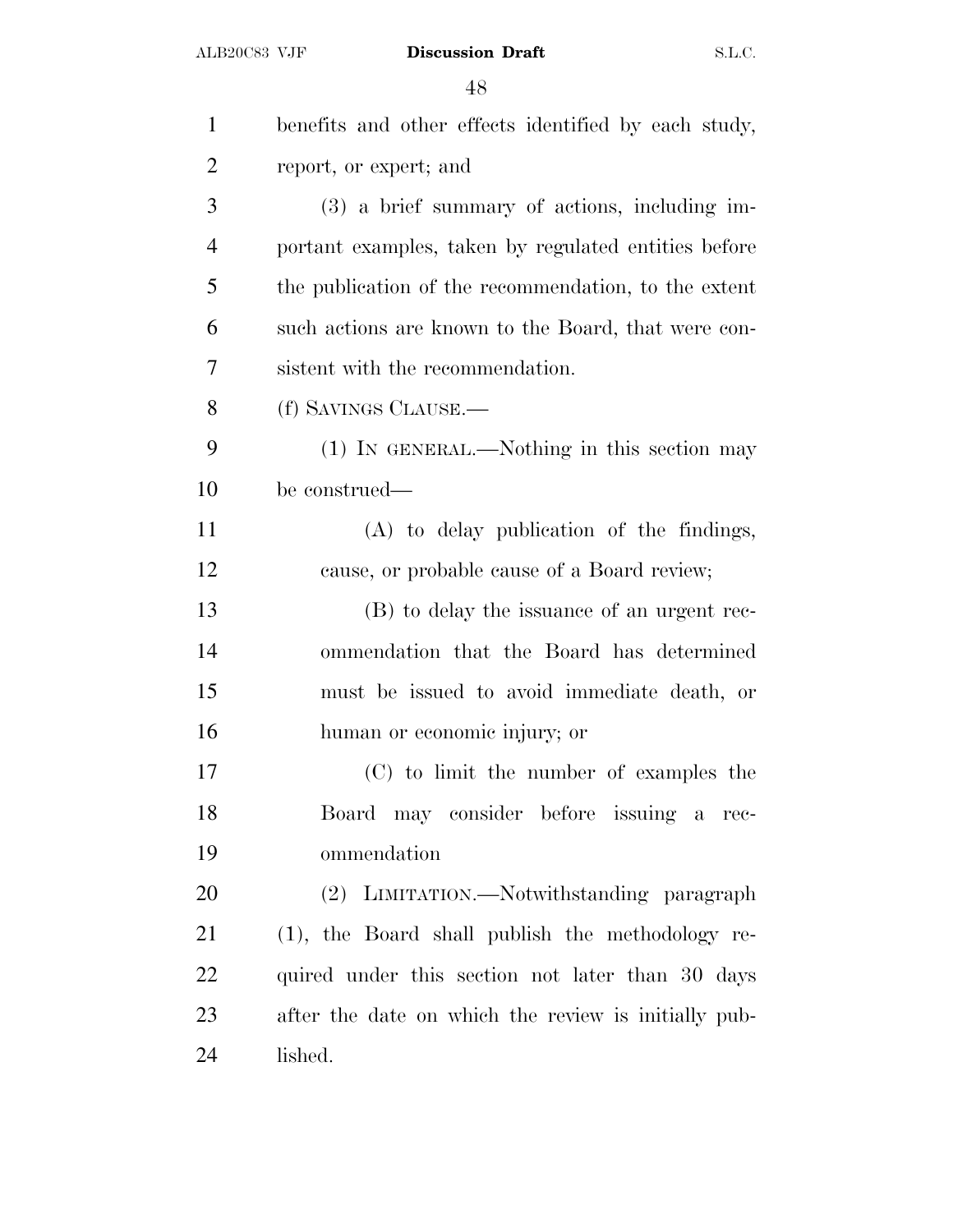benefits and other effects identified by each study, report, or expert; and

(3) a brief summary of actions, including important examples, taken by regulated entities before the publication of the recommendation, to the extent such actions are known to the Board, that were consistent with the recommendation.

(f) SAVINGS CLAUSE.—

(1) IN GENERAL.—Nothing in this section may be construed—

(A) to delay publication of the findings, cause, or probable cause of a Board review;

(B) to delay the issuance of an urgent recommendation that the Board has determined must be issued to avoid immediate death, or human or economic injury; or

(C) to limit the number of examples the Board may consider before issuing a recommendation

(2) LIMITATION.—Notwithstanding paragraph (1), the Board shall publish the methodology required under this section not later than 30 days after the date on which the review is initially published.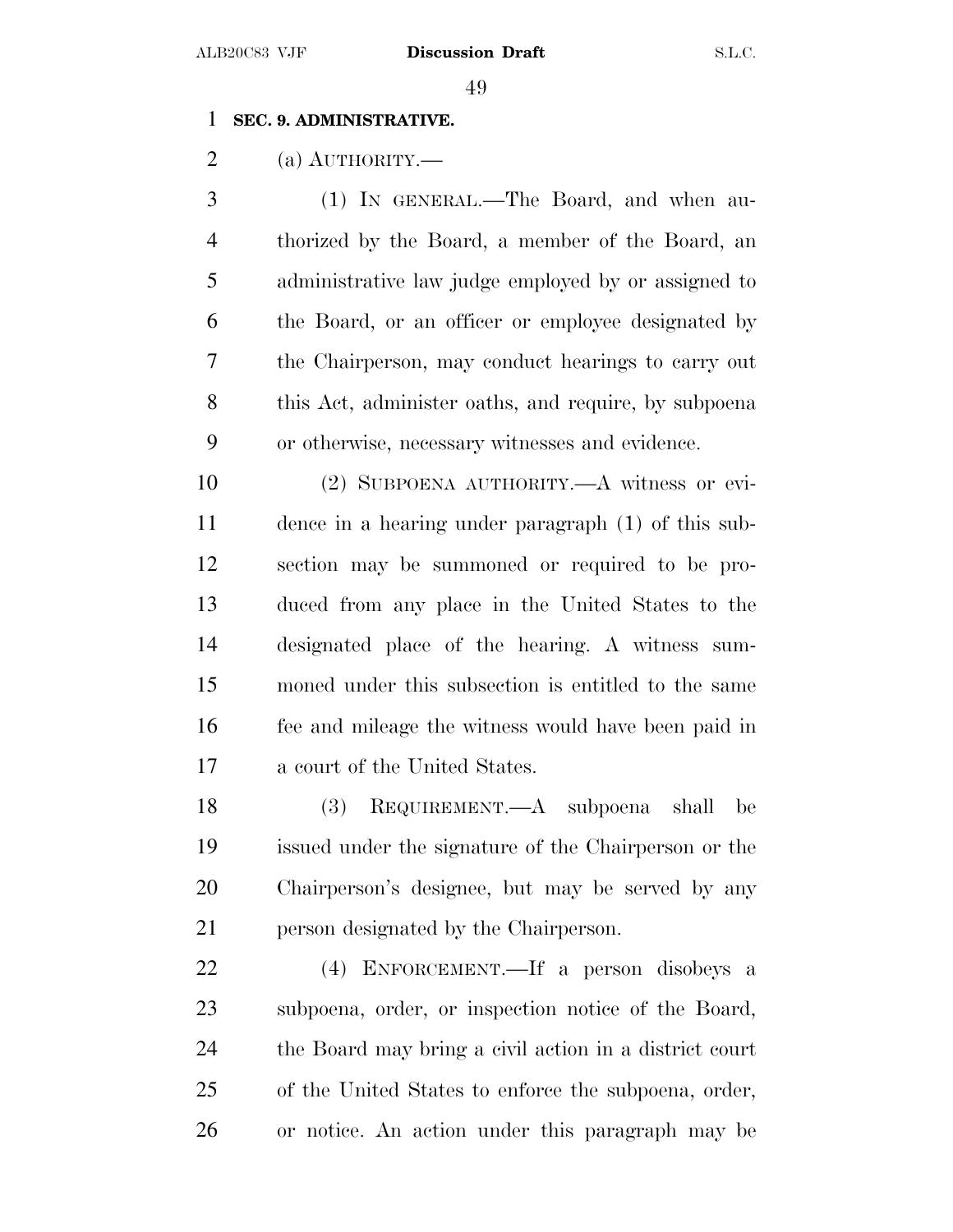**SEC. 9. ADMINISTRATIVE.**

(a) AUTHORITY.—

(1) IN GENERAL.—The Board, and when authorized by the Board, a member of the Board, an administrative law judge employed by or assigned to the Board, or an officer or employee designated by the Chairperson, may conduct hearings to carry out this Act, administer oaths, and require, by subpoena or otherwise, necessary witnesses and evidence.

(2) SUBPOENA AUTHORITY.—A witness or evidence in a hearing under paragraph (1) of this subsection may be summoned or required to be produced from any place in the United States to the designated place of the hearing. A witness summoned under this subsection is entitled to the same fee and mileage the witness would have been paid in a court of the United States.

(3) REQUIREMENT.—A subpoena shall be issued under the signature of the Chairperson or the Chairperson's designee, but may be served by any person designated by the Chairperson.

(4) ENFORCEMENT.—If a person disobeys a subpoena, order, or inspection notice of the Board, the Board may bring a civil action in a district court of the United States to enforce the subpoena, order, or notice. An action under this paragraph may be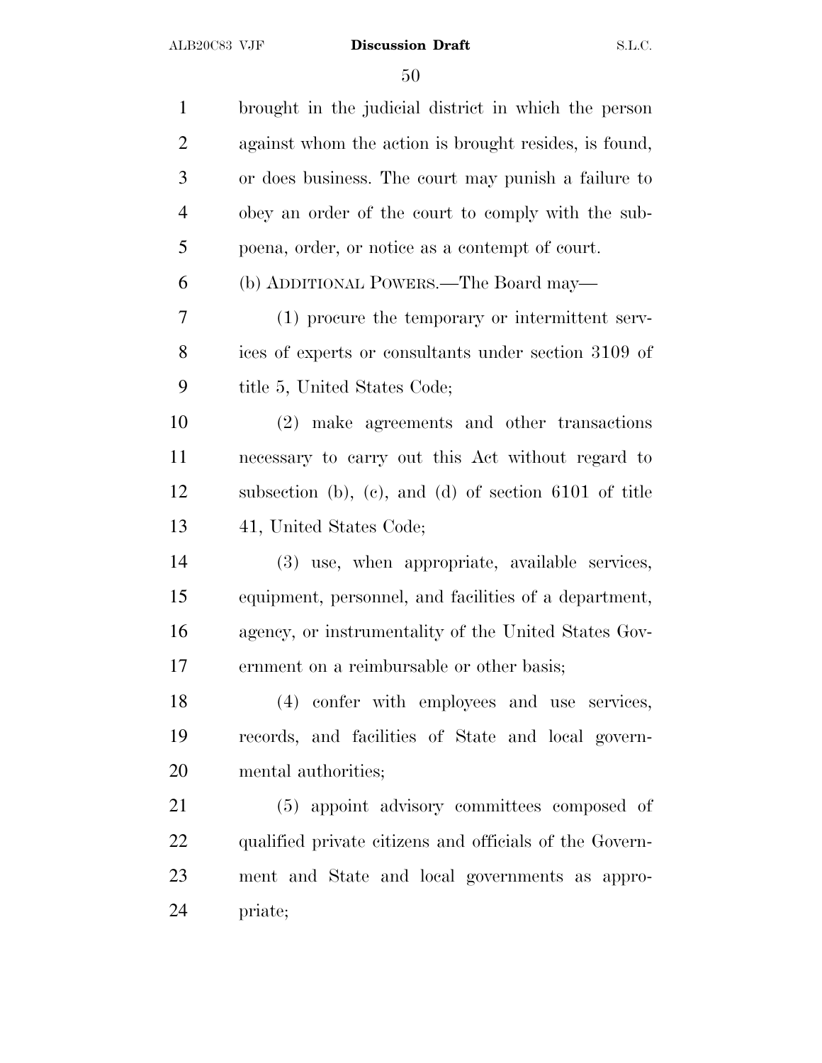brought in the judicial district in which the person against whom the action is brought resides, is found, or does business. The court may punish a failure to obey an order of the court to comply with the subpoena, order, or notice as a contempt of court.

(b) ADDITIONAL POWERS.—The Board may—

(1) procure the temporary or intermittent services of experts or consultants under section 3109 of title 5, United States Code;

(2) make agreements and other transactions necessary to carry out this Act without regard to subsection (b), (c), and (d) of section 6101 of title 41, United States Code;

(3) use, when appropriate, available services, equipment, personnel, and facilities of a department, agency, or instrumentality of the United States Government on a reimbursable or other basis;

(4) confer with employees and use services, records, and facilities of State and local governmental authorities;

(5) appoint advisory committees composed of qualified private citizens and officials of the Government and State and local governments as appropriate;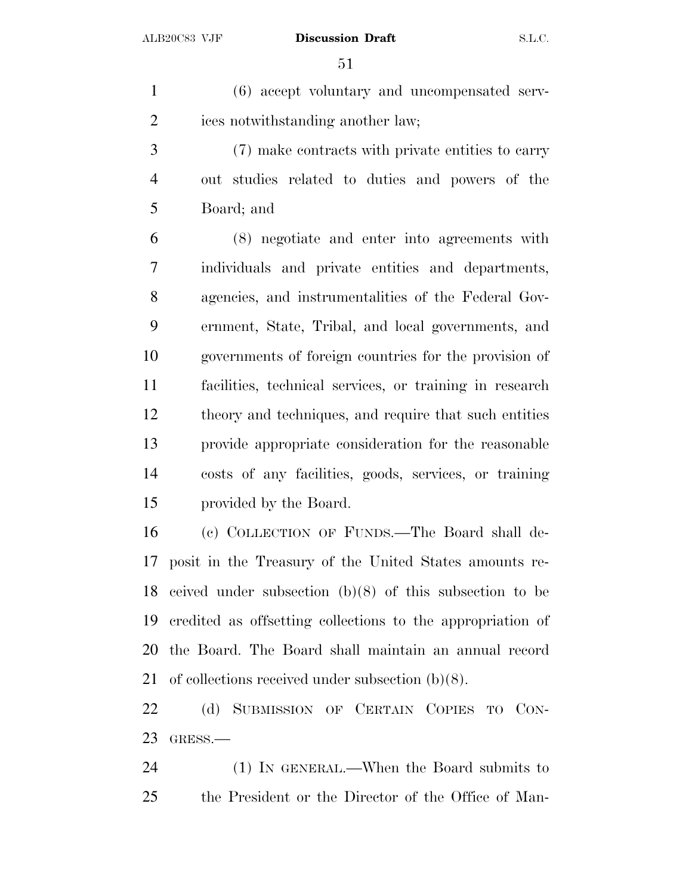(6) accept voluntary and uncompensated services notwithstanding another law;

(7) make contracts with private entities to carry out studies related to duties and powers of the Board; and

(8) negotiate and enter into agreements with individuals and private entities and departments, agencies, and instrumentalities of the Federal Government, State, Tribal, and local governments, and governments of foreign countries for the provision of facilities, technical services, or training in research theory and techniques, and require that such entities provide appropriate consideration for the reasonable costs of any facilities, goods, services, or training provided by the Board.

(c) COLLECTION OF FUNDS.—The Board shall deposit in the Treasury of the United States amounts received under subsection (b)(8) of this subsection to be credited as offsetting collections to the appropriation of the Board. The Board shall maintain an annual record of collections received under subsection (b)(8).

(d) SUBMISSION OF CERTAIN COPIES TO CONGRESS.—

(1) IN GENERAL.—When the Board submits to the President or the Director of the Office of Man-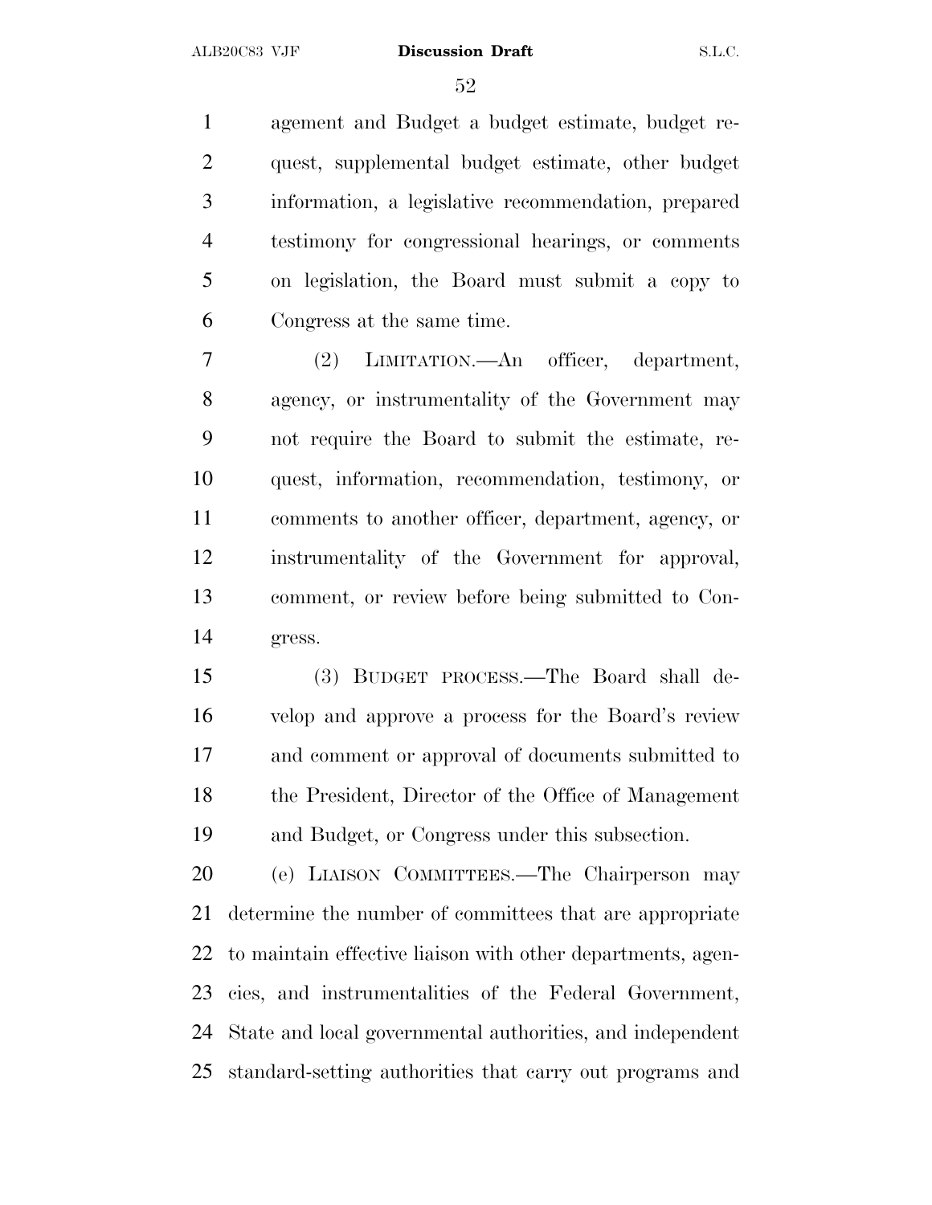agement and Budget a budget estimate, budget request, supplemental budget estimate, other budget information, a legislative recommendation, prepared testimony for congressional hearings, or comments on legislation, the Board must submit a copy to Congress at the same time.

(2) LIMITATION.—An officer, department, agency, or instrumentality of the Government may not require the Board to submit the estimate, request, information, recommendation, testimony, or comments to another officer, department, agency, or instrumentality of the Government for approval, comment, or review before being submitted to Congress.

(3) BUDGET PROCESS.—The Board shall develop and approve a process for the Board's review and comment or approval of documents submitted to the President, Director of the Office of Management and Budget, or Congress under this subsection.

(e) LIAISON COMMITTEES.—The Chairperson may determine the number of committees that are appropriate to maintain effective liaison with other departments, agencies, and instrumentalities of the Federal Government, State and local governmental authorities, and independent standard-setting authorities that carry out programs and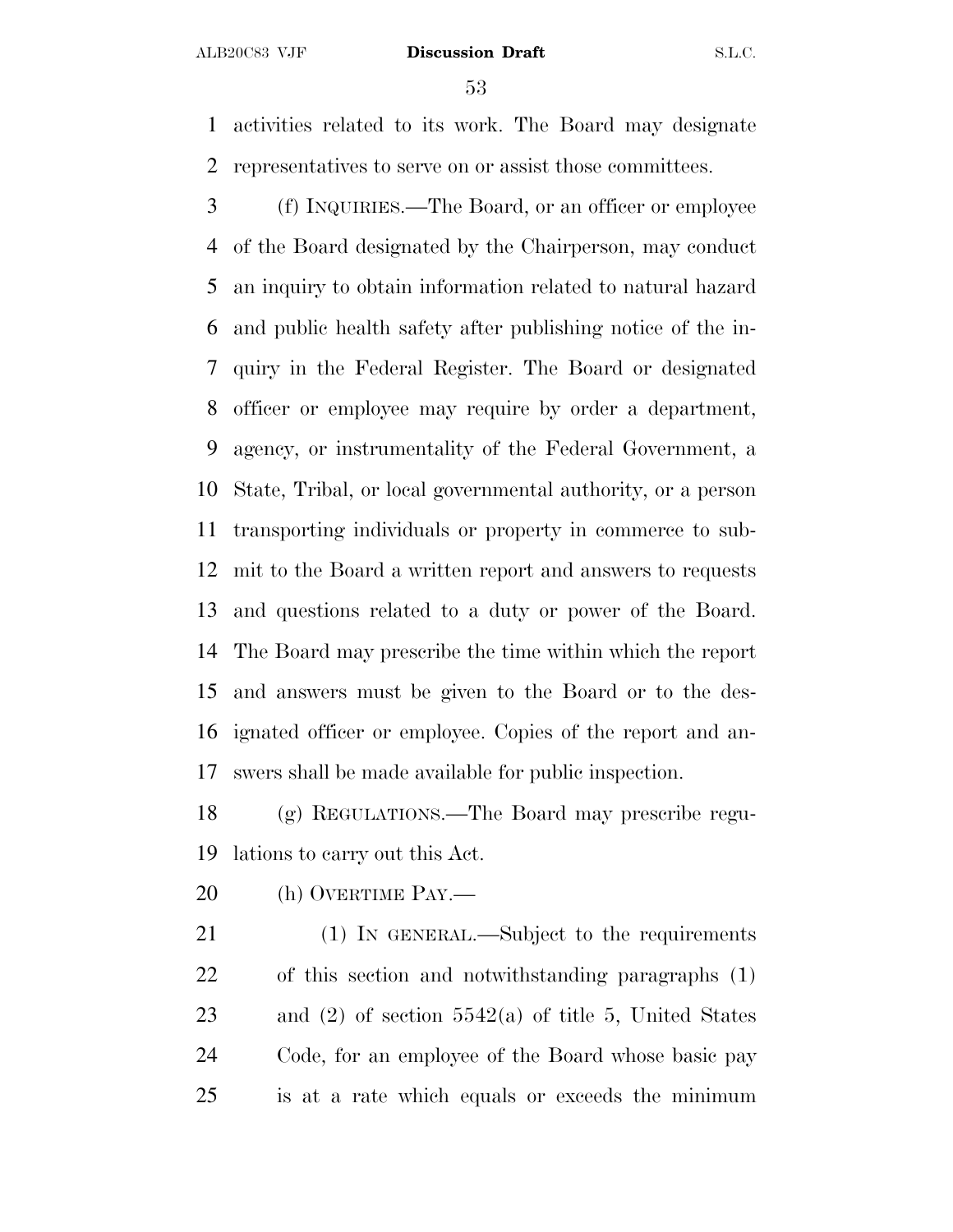activities related to its work. The Board may designate representatives to serve on or assist those committees.

(f) INQUIRIES.—The Board, or an officer or employee of the Board designated by the Chairperson, may conduct an inquiry to obtain information related to natural hazard and public health safety after publishing notice of the inquiry in the Federal Register. The Board or designated officer or employee may require by order a department, agency, or instrumentality of the Federal Government, a State, Tribal, or local governmental authority, or a person transporting individuals or property in commerce to submit to the Board a written report and answers to requests and questions related to a duty or power of the Board. The Board may prescribe the time within which the report and answers must be given to the Board or to the designated officer or employee. Copies of the report and answers shall be made available for public inspection.

(g) REGULATIONS.—The Board may prescribe regulations to carry out this Act.

(h) OVERTIME PAY.—

(1) IN GENERAL.—Subject to the requirements of this section and notwithstanding paragraphs (1) and (2) of section 5542(a) of title 5, United States Code, for an employee of the Board whose basic pay is at a rate which equals or exceeds the minimum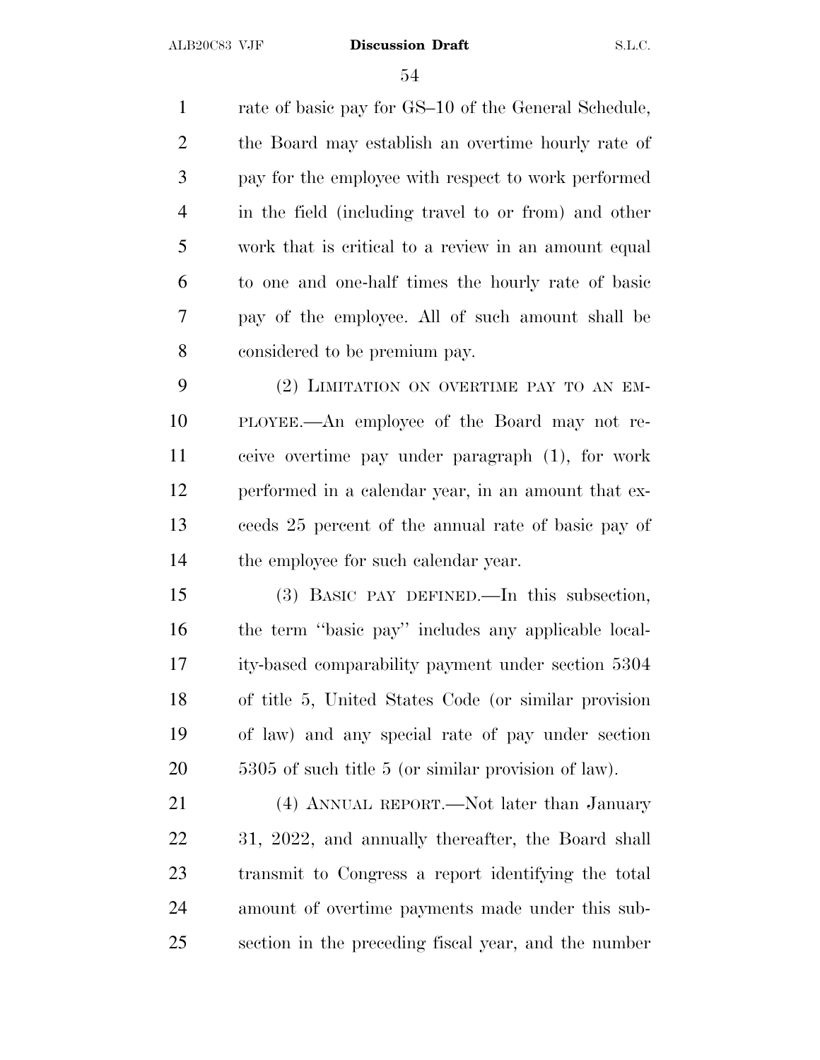rate of basic pay for GS–10 of the General Schedule, the Board may establish an overtime hourly rate of pay for the employee with respect to work performed in the field (including travel to or from) and other work that is critical to a review in an amount equal to one and one-half times the hourly rate of basic pay of the employee. All of such amount shall be considered to be premium pay.

(2) LIMITATION ON OVERTIME PAY TO AN EMPLOYEE.—An employee of the Board may not receive overtime pay under paragraph (1), for work performed in a calendar year, in an amount that exceeds 25 percent of the annual rate of basic pay of the employee for such calendar year.

(3) BASIC PAY DEFINED.—In this subsection, the term ''basic pay'' includes any applicable locality-based comparability payment under section 5304 of title 5, United States Code (or similar provision of law) and any special rate of pay under section 5305 of such title 5 (or similar provision of law).

(4) ANNUAL REPORT.—Not later than January 31, 2022, and annually thereafter, the Board shall transmit to Congress a report identifying the total amount of overtime payments made under this subsection in the preceding fiscal year, and the number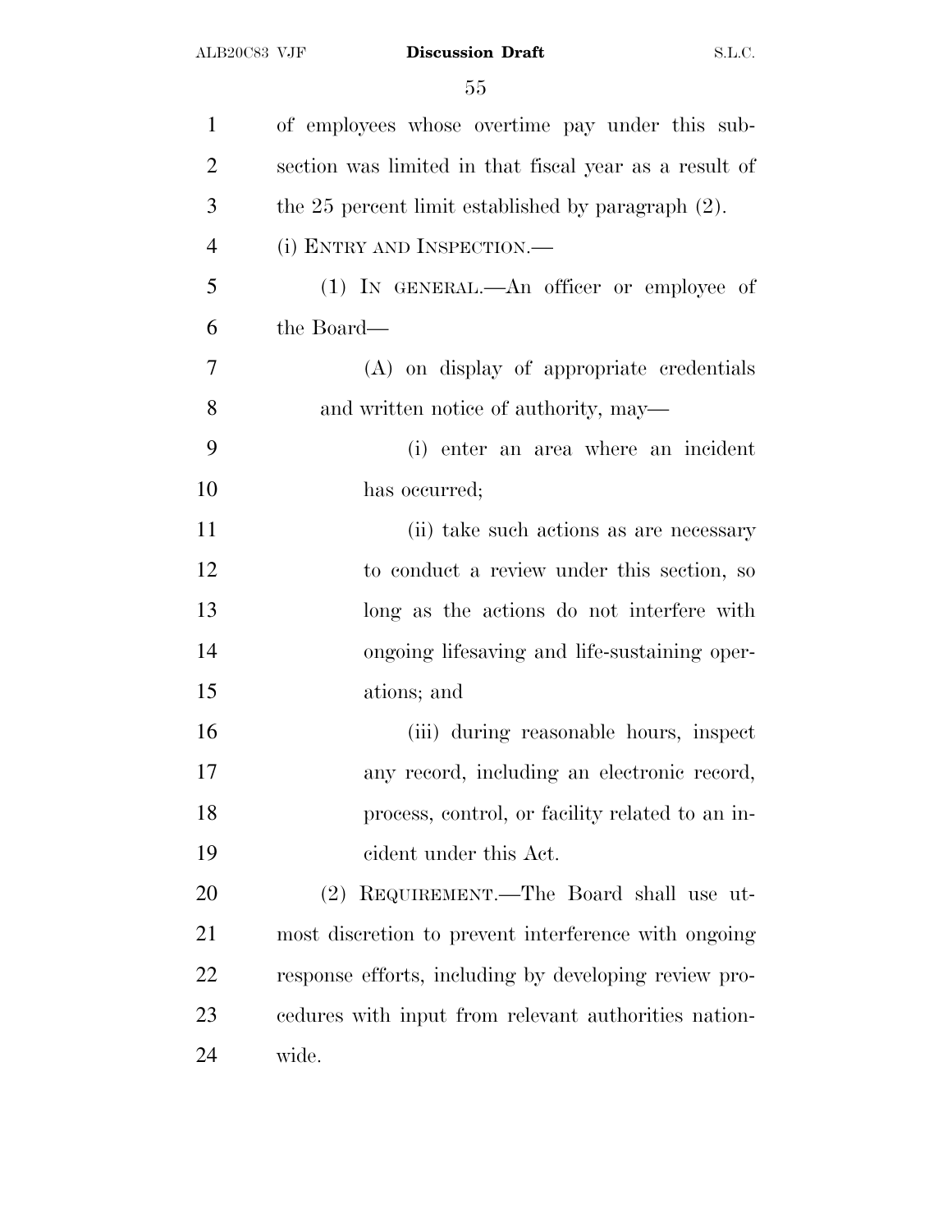of employees whose overtime pay under this subsection was limited in that fiscal year as a result of the 25 percent limit established by paragraph (2).

(i) ENTRY AND INSPECTION.—

(1) IN GENERAL.—An officer or employee of the Board—

(A) on display of appropriate credentials and written notice of authority, may—

(i) enter an area where an incident has occurred;

(ii) take such actions as are necessary to conduct a review under this section, so long as the actions do not interfere with ongoing lifesaving and life-sustaining operations; and

(iii) during reasonable hours, inspect any record, including an electronic record, process, control, or facility related to an incident under this Act.

(2) REQUIREMENT.—The Board shall use utmost discretion to prevent interference with ongoing response efforts, including by developing review procedures with input from relevant authorities nationwide.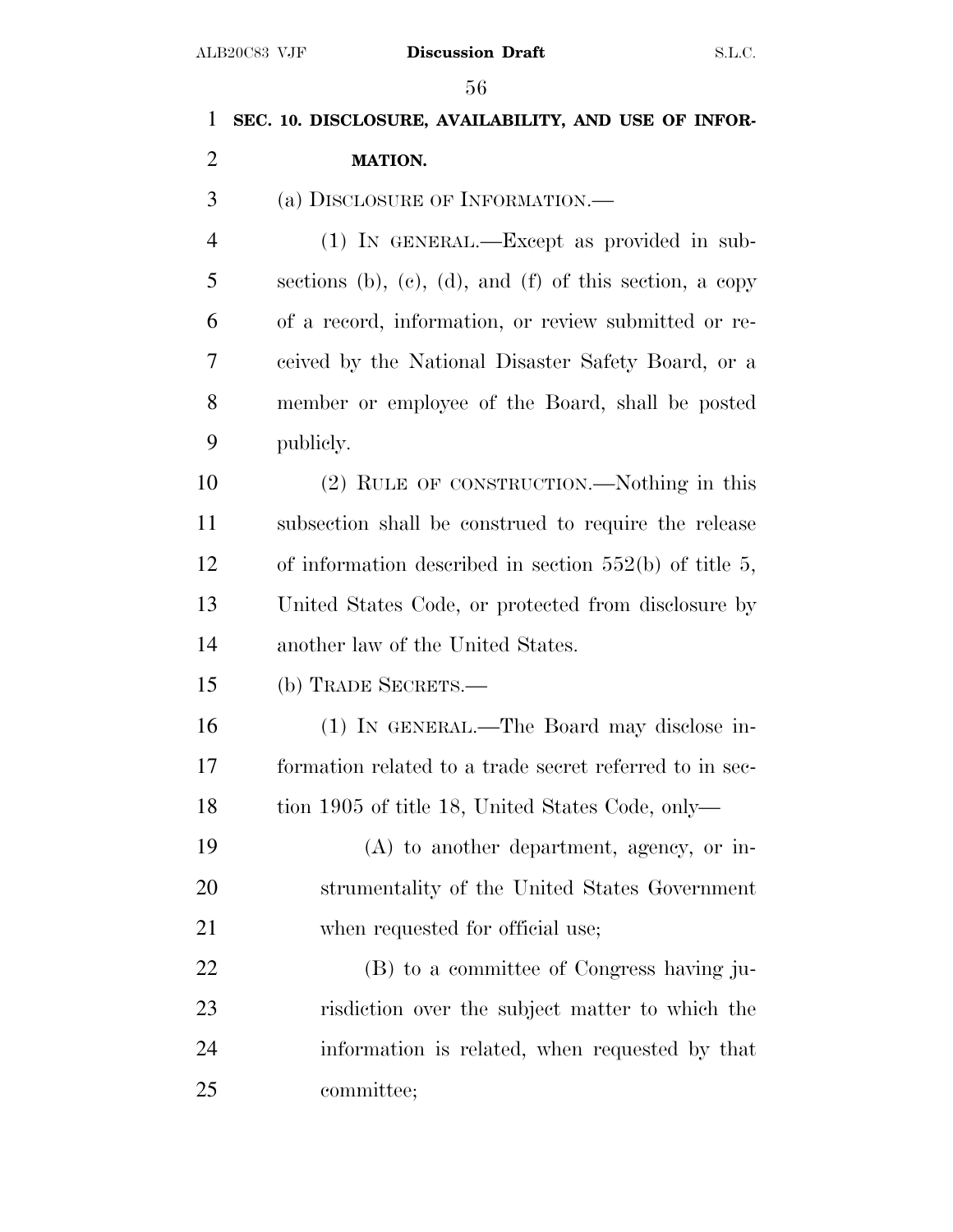**SEC. 10. DISCLOSURE, AVAILABILITY, AND USE OF INFORMATION.**

(a) DISCLOSURE OF INFORMATION.—

(1) IN GENERAL.—Except as provided in subsections (b), (c), (d), and (f) of this section, a copy of a record, information, or review submitted or received by the National Disaster Safety Board, or a member or employee of the Board, shall be posted publicly.

(2) RULE OF CONSTRUCTION.—Nothing in this subsection shall be construed to require the release of information described in section 552(b) of title 5, United States Code, or protected from disclosure by another law of the United States.

(b) TRADE SECRETS.—

(1) IN GENERAL.—The Board may disclose information related to a trade secret referred to in section 1905 of title 18, United States Code, only—

(A) to another department, agency, or instrumentality of the United States Government when requested for official use;

(B) to a committee of Congress having jurisdiction over the subject matter to which the information is related, when requested by that committee;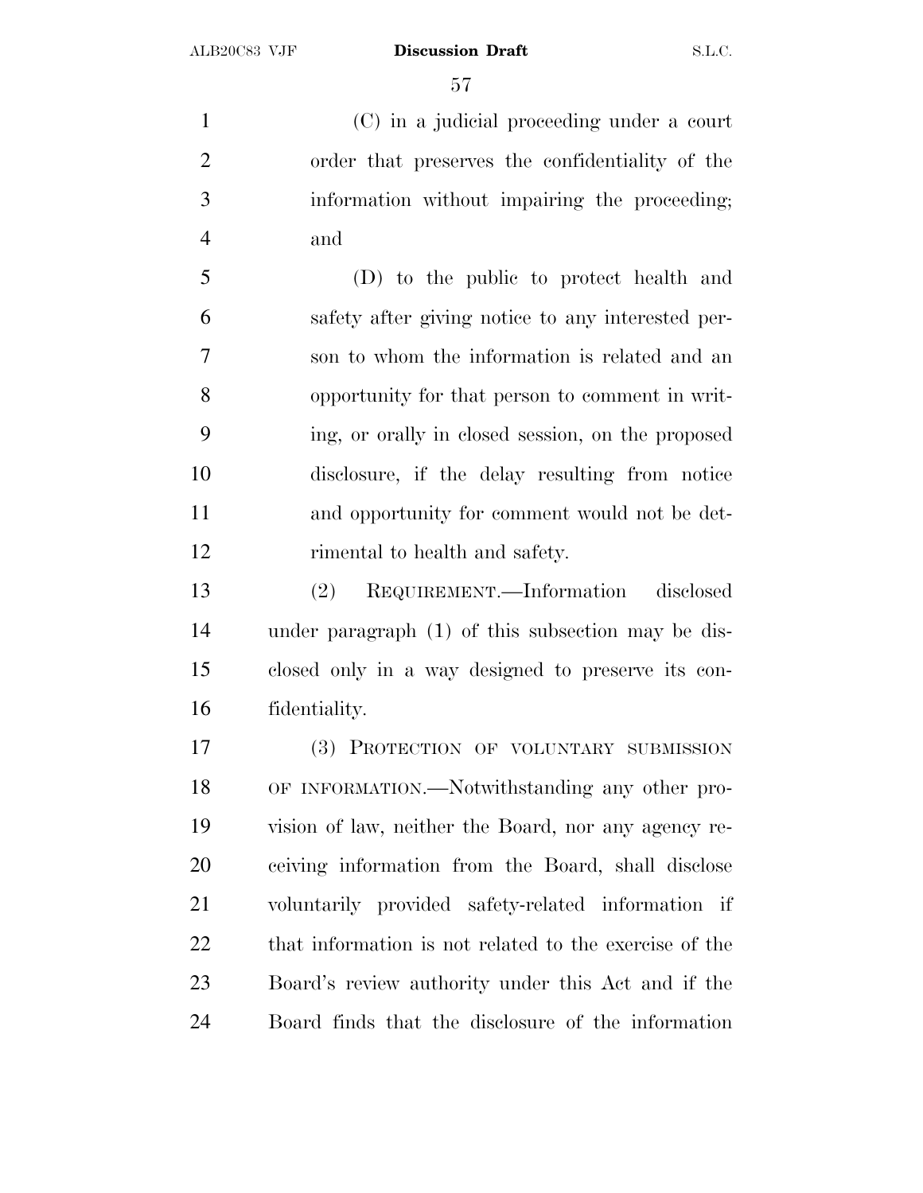(C) in a judicial proceeding under a court order that preserves the confidentiality of the information without impairing the proceeding; and

(D) to the public to protect health and safety after giving notice to any interested person to whom the information is related and an opportunity for that person to comment in writing, or orally in closed session, on the proposed disclosure, if the delay resulting from notice and opportunity for comment would not be detrimental to health and safety.

(2) REQUIREMENT.—Information disclosed under paragraph (1) of this subsection may be disclosed only in a way designed to preserve its confidentiality.

(3) PROTECTION OF VOLUNTARY SUBMISSION OF INFORMATION.—Notwithstanding any other provision of law, neither the Board, nor any agency receiving information from the Board, shall disclose voluntarily provided safety-related information if that information is not related to the exercise of the Board's review authority under this Act and if the Board finds that the disclosure of the information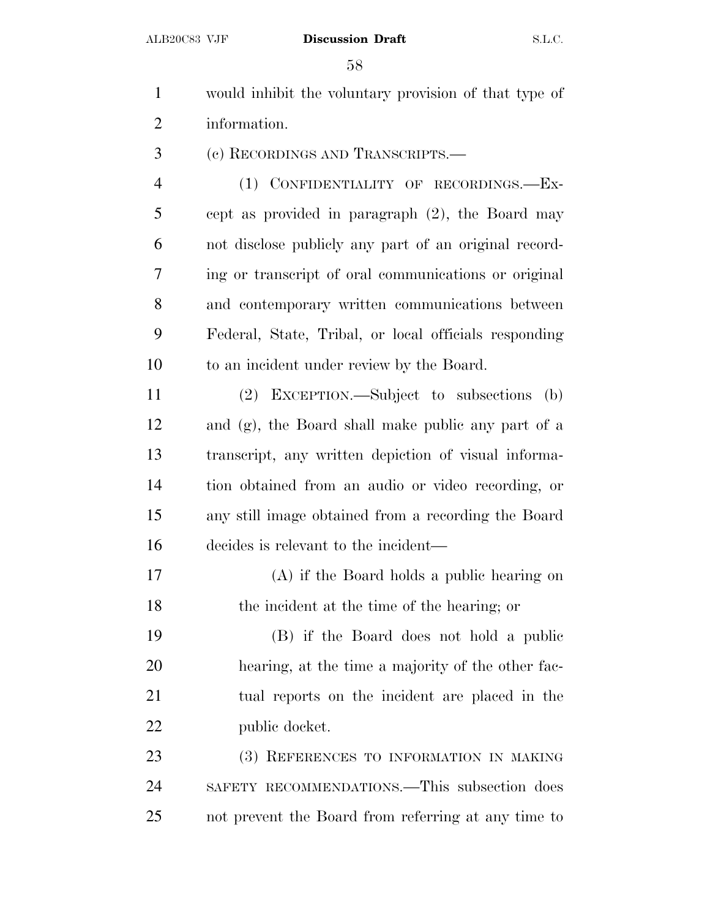would inhibit the voluntary provision of that type of information.

(c) RECORDINGS AND TRANSCRIPTS.—

(1) CONFIDENTIALITY OF RECORDINGS.—Except as provided in paragraph (2), the Board may not disclose publicly any part of an original recording or transcript of oral communications or original and contemporary written communications between Federal, State, Tribal, or local officials responding to an incident under review by the Board.

(2) EXCEPTION.—Subject to subsections (b) and (g), the Board shall make public any part of a transcript, any written depiction of visual information obtained from an audio or video recording, or any still image obtained from a recording the Board decides is relevant to the incident—

(A) if the Board holds a public hearing on the incident at the time of the hearing; or

(B) if the Board does not hold a public hearing, at the time a majority of the other factual reports on the incident are placed in the public docket.

(3) REFERENCES TO INFORMATION IN MAKING SAFETY RECOMMENDATIONS.—This subsection does not prevent the Board from referring at any time to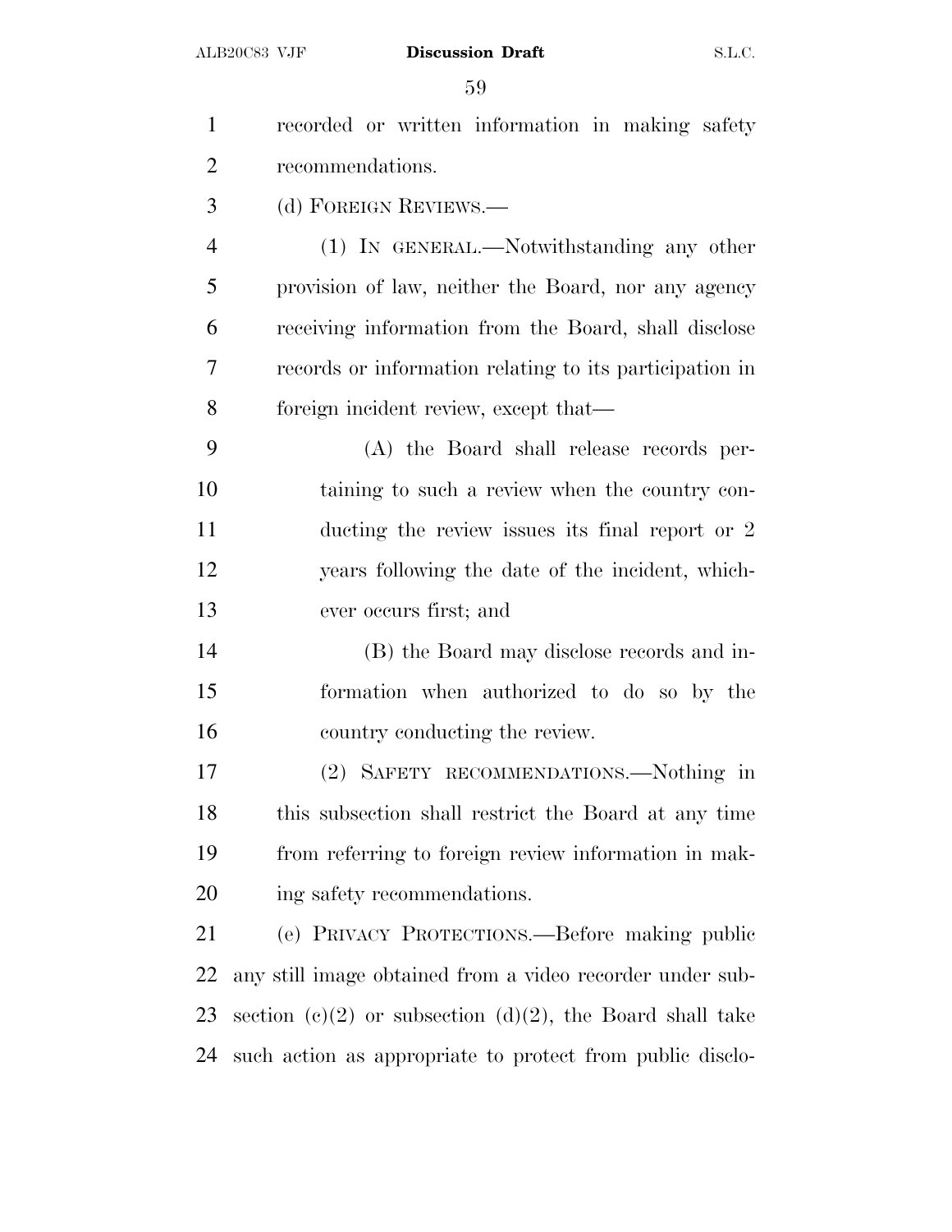recorded or written information in making safety recommendations.

(d) FOREIGN REVIEWS.—

(1) IN GENERAL.—Notwithstanding any other provision of law, neither the Board, nor any agency receiving information from the Board, shall disclose records or information relating to its participation in foreign incident review, except that—

(A) the Board shall release records pertaining to such a review when the country conducting the review issues its final report or 2 years following the date of the incident, whichever occurs first; and

(B) the Board may disclose records and information when authorized to do so by the country conducting the review.

(2) SAFETY RECOMMENDATIONS.—Nothing in this subsection shall restrict the Board at any time from referring to foreign review information in making safety recommendations.

(e) PRIVACY PROTECTIONS.—Before making public any still image obtained from a video recorder under subsection (c)(2) or subsection (d)(2), the Board shall take such action as appropriate to protect from public disclo-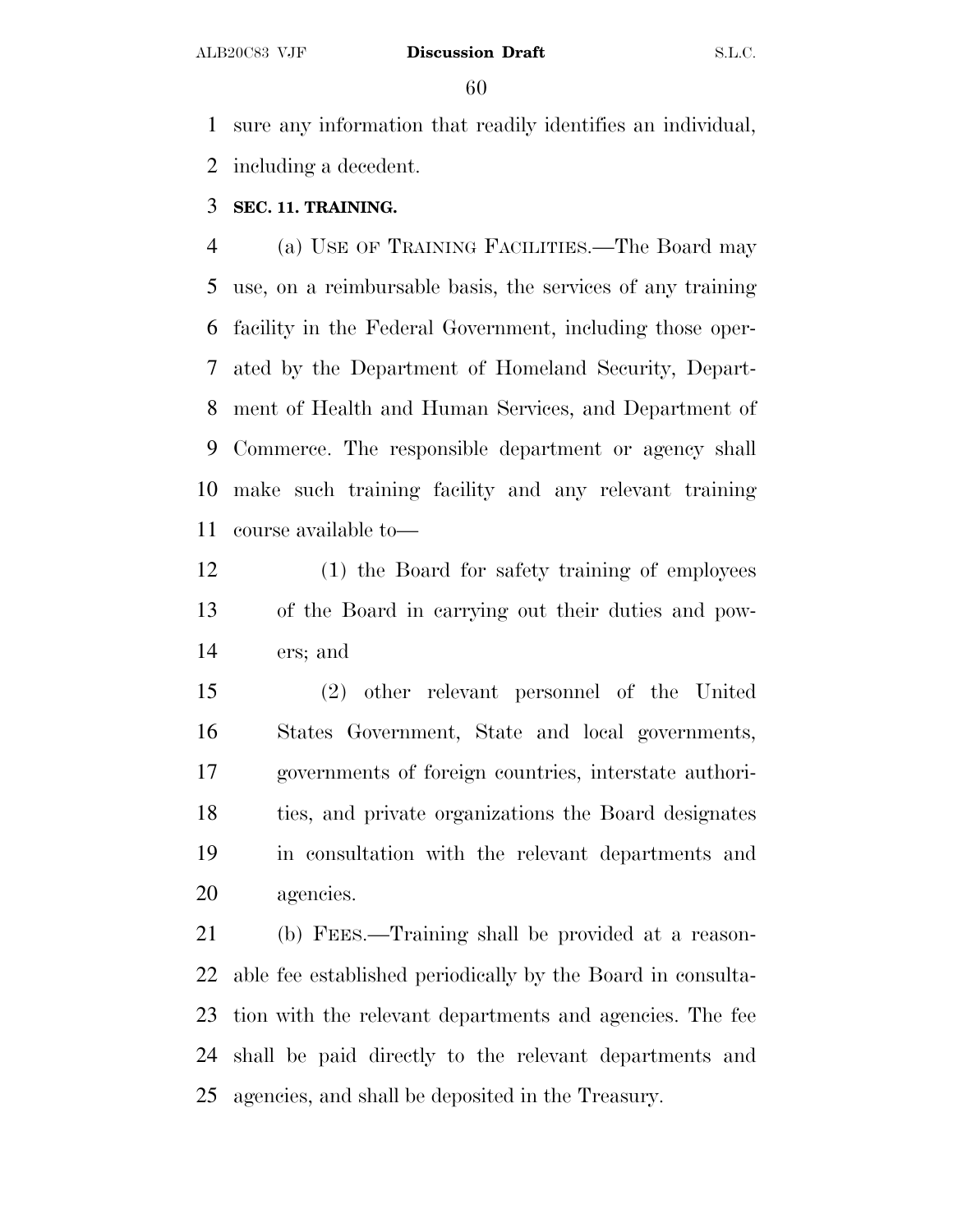sure any information that readily identifies an individual, including a decedent.

**SEC. 11. TRAINING.**

(a) USE OF TRAINING FACILITIES.—The Board may use, on a reimbursable basis, the services of any training facility in the Federal Government, including those operated by the Department of Homeland Security, Department of Health and Human Services, and Department of Commerce. The responsible department or agency shall make such training facility and any relevant training course available to—

(1) the Board for safety training of employees of the Board in carrying out their duties and powers; and

(2) other relevant personnel of the United States Government, State and local governments, governments of foreign countries, interstate authorities, and private organizations the Board designates in consultation with the relevant departments and agencies.

(b) FEES.—Training shall be provided at a reasonable fee established periodically by the Board in consultation with the relevant departments and agencies. The fee shall be paid directly to the relevant departments and agencies, and shall be deposited in the Treasury.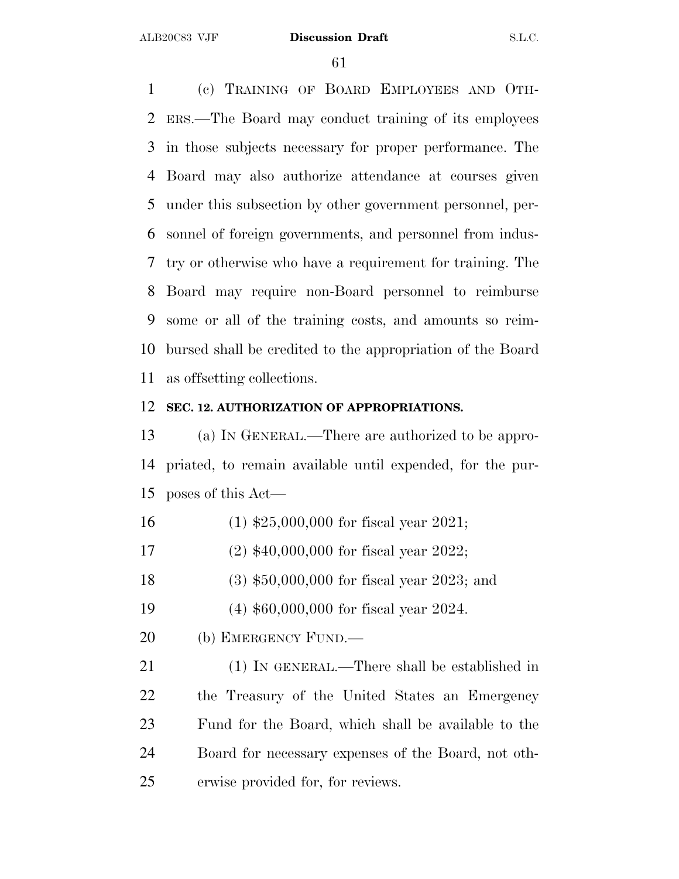(c) TRAINING OF BOARD EMPLOYEES AND OTHERS.—The Board may conduct training of its employees in those subjects necessary for proper performance. The Board may also authorize attendance at courses given under this subsection by other government personnel, personnel of foreign governments, and personnel from industry or otherwise who have a requirement for training. The Board may require non-Board personnel to reimburse some or all of the training costs, and amounts so reimbursed shall be credited to the appropriation of the Board as offsetting collections.

**SEC. 12. AUTHORIZATION OF APPROPRIATIONS.**

(a) IN GENERAL.—There are authorized to be appropriated, to remain available until expended, for the purposes of this Act—

(1) $25,000,000 for fiscal year 2021;

(2) $40,000,000 for fiscal year 2022;

(3) $50,000,000 for fiscal year 2023; and

(4) $60,000,000 for fiscal year 2024.

(b) EMERGENCY FUND.—

(1) IN GENERAL.—There shall be established in the Treasury of the United States an Emergency Fund for the Board, which shall be available to the Board for necessary expenses of the Board, not otherwise provided for, for reviews.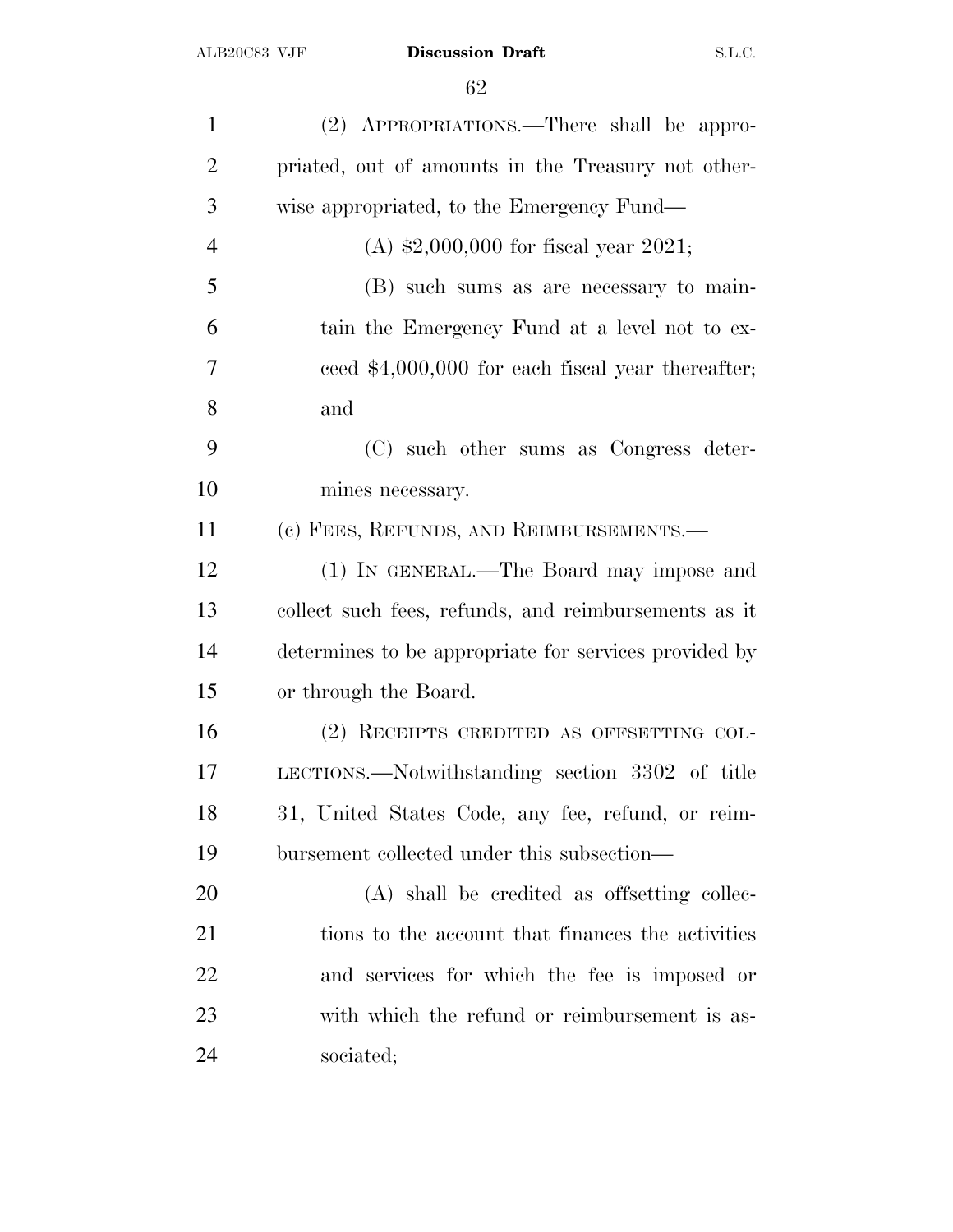(2) APPROPRIATIONS.—There shall be appropriated, out of amounts in the Treasury not otherwise appropriated, to the Emergency Fund—

(A) $2,000,000 for fiscal year 2021;

(B) such sums as are necessary to maintain the Emergency Fund at a level not to exceed $4,000,000 for each fiscal year thereafter; and

(C) such other sums as Congress determines necessary.

(c) FEES, REFUNDS, AND REIMBURSEMENTS.—

(1) IN GENERAL.—The Board may impose and collect such fees, refunds, and reimbursements as it determines to be appropriate for services provided by or through the Board.

(2) RECEIPTS CREDITED AS OFFSETTING COLLECTIONS.—Notwithstanding section 3302 of title 31, United States Code, any fee, refund, or reimbursement collected under this subsection—

(A) shall be credited as offsetting collections to the account that finances the activities and services for which the fee is imposed or with which the refund or reimbursement is associated;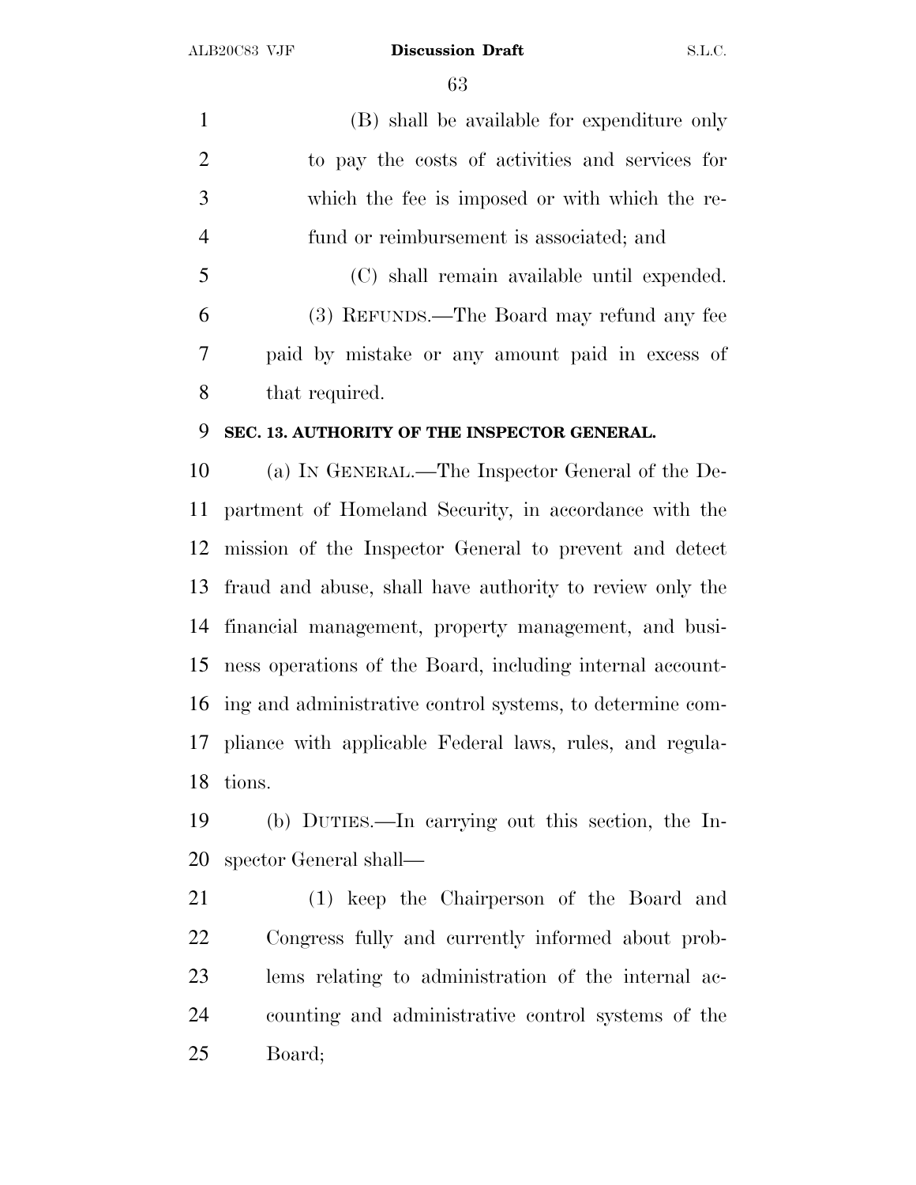(B) shall be available for expenditure only to pay the costs of activities and services for which the fee is imposed or with which the refund or reimbursement is associated; and

(C) shall remain available until expended.

(3) REFUNDS.—The Board may refund any fee paid by mistake or any amount paid in excess of that required.

**SEC. 13. AUTHORITY OF THE INSPECTOR GENERAL.**

(a) IN GENERAL.—The Inspector General of the Department of Homeland Security, in accordance with the mission of the Inspector General to prevent and detect fraud and abuse, shall have authority to review only the financial management, property management, and business operations of the Board, including internal accounting and administrative control systems, to determine compliance with applicable Federal laws, rules, and regulations.

(b) DUTIES.—In carrying out this section, the Inspector General shall—

(1) keep the Chairperson of the Board and Congress fully and currently informed about problems relating to administration of the internal accounting and administrative control systems of the Board;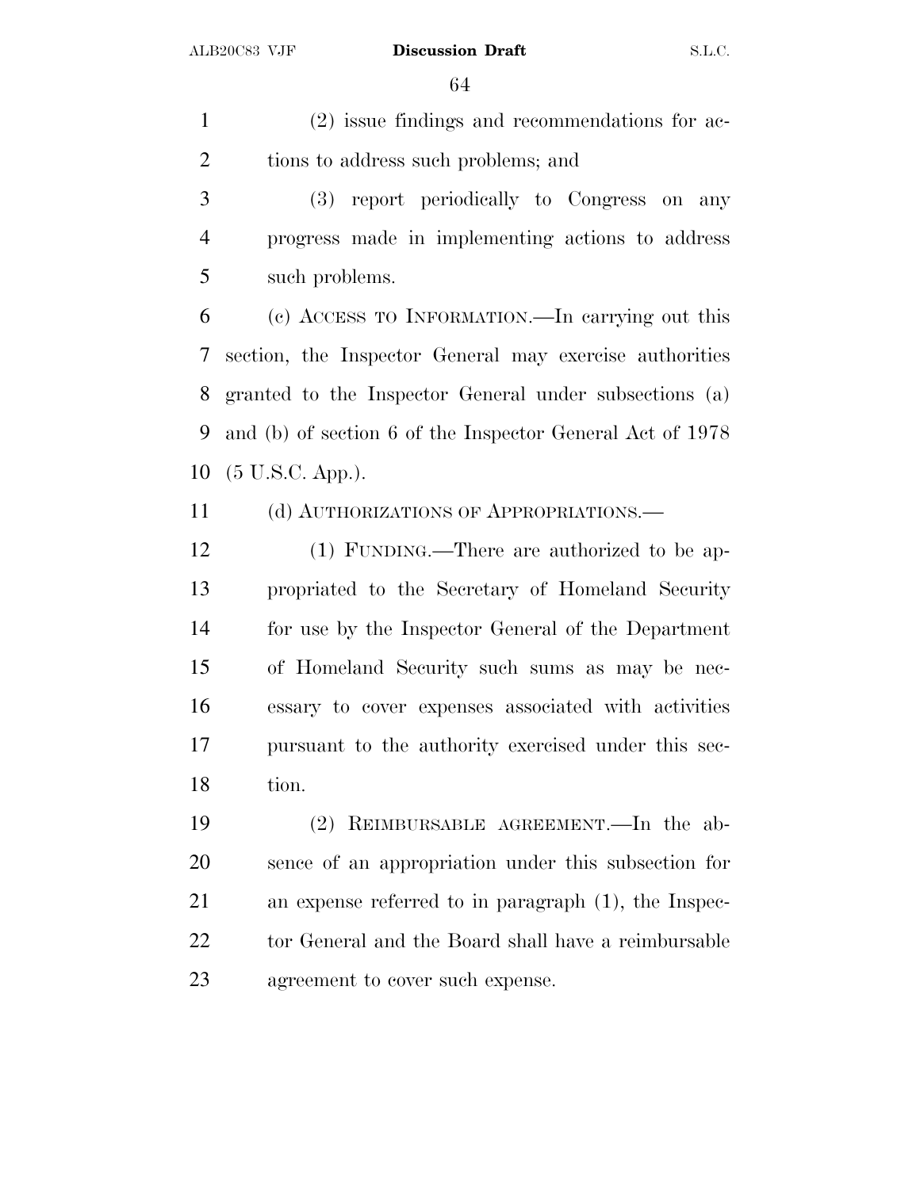(2) issue findings and recommendations for actions to address such problems; and

(3) report periodically to Congress on any progress made in implementing actions to address such problems.

(c) ACCESS TO INFORMATION.—In carrying out this section, the Inspector General may exercise authorities granted to the Inspector General under subsections (a) and (b) of section 6 of the Inspector General Act of 1978 (5 U.S.C. App.).

(d) AUTHORIZATIONS OF APPROPRIATIONS.—

(1) FUNDING.—There are authorized to be appropriated to the Secretary of Homeland Security for use by the Inspector General of the Department of Homeland Security such sums as may be necessary to cover expenses associated with activities pursuant to the authority exercised under this section.

(2) REIMBURSABLE AGREEMENT.—In the absence of an appropriation under this subsection for an expense referred to in paragraph (1), the Inspector General and the Board shall have a reimbursable agreement to cover such expense.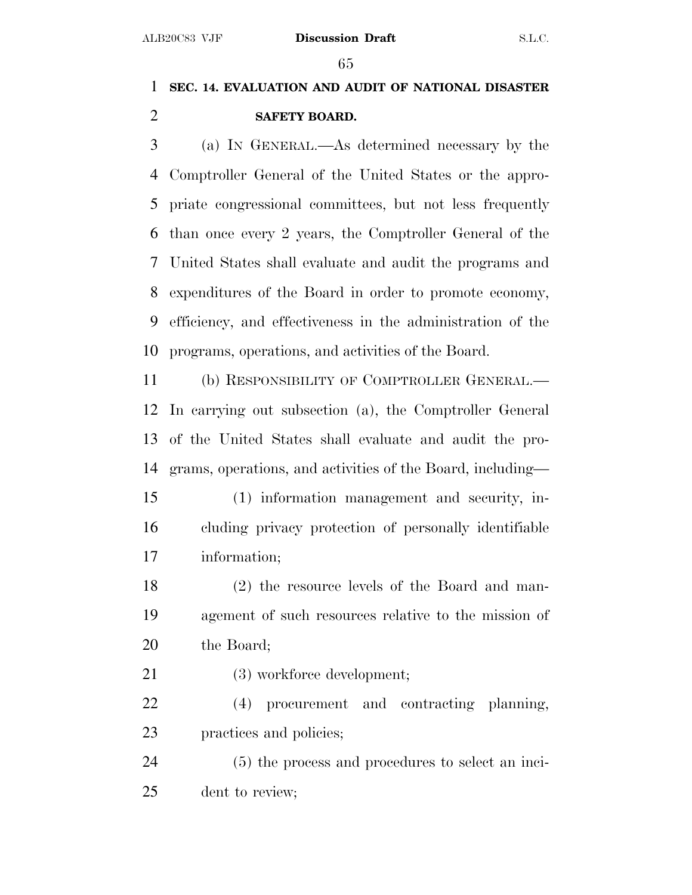## SEC. 14. EVALUATION AND AUDIT OF NATIONAL DISASTER SAFETY BOARD.

(a) IN GENERAL.—As determined necessary by the Comptroller General of the United States or the appropriate congressional committees, but not less frequently than once every 2 years, the Comptroller General of the United States shall evaluate and audit the programs and expenditures of the Board in order to promote economy, efficiency, and effectiveness in the administration of the programs, operations, and activities of the Board.

(b) RESPONSIBILITY OF COMPTROLLER GENERAL.—In carrying out subsection (a), the Comptroller General of the United States shall evaluate and audit the programs, operations, and activities of the Board, including—

(1) information management and security, including privacy protection of personally identifiable information;

(2) the resource levels of the Board and management of such resources relative to the mission of the Board;

(3) workforce development;

(4) procurement and contracting planning, practices and policies;

(5) the process and procedures to select an incident to review;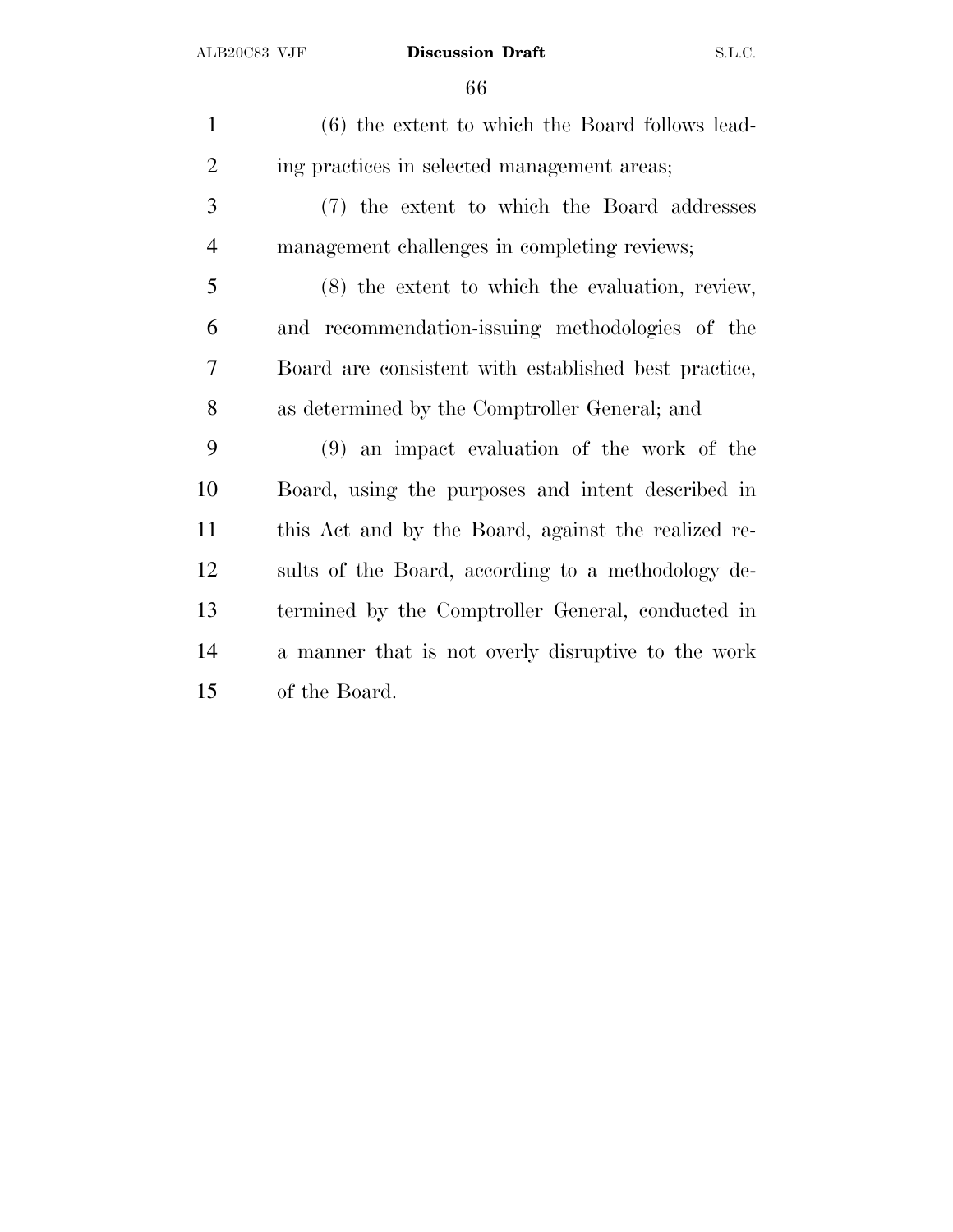(6) the extent to which the Board follows leading practices in selected management areas;

(7) the extent to which the Board addresses management challenges in completing reviews;

(8) the extent to which the evaluation, review, and recommendation-issuing methodologies of the Board are consistent with established best practice, as determined by the Comptroller General; and

(9) an impact evaluation of the work of the Board, using the purposes and intent described in this Act and by the Board, against the realized results of the Board, according to a methodology determined by the Comptroller General, conducted in a manner that is not overly disruptive to the work of the Board.